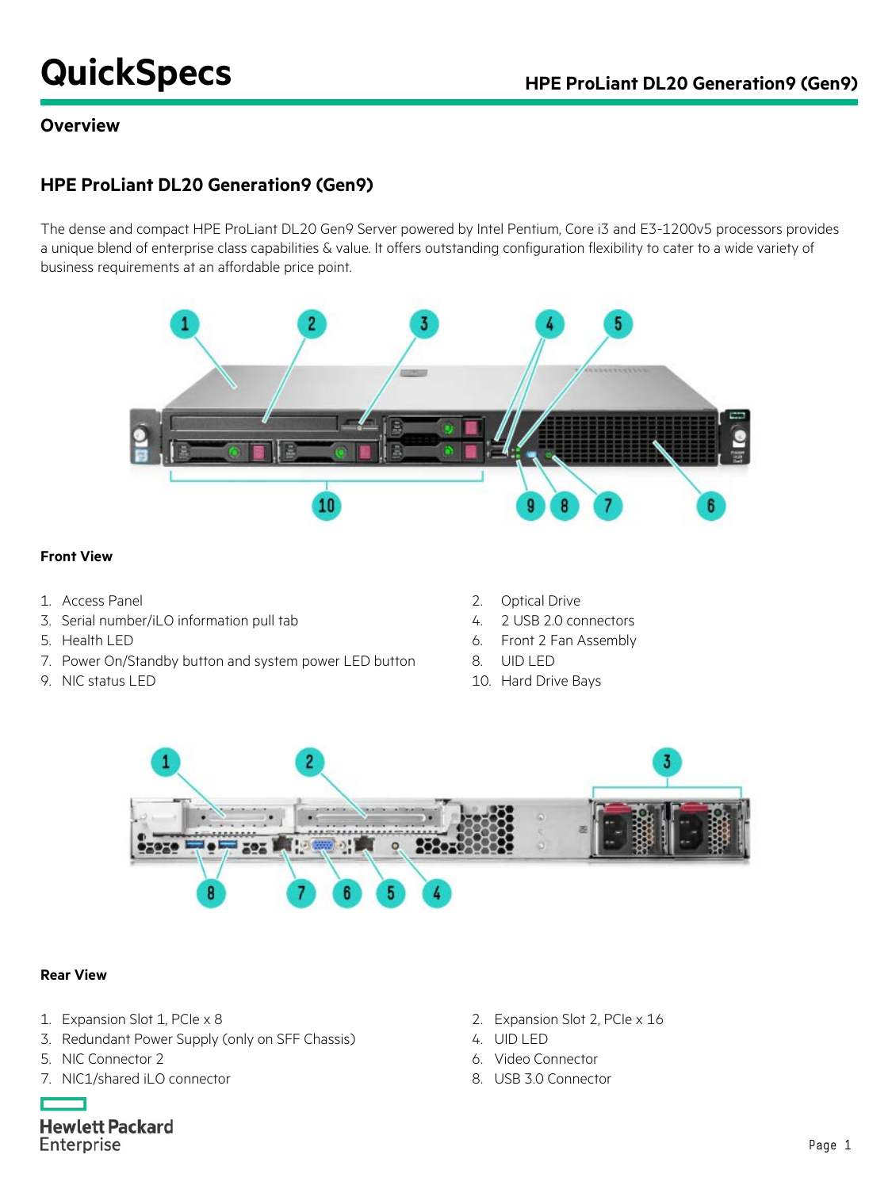# QuickSpecs

## Overview

## HPE ProLiant DL20 Generation9 (Gen9)

The dense and compact HPE ProLiant DL20 Gen9 Server powered by Intel Pentium, Core i3 and E3-1200v5 processors provides a unique blend of enterprise class capabilities & value. It offers outstanding configuration flexibility to cater to a wide variety of business requirements at an affordable price point.

### Front View

1. Access Panel
2. Optical Drive
3. Serial number/iLO information pull tab
4. 2 USB 2.0 connectors
5. Health LED
6. Front 2 Fan Assembly
7. Power On/Standby button and system power LED button
8. UID LED
9. NIC status LED
10. Hard Drive Bays

### Rear View

1. Expansion Slot 1, PCIe x 8
2. Expansion Slot 2, PCIe x 16
3. Redundant Power Supply (only on SFF Chassis)
4. UID LED
5. NIC Connector 2
6. Video Connector
7. NIC1/shared iLO connector
8. USB 3.0 Connector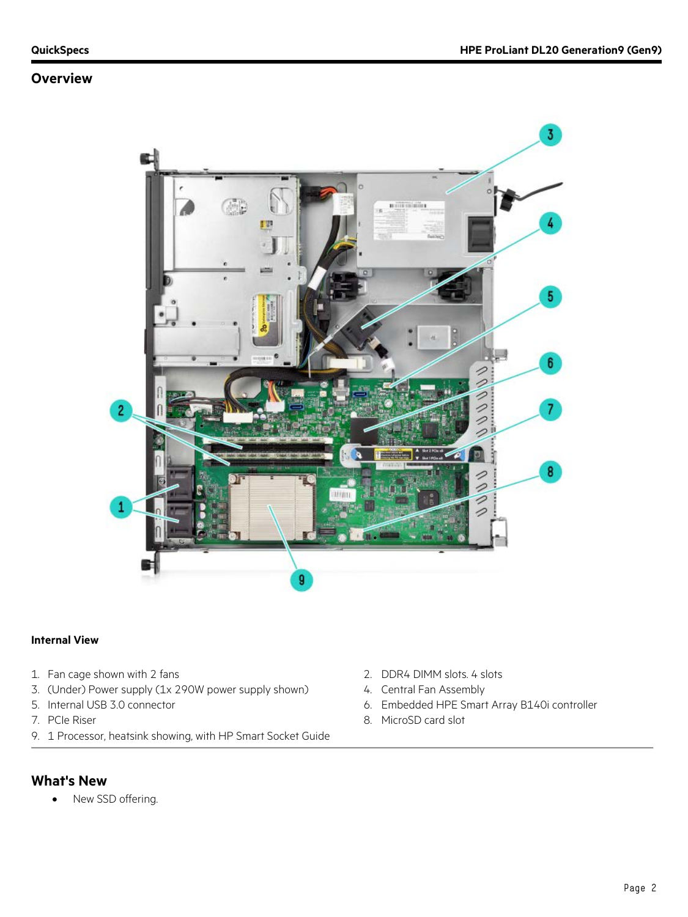## Overview

**Internal View**

1. Fan cage shown with 2 fans
2. DDR4 DIMM slots. 4 slots
3. (Under) Power supply (1x 290W power supply shown)
4. Central Fan Assembly
5. Internal USB 3.0 connector
6. Embedded HPE Smart Array B140i controller
7. PCIe Riser
8. MicroSD card slot
9. 1 Processor, heatsink showing, with HP Smart Socket Guide

## What's New

- New SSD offering.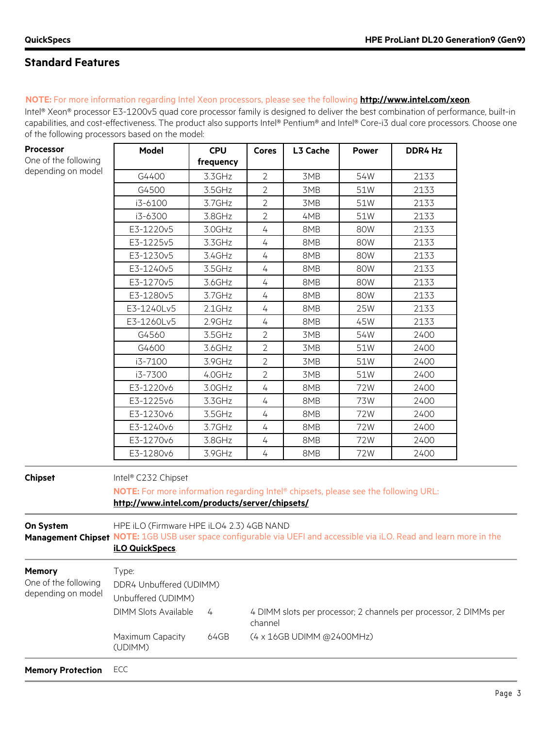## Standard Features

**NOTE:** For more information regarding Intel Xeon processors, please see the following **http://www.intel.com/xeon**.

Intel® Xeon® processor E3-1200v5 quad core processor family is designed to deliver the best combination of performance, built-in capabilities, and cost-effectiveness. The product also supports Intel® Pentium® and Intel® Core-i3 dual core processors. Choose one of the following processors based on the model:

**Processor**
One of the following depending on model

| Model | CPU frequency | Cores | L3 Cache | Power | DDR4 Hz |
|---|---|---|---|---|---|
| G4400 | 3.3GHz | 2 | 3MB | 54W | 2133 |
| G4500 | 3.5GHz | 2 | 3MB | 51W | 2133 |
| i3-6100 | 3.7GHz | 2 | 3MB | 51W | 2133 |
| i3-6300 | 3.8GHz | 2 | 4MB | 51W | 2133 |
| E3-1220v5 | 3.0GHz | 4 | 8MB | 80W | 2133 |
| E3-1225v5 | 3.3GHz | 4 | 8MB | 80W | 2133 |
| E3-1230v5 | 3.4GHz | 4 | 8MB | 80W | 2133 |
| E3-1240v5 | 3.5GHz | 4 | 8MB | 80W | 2133 |
| E3-1270v5 | 3.6GHz | 4 | 8MB | 80W | 2133 |
| E3-1280v5 | 3.7GHz | 4 | 8MB | 80W | 2133 |
| E3-1240Lv5 | 2.1GHz | 4 | 8MB | 25W | 2133 |
| E3-1260Lv5 | 2.9GHz | 4 | 8MB | 45W | 2133 |
| G4560 | 3.5GHz | 2 | 3MB | 54W | 2400 |
| G4600 | 3.6GHz | 2 | 3MB | 51W | 2400 |
| i3-7100 | 3.9GHz | 2 | 3MB | 51W | 2400 |
| i3-7300 | 4.0GHz | 2 | 3MB | 51W | 2400 |
| E3-1220v6 | 3.0GHz | 4 | 8MB | 72W | 2400 |
| E3-1225v6 | 3.3GHz | 4 | 8MB | 73W | 2400 |
| E3-1230v6 | 3.5GHz | 4 | 8MB | 72W | 2400 |
| E3-1240v6 | 3.7GHz | 4 | 8MB | 72W | 2400 |
| E3-1270v6 | 3.8GHz | 4 | 8MB | 72W | 2400 |
| E3-1280v6 | 3.9GHz | 4 | 8MB | 72W | 2400 |

**Chipset**

Intel® C232 Chipset

**NOTE:** For more information regarding Intel® chipsets, please see the following URL: **http://www.intel.com/products/server/chipsets/**

**On System Management Chipset**

HPE iLO (Firmware HPE iLO4 2.3) 4GB NAND

**NOTE:** 1GB USB user space configurable via UEFI and accessible via iLO. Read and learn more in the **iLO QuickSpecs**.

**Memory**
One of the following depending on model

Type:

DDR4 Unbuffered (UDIMM)

Unbuffered (UDIMM)

| | | |
|---|---|---|
| DIMM Slots Available | 4 | 4 DIMM slots per processor; 2 channels per processor, 2 DIMMs per channel |
| Maximum Capacity (UDIMM) | 64GB | (4 x 16GB UDIMM @2400MHz) |

**Memory Protection**

ECC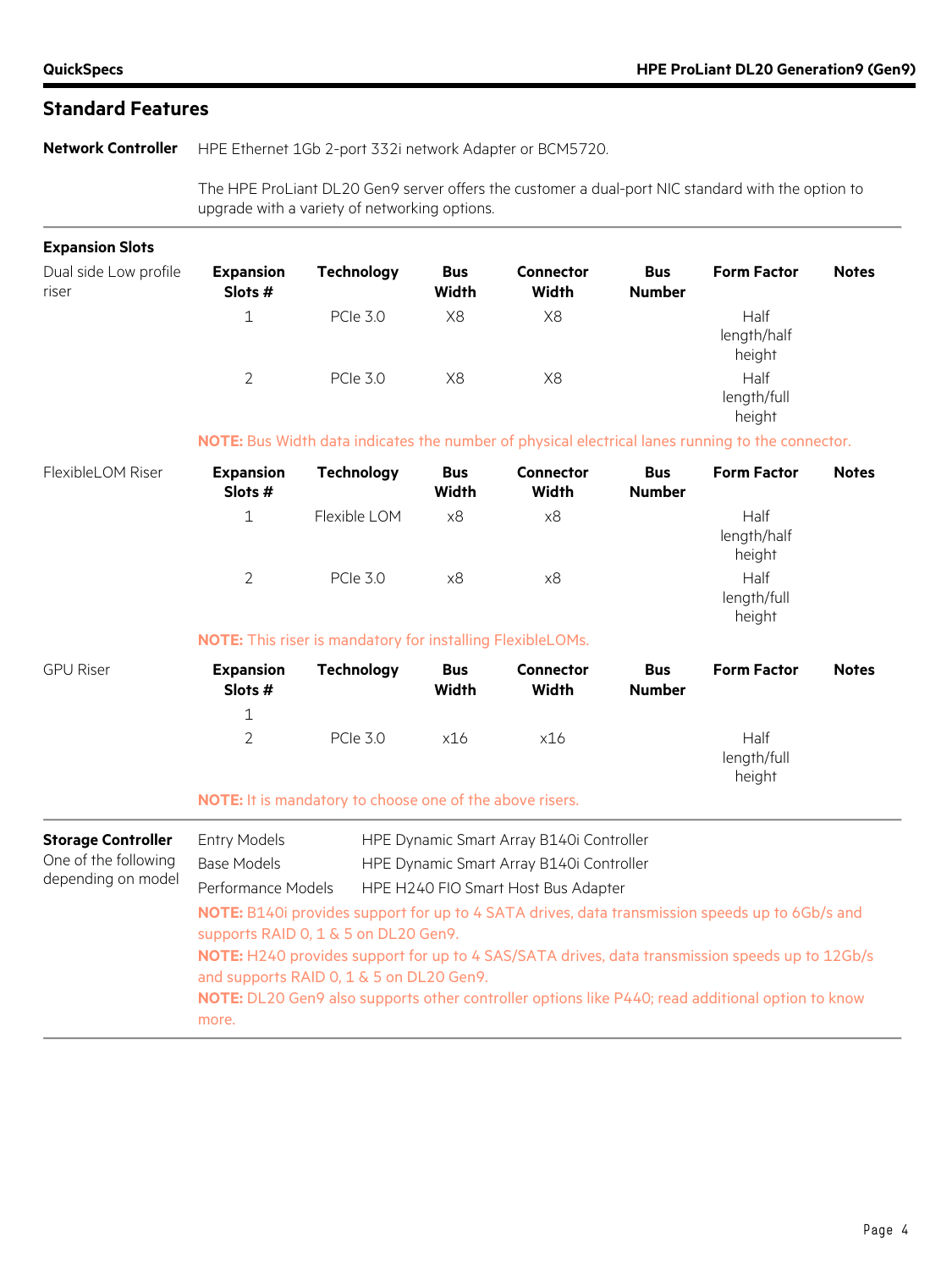## Standard Features

**Network Controller**

HPE Ethernet 1Gb 2-port 332i network Adapter or BCM5720.

The HPE ProLiant DL20 Gen9 server offers the customer a dual-port NIC standard with the option to upgrade with a variety of networking options.

**Expansion Slots**

Dual side Low profile riser

| Expansion Slots # | Technology | Bus Width | Connector Width | Bus Number | Form Factor | Notes |
|---|---|---|---|---|---|---|
| 1 | PCIe 3.0 | X8 | X8 | | Half length/half height | |
| 2 | PCIe 3.0 | X8 | X8 | | Half length/full height | |

**NOTE:** Bus Width data indicates the number of physical electrical lanes running to the connector.

FlexibleLOM Riser

| Expansion Slots # | Technology | Bus Width | Connector Width | Bus Number | Form Factor | Notes |
|---|---|---|---|---|---|---|
| 1 | Flexible LOM | x8 | x8 | | Half length/half height | |
| 2 | PCIe 3.0 | x8 | x8 | | Half length/full height | |

**NOTE:** This riser is mandatory for installing FlexibleLOMs.

GPU Riser

| Expansion Slots # | Technology | Bus Width | Connector Width | Bus Number | Form Factor | Notes |
|---|---|---|---|---|---|---|
| 1 | | | | | | |
| 2 | PCIe 3.0 | x16 | x16 | | Half length/full height | |

**NOTE:** It is mandatory to choose one of the above risers.

**Storage Controller**
One of the following depending on model

| | |
|---|---|
| Entry Models | HPE Dynamic Smart Array B140i Controller |
| Base Models | HPE Dynamic Smart Array B140i Controller |
| Performance Models | HPE H240 FIO Smart Host Bus Adapter |

**NOTE:** B140i provides support for up to 4 SATA drives, data transmission speeds up to 6Gb/s and supports RAID 0, 1 & 5 on DL20 Gen9.

**NOTE:** H240 provides support for up to 4 SAS/SATA drives, data transmission speeds up to 12Gb/s and supports RAID 0, 1 & 5 on DL20 Gen9.

**NOTE:** DL20 Gen9 also supports other controller options like P440; read additional option to know more.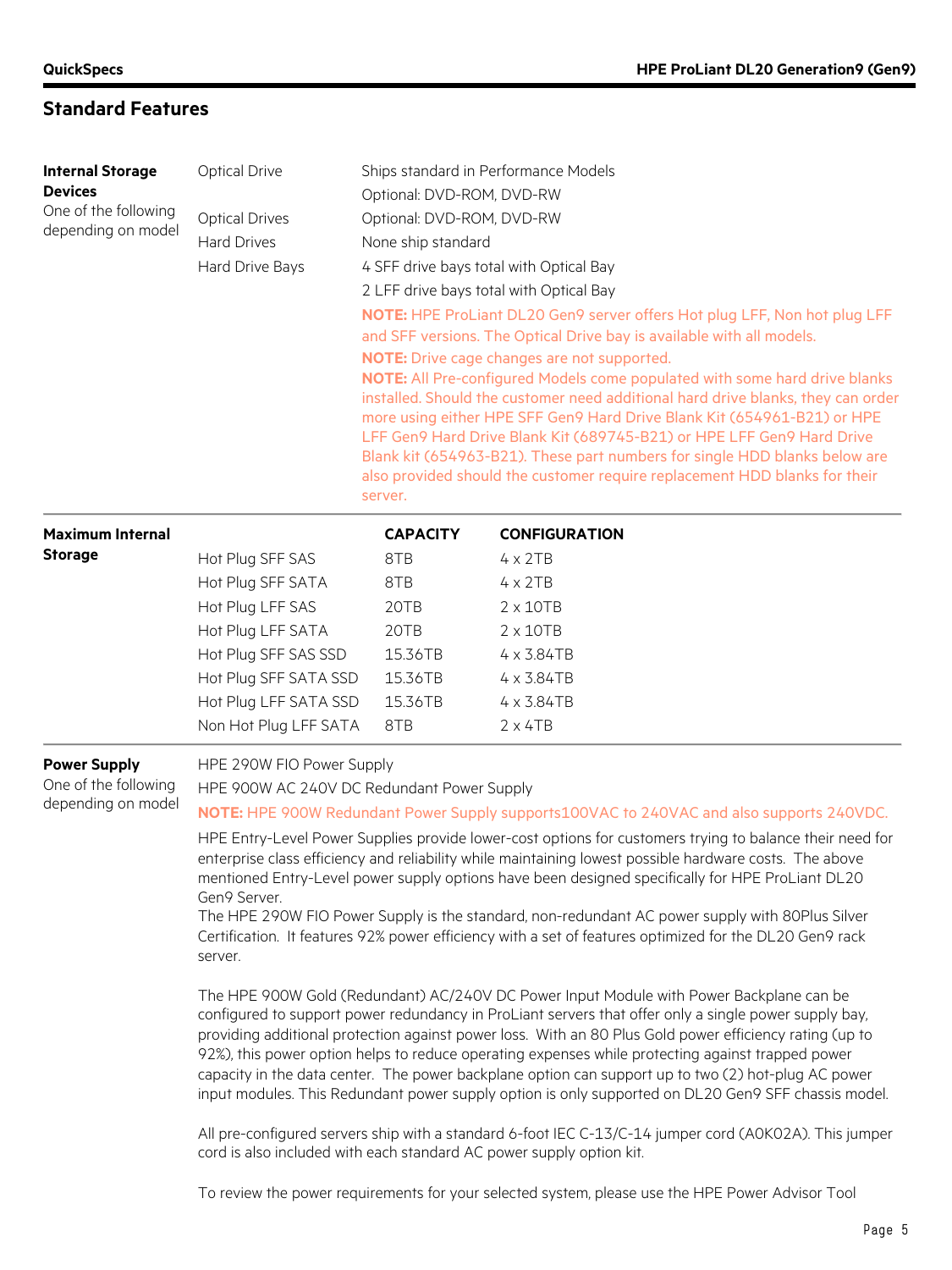## Standard Features

| | | |
|---|---|---|
| **Internal Storage Devices**<br>One of the following depending on model | Optical Drive | Ships standard in Performance Models<br>Optional: DVD-ROM, DVD-RW |
| | Optical Drives | Optional: DVD-ROM, DVD-RW |
| | Hard Drives | None ship standard |
| | Hard Drive Bays | 4 SFF drive bays total with Optical Bay<br>2 LFF drive bays total with Optical Bay |

**NOTE:** HPE ProLiant DL20 Gen9 server offers Hot plug LFF, Non hot plug LFF and SFF versions. The Optical Drive bay is available with all models.

**NOTE:** Drive cage changes are not supported.

**NOTE:** All Pre-configured Models come populated with some hard drive blanks installed. Should the customer need additional hard drive blanks, they can order more using either HPE SFF Gen9 Hard Drive Blank Kit (654961-B21) or HPE LFF Gen9 Hard Drive Blank Kit (689745-B21) or HPE LFF Gen9 Hard Drive Blank kit (654963-B21). These part numbers for single HDD blanks below are also provided should the customer require replacement HDD blanks for their server.

**Maximum Internal Storage**

| | CAPACITY | CONFIGURATION |
|---|---|---|
| Hot Plug SFF SAS | 8TB | 4 x 2TB |
| Hot Plug SFF SATA | 8TB | 4 x 2TB |
| Hot Plug LFF SAS | 20TB | 2 x 10TB |
| Hot Plug LFF SATA | 20TB | 2 x 10TB |
| Hot Plug SFF SAS SSD | 15.36TB | 4 x 3.84TB |
| Hot Plug SFF SATA SSD | 15.36TB | 4 x 3.84TB |
| Hot Plug LFF SATA SSD | 15.36TB | 4 x 3.84TB |
| Non Hot Plug LFF SATA | 8TB | 2 x 4TB |

**Power Supply**
One of the following depending on model

HPE 290W FIO Power Supply

HPE 900W AC 240V DC Redundant Power Supply

**NOTE:** HPE 900W Redundant Power Supply supports100VAC to 240VAC and also supports 240VDC.

HPE Entry-Level Power Supplies provide lower-cost options for customers trying to balance their need for enterprise class efficiency and reliability while maintaining lowest possible hardware costs. The above mentioned Entry-Level power supply options have been designed specifically for HPE ProLiant DL20 Gen9 Server.
The HPE 290W FIO Power Supply is the standard, non-redundant AC power supply with 80Plus Silver Certification. It features 92% power efficiency with a set of features optimized for the DL20 Gen9 rack server.

The HPE 900W Gold (Redundant) AC/240V DC Power Input Module with Power Backplane can be configured to support power redundancy in ProLiant servers that offer only a single power supply bay, providing additional protection against power loss. With an 80 Plus Gold power efficiency rating (up to 92%), this power option helps to reduce operating expenses while protecting against trapped power capacity in the data center. The power backplane option can support up to two (2) hot-plug AC power input modules. This Redundant power supply option is only supported on DL20 Gen9 SFF chassis model.

All pre-configured servers ship with a standard 6-foot IEC C-13/C-14 jumper cord (A0K02A). This jumper cord is also included with each standard AC power supply option kit.

To review the power requirements for your selected system, please use the HPE Power Advisor Tool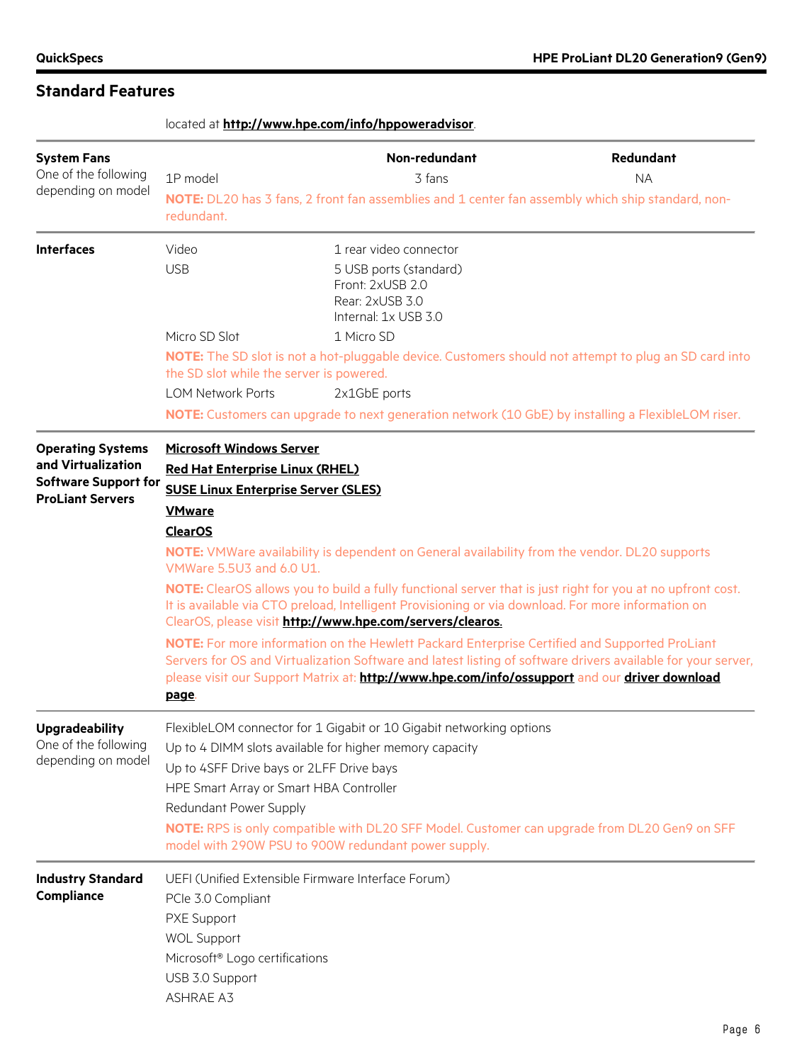## Standard Features

located at **http://www.hpe.com/info/hppoweradvisor**.

**System Fans**
One of the following depending on model

| | Non-redundant | Redundant |
|---|---|---|
| 1P model | 3 fans | NA |

**NOTE:** DL20 has 3 fans, 2 front fan assemblies and 1 center fan assembly which ship standard, non-redundant.

**Interfaces**

| | |
|---|---|
| Video | 1 rear video connector |
| USB | 5 USB ports (standard)<br>Front: 2xUSB 2.0<br>Rear: 2xUSB 3.0<br>Internal: 1x USB 3.0 |
| Micro SD Slot | 1 Micro SD |

**NOTE:** The SD slot is not a hot-pluggable device. Customers should not attempt to plug an SD card into the SD slot while the server is powered.

| | |
|---|---|
| LOM Network Ports | 2x1GbE ports |

**NOTE:** Customers can upgrade to next generation network (10 GbE) by installing a FlexibleLOM riser.

**Operating Systems and Virtualization Software Support for ProLiant Servers**

**Microsoft Windows Server**

**Red Hat Enterprise Linux (RHEL)**

**SUSE Linux Enterprise Server (SLES)**

**VMware**

**ClearOS**

**NOTE:** VMWare availability is dependent on General availability from the vendor. DL20 supports VMWare 5.5U3 and 6.0 U1.

**NOTE:** ClearOS allows you to build a fully functional server that is just right for you at no upfront cost. It is available via CTO preload, Intelligent Provisioning or via download. For more information on ClearOS, please visit **http://www.hpe.com/servers/clearos**.

**NOTE:** For more information on the Hewlett Packard Enterprise Certified and Supported ProLiant Servers for OS and Virtualization Software and latest listing of software drivers available for your server, please visit our Support Matrix at: **http://www.hpe.com/info/ossupport** and our **driver download page**.

**Upgradeability**
One of the following depending on model

- FlexibleLOM connector for 1 Gigabit or 10 Gigabit networking options
- Up to 4 DIMM slots available for higher memory capacity
- Up to 4SFF Drive bays or 2LFF Drive bays
- HPE Smart Array or Smart HBA Controller
- Redundant Power Supply

**NOTE:** RPS is only compatible with DL20 SFF Model. Customer can upgrade from DL20 Gen9 on SFF model with 290W PSU to 900W redundant power supply.

**Industry Standard Compliance**

- UEFI (Unified Extensible Firmware Interface Forum)
- PCIe 3.0 Compliant
- PXE Support
- WOL Support
- Microsoft® Logo certifications
- USB 3.0 Support
- ASHRAE A3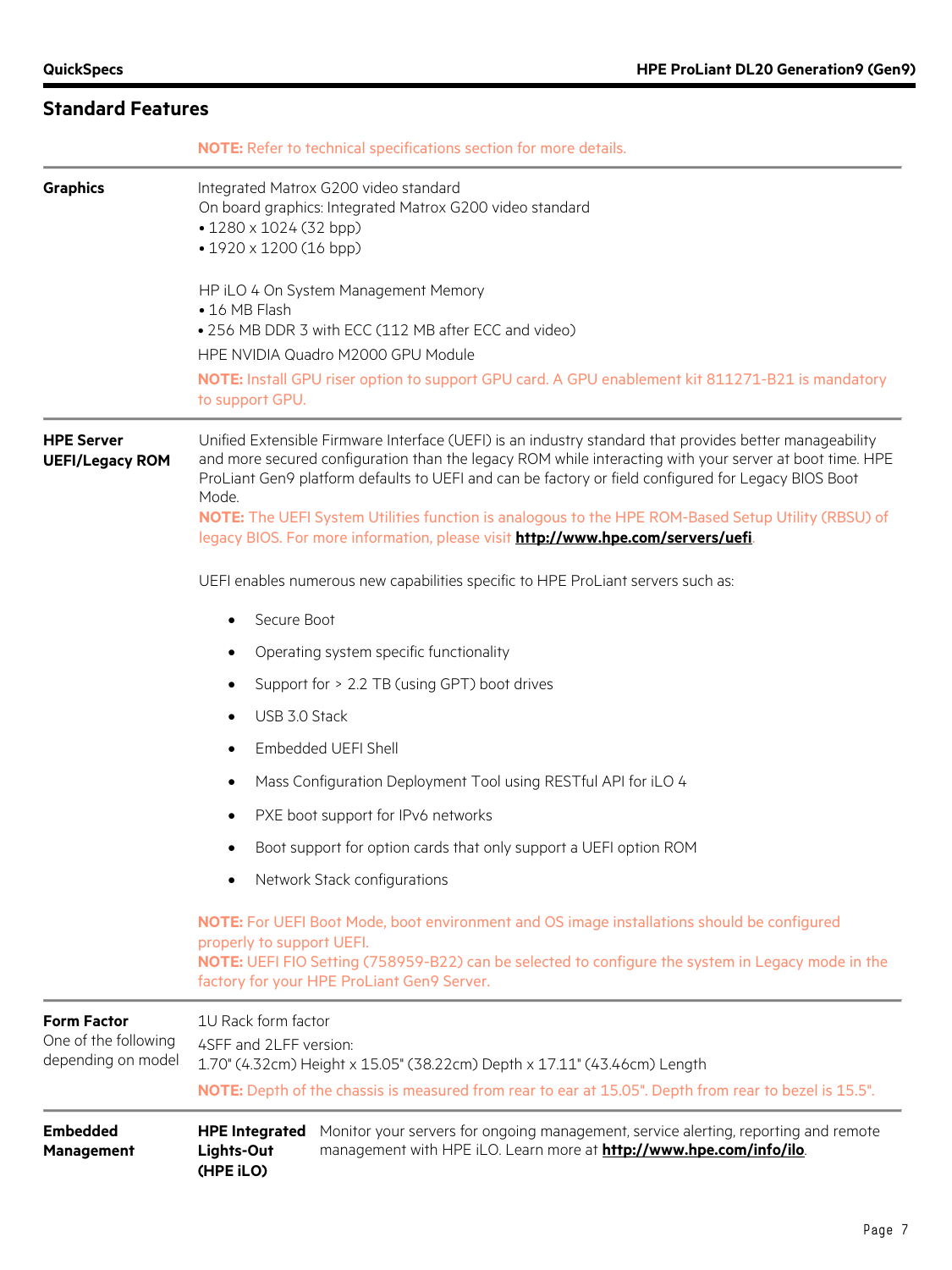## Standard Features

**NOTE:** Refer to technical specifications section for more details.

**Graphics**

Integrated Matrox G200 video standard
On board graphics: Integrated Matrox G200 video standard
- 1280 x 1024 (32 bpp)
- 1920 x 1200 (16 bpp)

HP iLO 4 On System Management Memory
- 16 MB Flash
- 256 MB DDR 3 with ECC (112 MB after ECC and video)

HPE NVIDIA Quadro M2000 GPU Module

**NOTE:** Install GPU riser option to support GPU card. A GPU enablement kit 811271-B21 is mandatory to support GPU.

**HPE Server UEFI/Legacy ROM**

Unified Extensible Firmware Interface (UEFI) is an industry standard that provides better manageability and more secured configuration than the legacy ROM while interacting with your server at boot time. HPE ProLiant Gen9 platform defaults to UEFI and can be factory or field configured for Legacy BIOS Boot Mode.
**NOTE:** The UEFI System Utilities function is analogous to the HPE ROM-Based Setup Utility (RBSU) of legacy BIOS. For more information, please visit **http://www.hpe.com/servers/uefi**.

UEFI enables numerous new capabilities specific to HPE ProLiant servers such as:

- Secure Boot
- Operating system specific functionality
- Support for > 2.2 TB (using GPT) boot drives
- USB 3.0 Stack
- Embedded UEFI Shell
- Mass Configuration Deployment Tool using RESTful API for iLO 4
- PXE boot support for IPv6 networks
- Boot support for option cards that only support a UEFI option ROM
- Network Stack configurations

**NOTE:** For UEFI Boot Mode, boot environment and OS image installations should be configured properly to support UEFI.
**NOTE:** UEFI FIO Setting (758959-B22) can be selected to configure the system in Legacy mode in the factory for your HPE ProLiant Gen9 Server.

**Form Factor**
One of the following depending on model

1U Rack form factor

4SFF and 2LFF version:
1.70" (4.32cm) Height x 15.05" (38.22cm) Depth x 17.11" (43.46cm) Length

**NOTE:** Depth of the chassis is measured from rear to ear at 15.05". Depth from rear to bezel is 15.5".

**Embedded Management**

**HPE Integrated Lights-Out (HPE iLO)**: Monitor your servers for ongoing management, service alerting, reporting and remote management with HPE iLO. Learn more at **http://www.hpe.com/info/ilo**.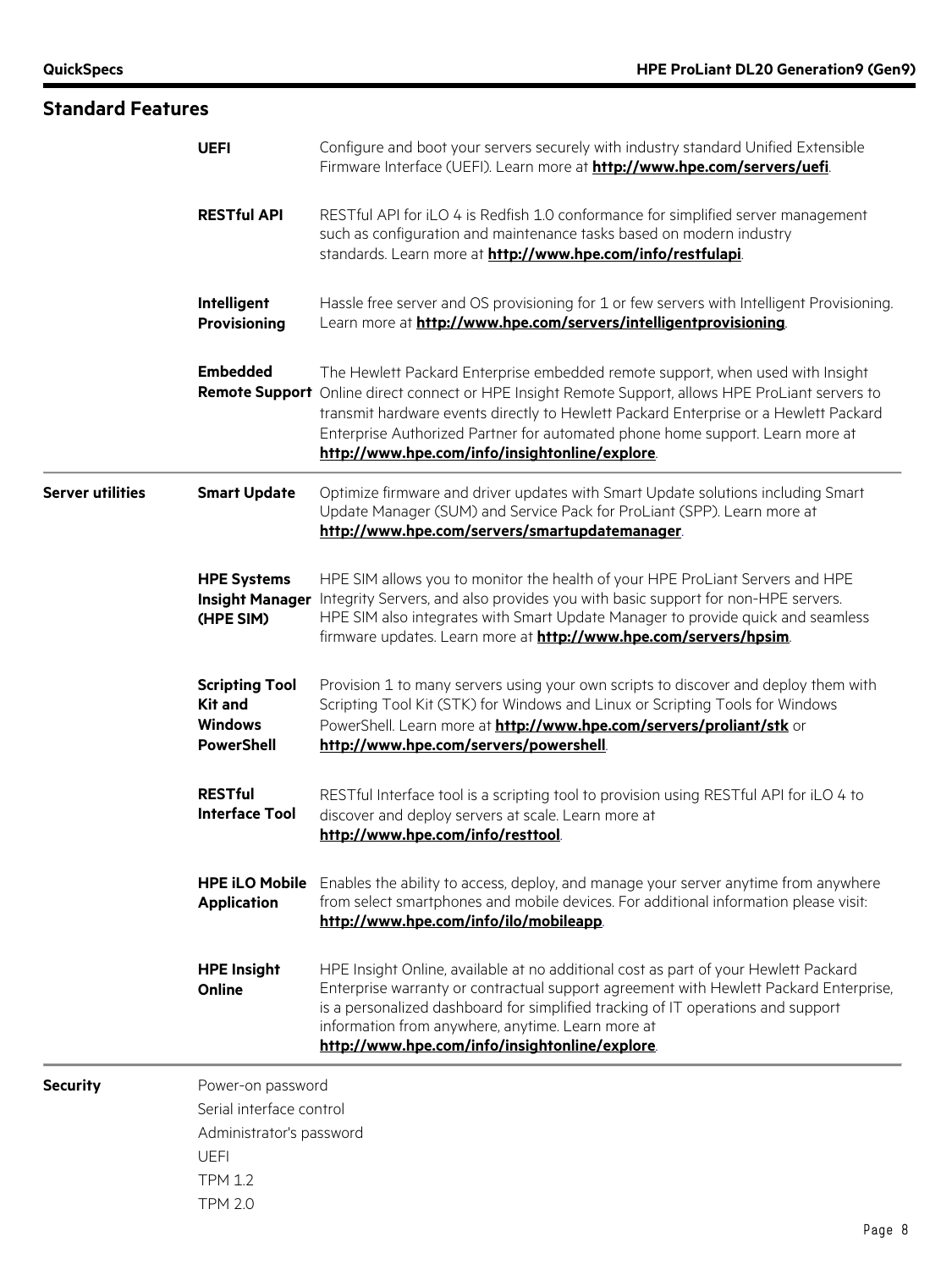## Standard Features

| | | |
|---|---|---|
| | **UEFI** | Configure and boot your servers securely with industry standard Unified Extensible Firmware Interface (UEFI). Learn more at **http://www.hpe.com/servers/uefi**. |
| | **RESTful API** | RESTful API for iLO 4 is Redfish 1.0 conformance for simplified server management such as configuration and maintenance tasks based on modern industry standards. Learn more at **http://www.hpe.com/info/restfulapi**. |
| | **Intelligent Provisioning** | Hassle free server and OS provisioning for 1 or few servers with Intelligent Provisioning. Learn more at **http://www.hpe.com/servers/intelligentprovisioning**. |
| | **Embedded Remote Support** | The Hewlett Packard Enterprise embedded remote support, when used with Insight Online direct connect or HPE Insight Remote Support, allows HPE ProLiant servers to transmit hardware events directly to Hewlett Packard Enterprise or a Hewlett Packard Enterprise Authorized Partner for automated phone home support. Learn more at **http://www.hpe.com/info/insightonline/explore**. |
| **Server utilities** | **Smart Update** | Optimize firmware and driver updates with Smart Update solutions including Smart Update Manager (SUM) and Service Pack for ProLiant (SPP). Learn more at **http://www.hpe.com/servers/smartupdatemanager**. |
| | **HPE Systems Insight Manager (HPE SIM)** | HPE SIM allows you to monitor the health of your HPE ProLiant Servers and HPE Integrity Servers, and also provides you with basic support for non-HPE servers. HPE SIM also integrates with Smart Update Manager to provide quick and seamless firmware updates. Learn more at **http://www.hpe.com/servers/hpsim**. |
| | **Scripting Tool Kit and Windows PowerShell** | Provision 1 to many servers using your own scripts to discover and deploy them with Scripting Tool Kit (STK) for Windows and Linux or Scripting Tools for Windows PowerShell. Learn more at **http://www.hpe.com/servers/proliant/stk** or **http://www.hpe.com/servers/powershell**. |
| | **RESTful Interface Tool** | RESTful Interface tool is a scripting tool to provision using RESTful API for iLO 4 to discover and deploy servers at scale. Learn more at **http://www.hpe.com/info/resttool**. |
| | **HPE iLO Mobile Application** | Enables the ability to access, deploy, and manage your server anytime from anywhere from select smartphones and mobile devices. For additional information please visit: **http://www.hpe.com/info/ilo/mobileapp**. |
| | **HPE Insight Online** | HPE Insight Online, available at no additional cost as part of your Hewlett Packard Enterprise warranty or contractual support agreement with Hewlett Packard Enterprise, is a personalized dashboard for simplified tracking of IT operations and support information from anywhere, anytime. Learn more at **http://www.hpe.com/info/insightonline/explore**. |

**Security**

- Power-on password
- Serial interface control
- Administrator's password
- UEFI
- TPM 1.2
- TPM 2.0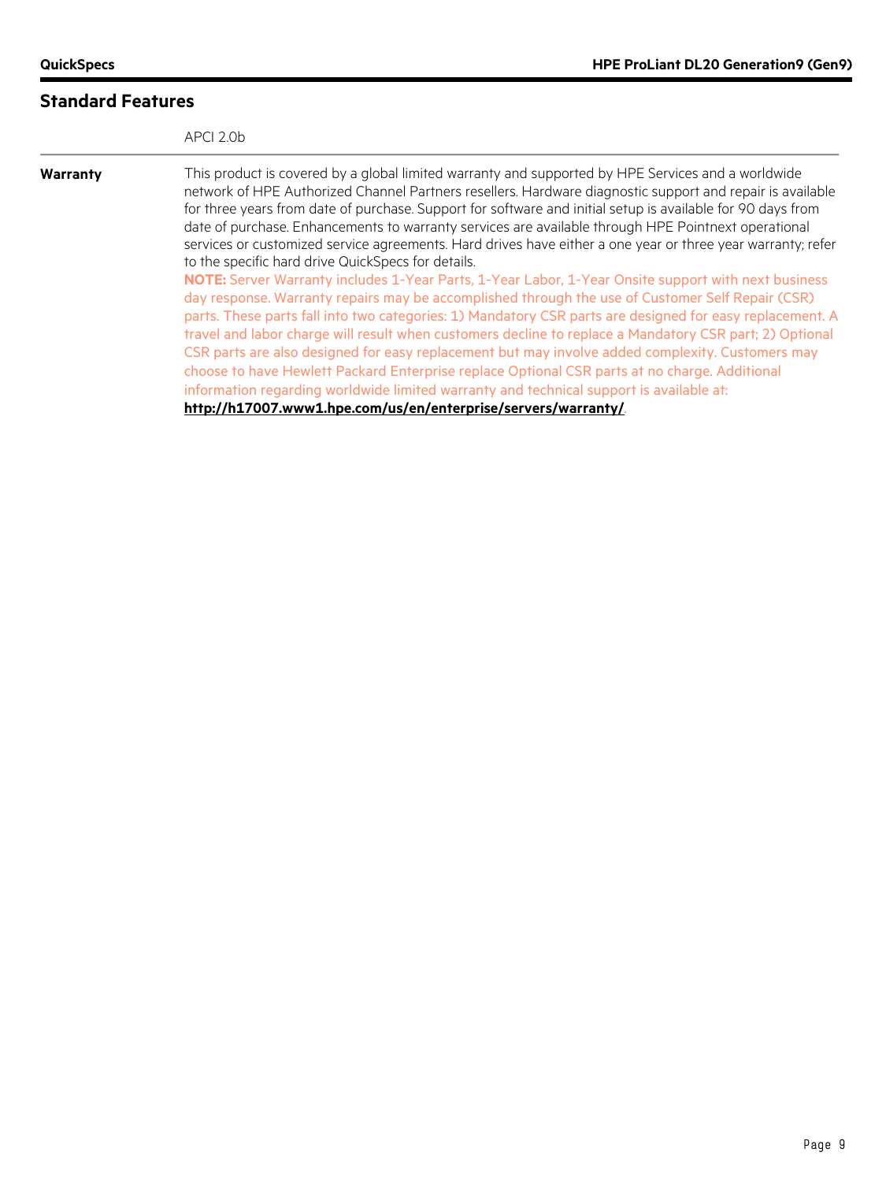## Standard Features

APCI 2.0b

**Warranty**

This product is covered by a global limited warranty and supported by HPE Services and a worldwide network of HPE Authorized Channel Partners resellers. Hardware diagnostic support and repair is available for three years from date of purchase. Support for software and initial setup is available for 90 days from date of purchase. Enhancements to warranty services are available through HPE Pointnext operational services or customized service agreements. Hard drives have either a one year or three year warranty; refer to the specific hard drive QuickSpecs for details.

**NOTE:** Server Warranty includes 1-Year Parts, 1-Year Labor, 1-Year Onsite support with next business day response. Warranty repairs may be accomplished through the use of Customer Self Repair (CSR) parts. These parts fall into two categories: 1) Mandatory CSR parts are designed for easy replacement. A travel and labor charge will result when customers decline to replace a Mandatory CSR part; 2) Optional CSR parts are also designed for easy replacement but may involve added complexity. Customers may choose to have Hewlett Packard Enterprise replace Optional CSR parts at no charge. Additional information regarding worldwide limited warranty and technical support is available at: **http://h17007.www1.hpe.com/us/en/enterprise/servers/warranty/**.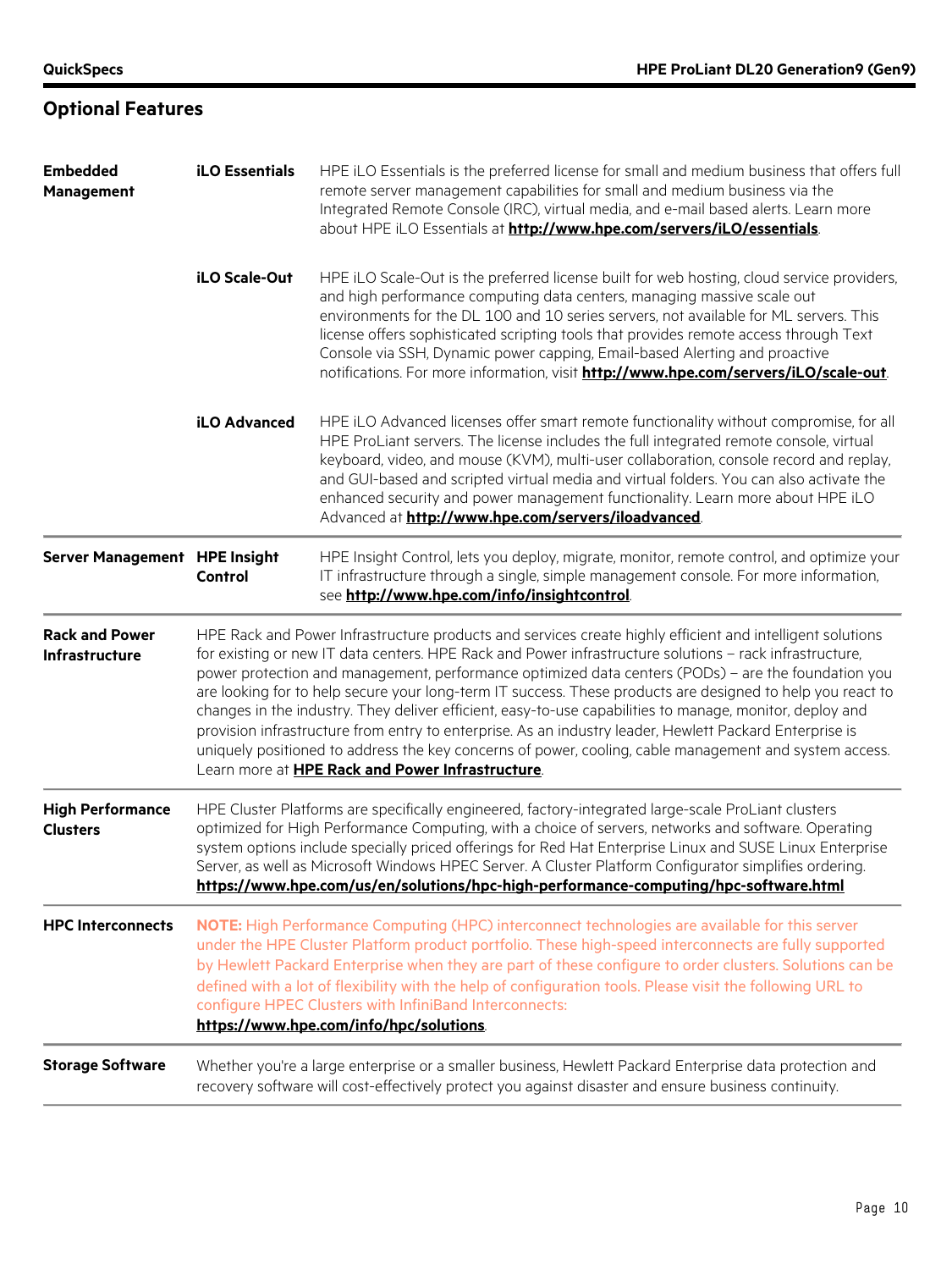## Optional Features

**Embedded Management**

**iLO Essentials**

HPE iLO Essentials is the preferred license for small and medium business that offers full remote server management capabilities for small and medium business via the Integrated Remote Console (IRC), virtual media, and e-mail based alerts. Learn more about HPE iLO Essentials at **http://www.hpe.com/servers/iLO/essentials**.

**iLO Scale-Out**

HPE iLO Scale-Out is the preferred license built for web hosting, cloud service providers, and high performance computing data centers, managing massive scale out environments for the DL 100 and 10 series servers, not available for ML servers. This license offers sophisticated scripting tools that provides remote access through Text Console via SSH, Dynamic power capping, Email-based Alerting and proactive notifications. For more information, visit **http://www.hpe.com/servers/iLO/scale-out**.

**iLO Advanced**

HPE iLO Advanced licenses offer smart remote functionality without compromise, for all HPE ProLiant servers. The license includes the full integrated remote console, virtual keyboard, video, and mouse (KVM), multi-user collaboration, console record and replay, and GUI-based and scripted virtual media and virtual folders. You can also activate the enhanced security and power management functionality. Learn more about HPE iLO Advanced at **http://www.hpe.com/servers/iloadvanced**.

**Server Management**

**HPE Insight Control**

HPE Insight Control, lets you deploy, migrate, monitor, remote control, and optimize your IT infrastructure through a single, simple management console. For more information, see **http://www.hpe.com/info/insightcontrol**.

**Rack and Power Infrastructure**

HPE Rack and Power Infrastructure products and services create highly efficient and intelligent solutions for existing or new IT data centers. HPE Rack and Power infrastructure solutions – rack infrastructure, power protection and management, performance optimized data centers (PODs) – are the foundation you are looking for to help secure your long-term IT success. These products are designed to help you react to changes in the industry. They deliver efficient, easy-to-use capabilities to manage, monitor, deploy and provision infrastructure from entry to enterprise. As an industry leader, Hewlett Packard Enterprise is uniquely positioned to address the key concerns of power, cooling, cable management and system access. Learn more at **HPE Rack and Power Infrastructure**.

**High Performance Clusters**

HPE Cluster Platforms are specifically engineered, factory-integrated large-scale ProLiant clusters optimized for High Performance Computing, with a choice of servers, networks and software. Operating system options include specially priced offerings for Red Hat Enterprise Linux and SUSE Linux Enterprise Server, as well as Microsoft Windows HPEC Server. A Cluster Platform Configurator simplifies ordering.
**https://www.hpe.com/us/en/solutions/hpc-high-performance-computing/hpc-software.html**

**HPC Interconnects**

**NOTE:** High Performance Computing (HPC) interconnect technologies are available for this server under the HPE Cluster Platform product portfolio. These high-speed interconnects are fully supported by Hewlett Packard Enterprise when they are part of these configure to order clusters. Solutions can be defined with a lot of flexibility with the help of configuration tools. Please visit the following URL to configure HPEC Clusters with InfiniBand Interconnects:
**https://www.hpe.com/info/hpc/solutions**.

**Storage Software**

Whether you're a large enterprise or a smaller business, Hewlett Packard Enterprise data protection and recovery software will cost-effectively protect you against disaster and ensure business continuity.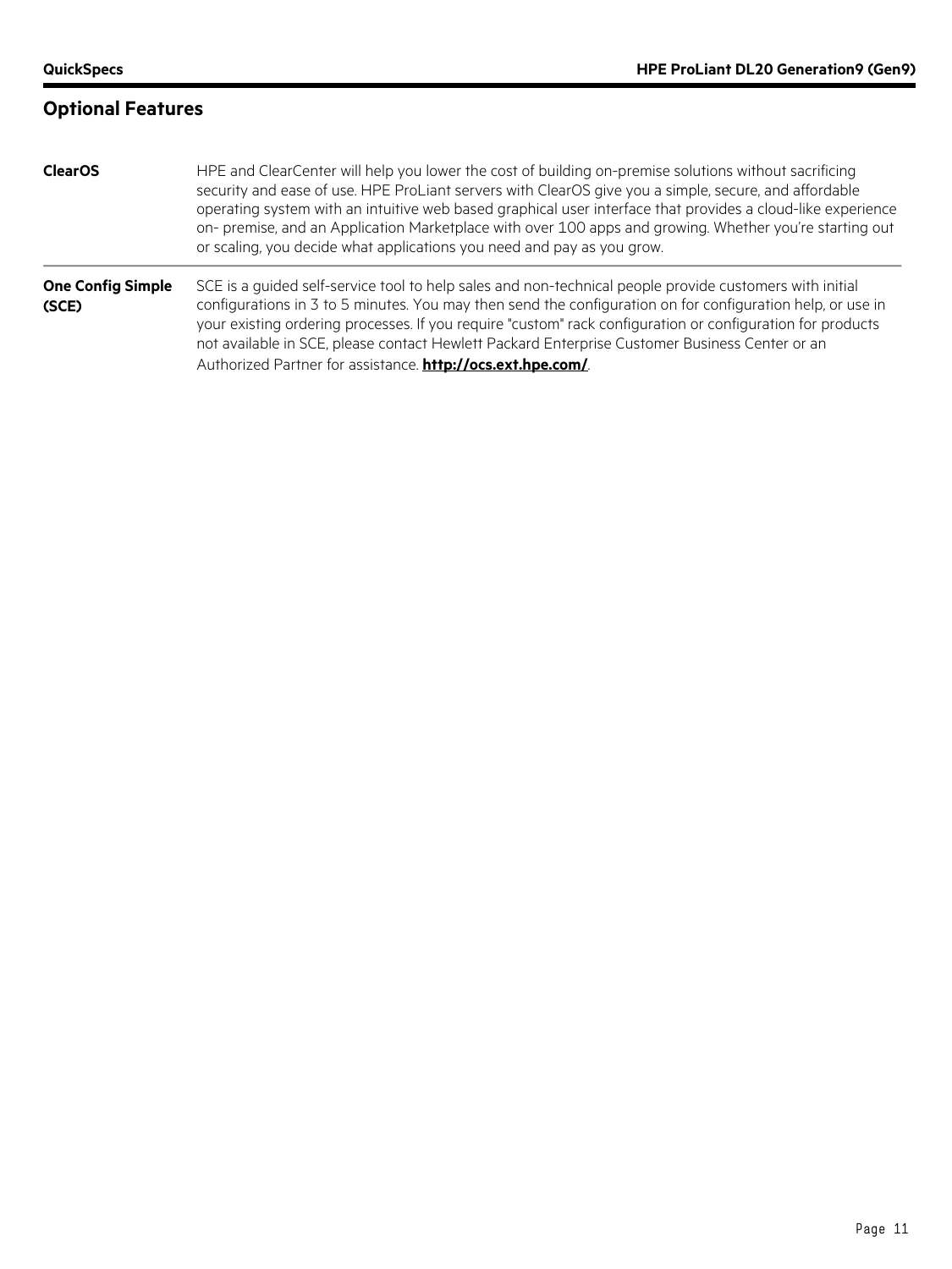## Optional Features

| | |
|---|---|
| **ClearOS** | HPE and ClearCenter will help you lower the cost of building on-premise solutions without sacrificing security and ease of use. HPE ProLiant servers with ClearOS give you a simple, secure, and affordable operating system with an intuitive web based graphical user interface that provides a cloud-like experience on- premise, and an Application Marketplace with over 100 apps and growing. Whether you're starting out or scaling, you decide what applications you need and pay as you grow. |
| **One Config Simple (SCE)** | SCE is a guided self-service tool to help sales and non-technical people provide customers with initial configurations in 3 to 5 minutes. You may then send the configuration on for configuration help, or use in your existing ordering processes. If you require "custom" rack configuration or configuration for products not available in SCE, please contact Hewlett Packard Enterprise Customer Business Center or an Authorized Partner for assistance. **http://ocs.ext.hpe.com/**. |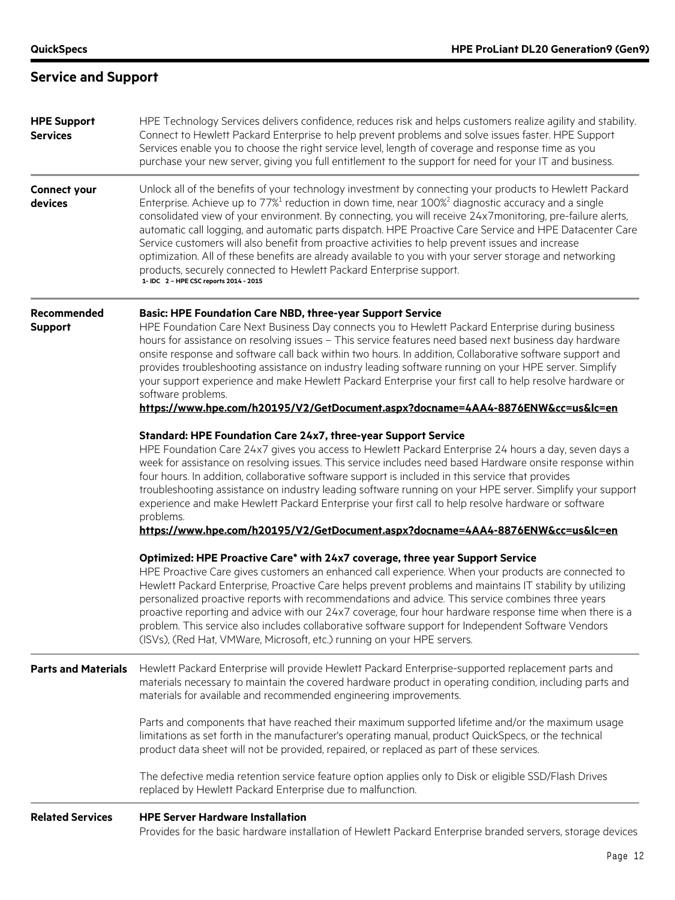## Service and Support

**HPE Support Services**

HPE Technology Services delivers confidence, reduces risk and helps customers realize agility and stability. Connect to Hewlett Packard Enterprise to help prevent problems and solve issues faster. HPE Support Services enable you to choose the right service level, length of coverage and response time as you purchase your new server, giving you full entitlement to the support for need for your IT and business.

**Connect your devices**

Unlock all of the benefits of your technology investment by connecting your products to Hewlett Packard Enterprise. Achieve up to 77%[1] reduction in down time, near 100%[2] diagnostic accuracy and a single consolidated view of your environment. By connecting, you will receive 24x7monitoring, pre-failure alerts, automatic call logging, and automatic parts dispatch. HPE Proactive Care Service and HPE Datacenter Care Service customers will also benefit from proactive activities to help prevent issues and increase optimization. All of these benefits are already available to you with your server storage and networking products, securely connected to Hewlett Packard Enterprise support.

1- IDC 2 – HPE CSC reports 2014 - 2015

**Recommended Support**

**Basic: HPE Foundation Care NBD, three-year Support Service**

HPE Foundation Care Next Business Day connects you to Hewlett Packard Enterprise during business hours for assistance on resolving issues – This service features need based next business day hardware onsite response and software call back within two hours. In addition, Collaborative software support and provides troubleshooting assistance on industry leading software running on your HPE server. Simplify your support experience and make Hewlett Packard Enterprise your first call to help resolve hardware or software problems.

**https://www.hpe.com/h20195/V2/GetDocument.aspx?docname=4AA4-8876ENW&cc=us&lc=en**

**Standard: HPE Foundation Care 24x7, three-year Support Service**

HPE Foundation Care 24x7 gives you access to Hewlett Packard Enterprise 24 hours a day, seven days a week for assistance on resolving issues. This service includes need based Hardware onsite response within four hours. In addition, collaborative software support is included in this service that provides troubleshooting assistance on industry leading software running on your HPE server. Simplify your support experience and make Hewlett Packard Enterprise your first call to help resolve hardware or software problems.

**https://www.hpe.com/h20195/V2/GetDocument.aspx?docname=4AA4-8876ENW&cc=us&lc=en**

**Optimized: HPE Proactive Care* with 24x7 coverage, three year Support Service**

HPE Proactive Care gives customers an enhanced call experience. When your products are connected to Hewlett Packard Enterprise, Proactive Care helps prevent problems and maintains IT stability by utilizing personalized proactive reports with recommendations and advice. This service combines three years proactive reporting and advice with our 24x7 coverage, four hour hardware response time when there is a problem. This service also includes collaborative software support for Independent Software Vendors (ISVs), (Red Hat, VMWare, Microsoft, etc.) running on your HPE servers.

**Parts and Materials**

Hewlett Packard Enterprise will provide Hewlett Packard Enterprise-supported replacement parts and materials necessary to maintain the covered hardware product in operating condition, including parts and materials for available and recommended engineering improvements.

Parts and components that have reached their maximum supported lifetime and/or the maximum usage limitations as set forth in the manufacturer's operating manual, product QuickSpecs, or the technical product data sheet will not be provided, repaired, or replaced as part of these services.

The defective media retention service feature option applies only to Disk or eligible SSD/Flash Drives replaced by Hewlett Packard Enterprise due to malfunction.

**Related Services**

**HPE Server Hardware Installation**

Provides for the basic hardware installation of Hewlett Packard Enterprise branded servers, storage devices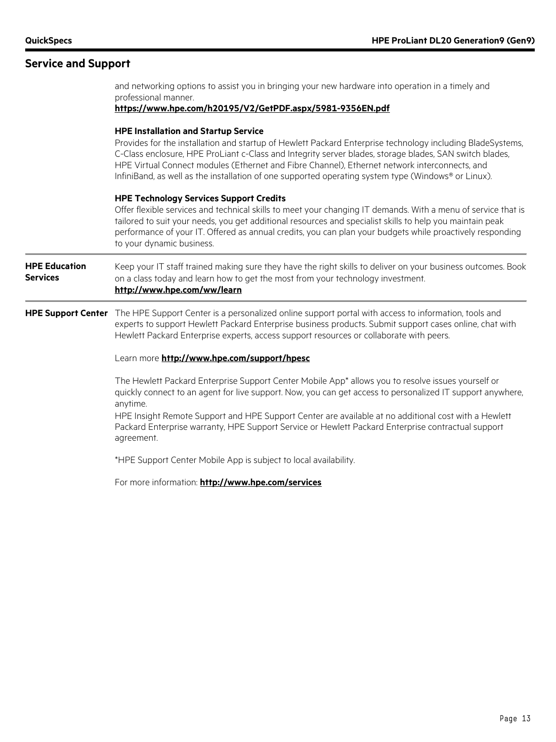## Service and Support

and networking options to assist you in bringing your new hardware into operation in a timely and professional manner.
**https://www.hpe.com/h20195/V2/GetPDF.aspx/5981-9356EN.pdf**

**HPE Installation and Startup Service**
Provides for the installation and startup of Hewlett Packard Enterprise technology including BladeSystems, C-Class enclosure, HPE ProLiant c-Class and Integrity server blades, storage blades, SAN switch blades, HPE Virtual Connect modules (Ethernet and Fibre Channel), Ethernet network interconnects, and InfiniBand, as well as the installation of one supported operating system type (Windows® or Linux).

**HPE Technology Services Support Credits**
Offer flexible services and technical skills to meet your changing IT demands. With a menu of service that is tailored to suit your needs, you get additional resources and specialist skills to help you maintain peak performance of your IT. Offered as annual credits, you can plan your budgets while proactively responding to your dynamic business.

### HPE Education Services

Keep your IT staff trained making sure they have the right skills to deliver on your business outcomes. Book on a class today and learn how to get the most from your technology investment.
**http://www.hpe.com/ww/learn**

### HPE Support Center

The HPE Support Center is a personalized online support portal with access to information, tools and experts to support Hewlett Packard Enterprise business products. Submit support cases online, chat with Hewlett Packard Enterprise experts, access support resources or collaborate with peers.

Learn more **http://www.hpe.com/support/hpesc**

The Hewlett Packard Enterprise Support Center Mobile App* allows you to resolve issues yourself or quickly connect to an agent for live support. Now, you can get access to personalized IT support anywhere, anytime.
HPE Insight Remote Support and HPE Support Center are available at no additional cost with a Hewlett Packard Enterprise warranty, HPE Support Service or Hewlett Packard Enterprise contractual support agreement.

*HPE Support Center Mobile App is subject to local availability.

For more information: **http://www.hpe.com/services**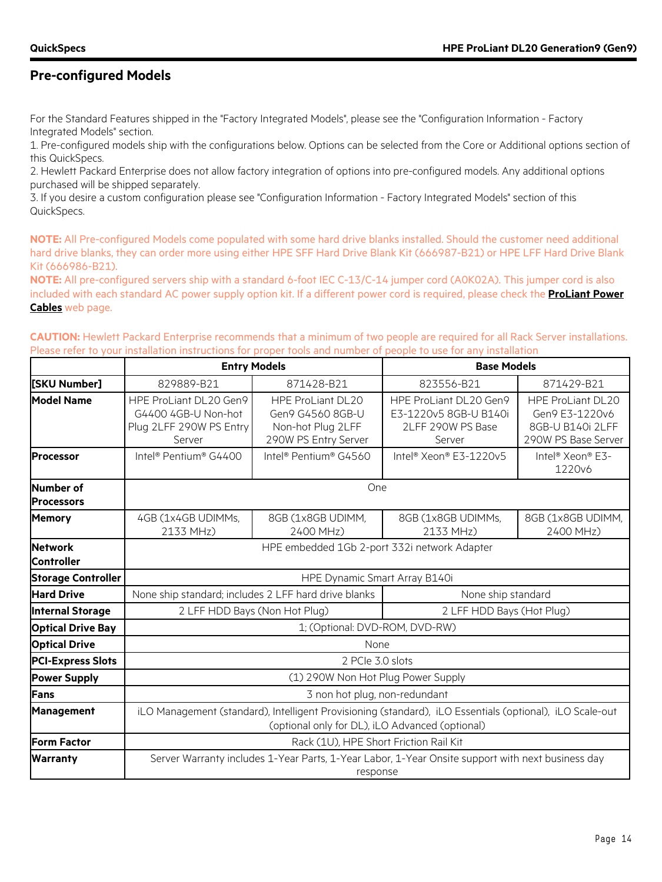## Pre-configured Models

For the Standard Features shipped in the "Factory Integrated Models", please see the "Configuration Information - Factory Integrated Models" section.

1. Pre-configured models ship with the configurations below. Options can be selected from the Core or Additional options section of this QuickSpecs.
2. Hewlett Packard Enterprise does not allow factory integration of options into pre-configured models. Any additional options purchased will be shipped separately.
3. If you desire a custom configuration please see "Configuration Information - Factory Integrated Models" section of this QuickSpecs.

**NOTE:** All Pre-configured Models come populated with some hard drive blanks installed. Should the customer need additional hard drive blanks, they can order more using either HPE SFF Hard Drive Blank Kit (666987-B21) or HPE LFF Hard Drive Blank Kit (666986-B21).

**NOTE:** All pre-configured servers ship with a standard 6-foot IEC C-13/C-14 jumper cord (A0K02A). This jumper cord is also included with each standard AC power supply option kit. If a different power cord is required, please check the **ProLiant Power Cables** web page.

**CAUTION:** Hewlett Packard Enterprise recommends that a minimum of two people are required for all Rack Server installations. Please refer to your installation instructions for proper tools and number of people to use for any installation

| | Entry Models | | Base Models | |
|---|---|---|---|---|
| **[SKU Number]** | 829889-B21 | 871428-B21 | 823556-B21 | 871429-B21 |
| **Model Name** | HPE ProLiant DL20 Gen9 G4400 4GB-U Non-hot Plug 2LFF 290W PS Entry Server | HPE ProLiant DL20 Gen9 G4560 8GB-U Non-hot Plug 2LFF 290W PS Entry Server | HPE ProLiant DL20 Gen9 E3-1220v5 8GB-U B140i 2LFF 290W PS Base Server | HPE ProLiant DL20 Gen9 E3-1220v6 8GB-U B140i 2LFF 290W PS Base Server |
| **Processor** | Intel® Pentium® G4400 | Intel® Pentium® G4560 | Intel® Xeon® E3-1220v5 | Intel® Xeon® E3-1220v6 |
| **Number of Processors** | One | | | |
| **Memory** | 4GB (1x4GB UDIMMs, 2133 MHz) | 8GB (1x8GB UDIMM, 2400 MHz) | 8GB (1x8GB UDIMMs, 2133 MHz) | 8GB (1x8GB UDIMM, 2400 MHz) |
| **Network Controller** | HPE embedded 1Gb 2-port 332i network Adapter | | | |
| **Storage Controller** | HPE Dynamic Smart Array B140i | | | |
| **Hard Drive** | None ship standard; includes 2 LFF hard drive blanks | | None ship standard | |
| **Internal Storage** | 2 LFF HDD Bays (Non Hot Plug) | | 2 LFF HDD Bays (Hot Plug) | |
| **Optical Drive Bay** | 1; (Optional: DVD-ROM, DVD-RW) | | | |
| **Optical Drive** | None | | | |
| **PCI-Express Slots** | 2 PCIe 3.0 slots | | | |
| **Power Supply** | (1) 290W Non Hot Plug Power Supply | | | |
| **Fans** | 3 non hot plug, non-redundant | | | |
| **Management** | iLO Management (standard), Intelligent Provisioning (standard), iLO Essentials (optional), iLO Scale-out (optional only for DL), iLO Advanced (optional) | | | |
| **Form Factor** | Rack (1U), HPE Short Friction Rail Kit | | | |
| **Warranty** | Server Warranty includes 1-Year Parts, 1-Year Labor, 1-Year Onsite support with next business day response | | | |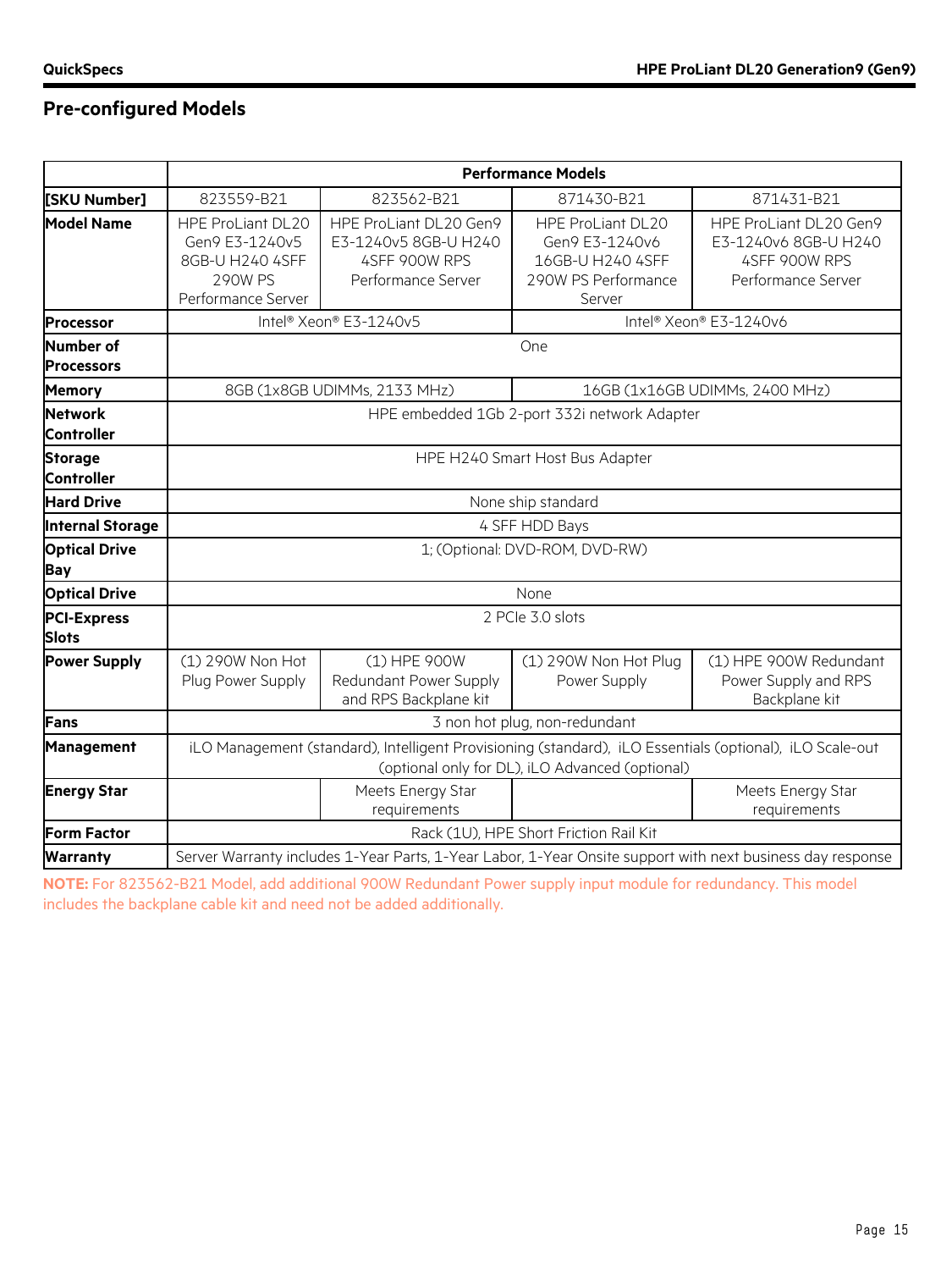## Pre-configured Models

| | Performance Models | | | |
|---|---|---|---|---|
| [SKU Number] | 823559-B21 | 823562-B21 | 871430-B21 | 871431-B21 |
| Model Name | HPE ProLiant DL20 Gen9 E3-1240v5 8GB-U H240 4SFF 290W PS Performance Server | HPE ProLiant DL20 Gen9 E3-1240v5 8GB-U H240 4SFF 900W RPS Performance Server | HPE ProLiant DL20 Gen9 E3-1240v6 16GB-U H240 4SFF 290W PS Performance Server | HPE ProLiant DL20 Gen9 E3-1240v6 8GB-U H240 4SFF 900W RPS Performance Server |
| Processor | Intel® Xeon® E3-1240v5 | | Intel® Xeon® E3-1240v6 | |
| Number of Processors | One | | | |
| Memory | 8GB (1x8GB UDIMMs, 2133 MHz) | | 16GB (1x16GB UDIMMs, 2400 MHz) | |
| Network Controller | HPE embedded 1Gb 2-port 332i network Adapter | | | |
| Storage Controller | HPE H240 Smart Host Bus Adapter | | | |
| Hard Drive | None ship standard | | | |
| Internal Storage | 4 SFF HDD Bays | | | |
| Optical Drive Bay | 1; (Optional: DVD-ROM, DVD-RW) | | | |
| Optical Drive | None | | | |
| PCI-Express Slots | 2 PCIe 3.0 slots | | | |
| Power Supply | (1) 290W Non Hot Plug Power Supply | (1) HPE 900W Redundant Power Supply and RPS Backplane kit | (1) 290W Non Hot Plug Power Supply | (1) HPE 900W Redundant Power Supply and RPS Backplane kit |
| Fans | 3 non hot plug, non-redundant | | | |
| Management | iLO Management (standard), Intelligent Provisioning (standard), iLO Essentials (optional), iLO Scale-out (optional only for DL), iLO Advanced (optional) | | | |
| Energy Star | | Meets Energy Star requirements | | Meets Energy Star requirements |
| Form Factor | Rack (1U), HPE Short Friction Rail Kit | | | |
| Warranty | Server Warranty includes 1-Year Parts, 1-Year Labor, 1-Year Onsite support with next business day response | | | |

**NOTE:** For 823562-B21 Model, add additional 900W Redundant Power supply input module for redundancy. This model includes the backplane cable kit and need not be added additionally.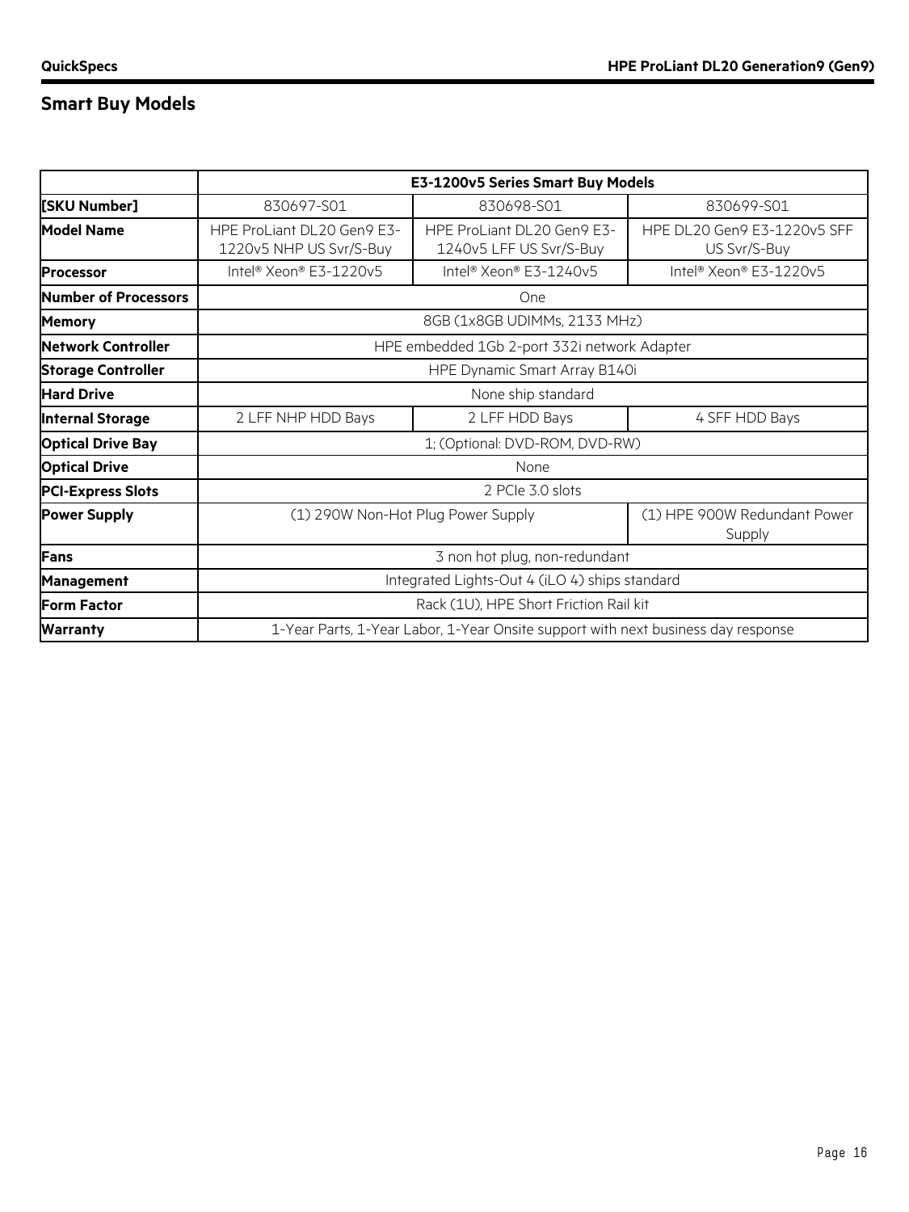## Smart Buy Models

| | E3-1200v5 Series Smart Buy Models | | |
|---|---|---|---|
| **[SKU Number]** | 830697-S01 | 830698-S01 | 830699-S01 |
| **Model Name** | HPE ProLiant DL20 Gen9 E3-1220v5 NHP US Svr/S-Buy | HPE ProLiant DL20 Gen9 E3-1240v5 LFF US Svr/S-Buy | HPE DL20 Gen9 E3-1220v5 SFF US Svr/S-Buy |
| **Processor** | Intel® Xeon® E3-1220v5 | Intel® Xeon® E3-1240v5 | Intel® Xeon® E3-1220v5 |
| **Number of Processors** | One | | |
| **Memory** | 8GB (1x8GB UDIMMs, 2133 MHz) | | |
| **Network Controller** | HPE embedded 1Gb 2-port 332i network Adapter | | |
| **Storage Controller** | HPE Dynamic Smart Array B140i | | |
| **Hard Drive** | None ship standard | | |
| **Internal Storage** | 2 LFF NHP HDD Bays | 2 LFF HDD Bays | 4 SFF HDD Bays |
| **Optical Drive Bay** | 1; (Optional: DVD-ROM, DVD-RW) | | |
| **Optical Drive** | None | | |
| **PCI-Express Slots** | 2 PCIe 3.0 slots | | |
| **Power Supply** | (1) 290W Non-Hot Plug Power Supply | | (1) HPE 900W Redundant Power Supply |
| **Fans** | 3 non hot plug, non-redundant | | |
| **Management** | Integrated Lights-Out 4 (iLO 4) ships standard | | |
| **Form Factor** | Rack (1U), HPE Short Friction Rail kit | | |
| **Warranty** | 1-Year Parts, 1-Year Labor, 1-Year Onsite support with next business day response | | |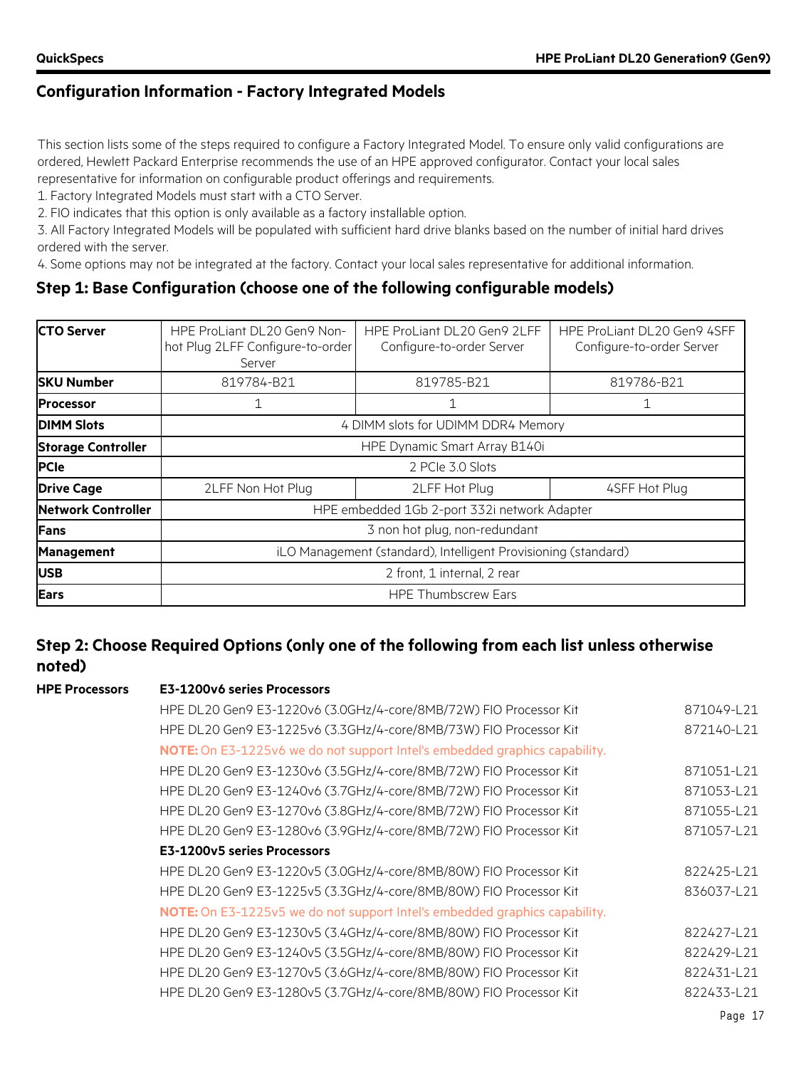## Configuration Information - Factory Integrated Models

This section lists some of the steps required to configure a Factory Integrated Model. To ensure only valid configurations are ordered, Hewlett Packard Enterprise recommends the use of an HPE approved configurator. Contact your local sales representative for information on configurable product offerings and requirements.

1. Factory Integrated Models must start with a CTO Server.
2. FIO indicates that this option is only available as a factory installable option.
3. All Factory Integrated Models will be populated with sufficient hard drive blanks based on the number of initial hard drives ordered with the server.
4. Some options may not be integrated at the factory. Contact your local sales representative for additional information.

### Step 1: Base Configuration (choose one of the following configurable models)

| CTO Server | HPE ProLiant DL20 Gen9 Non-hot Plug 2LFF Configure-to-order Server | HPE ProLiant DL20 Gen9 2LFF Configure-to-order Server | HPE ProLiant DL20 Gen9 4SFF Configure-to-order Server |
|---|---|---|---|
| **SKU Number** | 819784-B21 | 819785-B21 | 819786-B21 |
| **Processor** | 1 | 1 | 1 |
| **DIMM Slots** | 4 DIMM slots for UDIMM DDR4 Memory | | |
| **Storage Controller** | HPE Dynamic Smart Array B140i | | |
| **PCIe** | 2 PCIe 3.0 Slots | | |
| **Drive Cage** | 2LFF Non Hot Plug | 2LFF Hot Plug | 4SFF Hot Plug |
| **Network Controller** | HPE embedded 1Gb 2-port 332i network Adapter | | |
| **Fans** | 3 non hot plug, non-redundant | | |
| **Management** | iLO Management (standard), Intelligent Provisioning (standard) | | |
| **USB** | 2 front, 1 internal, 2 rear | | |
| **Ears** | HPE Thumbscrew Ears | | |

### Step 2: Choose Required Options (only one of the following from each list unless otherwise noted)

**HPE Processors**

**E3-1200v6 series Processors**

| Description | SKU |
|---|---|
| HPE DL20 Gen9 E3-1220v6 (3.0GHz/4-core/8MB/72W) FIO Processor Kit | 871049-L21 |
| HPE DL20 Gen9 E3-1225v6 (3.3GHz/4-core/8MB/73W) FIO Processor Kit | 872140-L21 |
| **NOTE:** On E3-1225v6 we do not support Intel's embedded graphics capability. | |
| HPE DL20 Gen9 E3-1230v6 (3.5GHz/4-core/8MB/72W) FIO Processor Kit | 871051-L21 |
| HPE DL20 Gen9 E3-1240v6 (3.7GHz/4-core/8MB/72W) FIO Processor Kit | 871053-L21 |
| HPE DL20 Gen9 E3-1270v6 (3.8GHz/4-core/8MB/72W) FIO Processor Kit | 871055-L21 |
| HPE DL20 Gen9 E3-1280v6 (3.9GHz/4-core/8MB/72W) FIO Processor Kit | 871057-L21 |

**E3-1200v5 series Processors**

| Description | SKU |
|---|---|
| HPE DL20 Gen9 E3-1220v5 (3.0GHz/4-core/8MB/80W) FIO Processor Kit | 822425-L21 |
| HPE DL20 Gen9 E3-1225v5 (3.3GHz/4-core/8MB/80W) FIO Processor Kit | 836037-L21 |
| **NOTE:** On E3-1225v5 we do not support Intel's embedded graphics capability. | |
| HPE DL20 Gen9 E3-1230v5 (3.4GHz/4-core/8MB/80W) FIO Processor Kit | 822427-L21 |
| HPE DL20 Gen9 E3-1240v5 (3.5GHz/4-core/8MB/80W) FIO Processor Kit | 822429-L21 |
| HPE DL20 Gen9 E3-1270v5 (3.6GHz/4-core/8MB/80W) FIO Processor Kit | 822431-L21 |
| HPE DL20 Gen9 E3-1280v5 (3.7GHz/4-core/8MB/80W) FIO Processor Kit | 822433-L21 |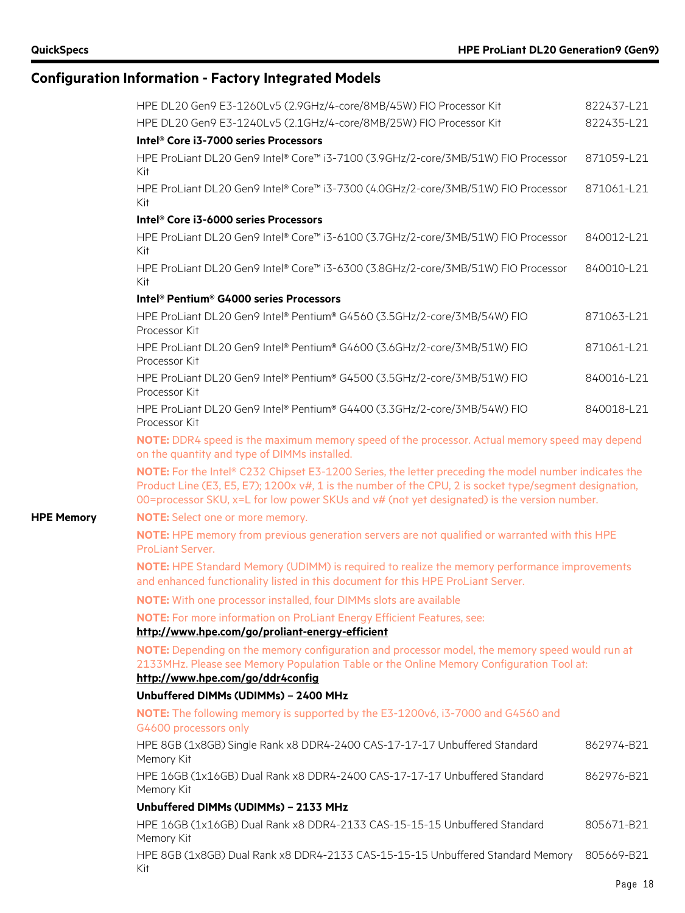## Configuration Information - Factory Integrated Models

| | |
|---|---|
| HPE DL20 Gen9 E3-1260Lv5 (2.9GHz/4-core/8MB/45W) FIO Processor Kit | 822437-L21 |
| HPE DL20 Gen9 E3-1240Lv5 (2.1GHz/4-core/8MB/25W) FIO Processor Kit | 822435-L21 |
| **Intel® Core i3-7000 series Processors** | |
| HPE ProLiant DL20 Gen9 Intel® Core™ i3-7100 (3.9GHz/2-core/3MB/51W) FIO Processor Kit | 871059-L21 |
| HPE ProLiant DL20 Gen9 Intel® Core™ i3-7300 (4.0GHz/2-core/3MB/51W) FIO Processor Kit | 871061-L21 |
| **Intel® Core i3-6000 series Processors** | |
| HPE ProLiant DL20 Gen9 Intel® Core™ i3-6100 (3.7GHz/2-core/3MB/51W) FIO Processor Kit | 840012-L21 |
| HPE ProLiant DL20 Gen9 Intel® Core™ i3-6300 (3.8GHz/2-core/3MB/51W) FIO Processor Kit | 840010-L21 |
| **Intel® Pentium® G4000 series Processors** | |
| HPE ProLiant DL20 Gen9 Intel® Pentium® G4560 (3.5GHz/2-core/3MB/54W) FIO Processor Kit | 871063-L21 |
| HPE ProLiant DL20 Gen9 Intel® Pentium® G4600 (3.6GHz/2-core/3MB/51W) FIO Processor Kit | 871061-L21 |
| HPE ProLiant DL20 Gen9 Intel® Pentium® G4500 (3.5GHz/2-core/3MB/51W) FIO Processor Kit | 840016-L21 |
| HPE ProLiant DL20 Gen9 Intel® Pentium® G4400 (3.3GHz/2-core/3MB/54W) FIO Processor Kit | 840018-L21 |

**NOTE:** DDR4 speed is the maximum memory speed of the processor. Actual memory speed may depend on the quantity and type of DIMMs installed.

**NOTE:** For the Intel® C232 Chipset E3-1200 Series, the letter preceding the model number indicates the Product Line (E3, E5, E7); 1200x v#, 1 is the number of the CPU, 2 is socket type/segment designation, 00=processor SKU, x=L for low power SKUs and v# (not yet designated) is the version number.

### HPE Memory

**NOTE:** Select one or more memory.

**NOTE:** HPE memory from previous generation servers are not qualified or warranted with this HPE ProLiant Server.

**NOTE:** HPE Standard Memory (UDIMM) is required to realize the memory performance improvements and enhanced functionality listed in this document for this HPE ProLiant Server.

**NOTE:** With one processor installed, four DIMMs slots are available

**NOTE:** For more information on ProLiant Energy Efficient Features, see:
**http://www.hpe.com/go/proliant-energy-efficient**

**NOTE:** Depending on the memory configuration and processor model, the memory speed would run at 2133MHz. Please see Memory Population Table or the Online Memory Configuration Tool at:
**http://www.hpe.com/go/ddr4config**

**Unbuffered DIMMs (UDIMMs) – 2400 MHz**

**NOTE:** The following memory is supported by the E3-1200v6, i3-7000 and G4560 and G4600 processors only

| | |
|---|---|
| HPE 8GB (1x8GB) Single Rank x8 DDR4-2400 CAS-17-17-17 Unbuffered Standard Memory Kit | 862974-B21 |
| HPE 16GB (1x16GB) Dual Rank x8 DDR4-2400 CAS-17-17-17 Unbuffered Standard Memory Kit | 862976-B21 |

**Unbuffered DIMMs (UDIMMs) – 2133 MHz**

| | |
|---|---|
| HPE 16GB (1x16GB) Dual Rank x8 DDR4-2133 CAS-15-15-15 Unbuffered Standard Memory Kit | 805671-B21 |
| HPE 8GB (1x8GB) Dual Rank x8 DDR4-2133 CAS-15-15-15 Unbuffered Standard Memory Kit | 805669-B21 |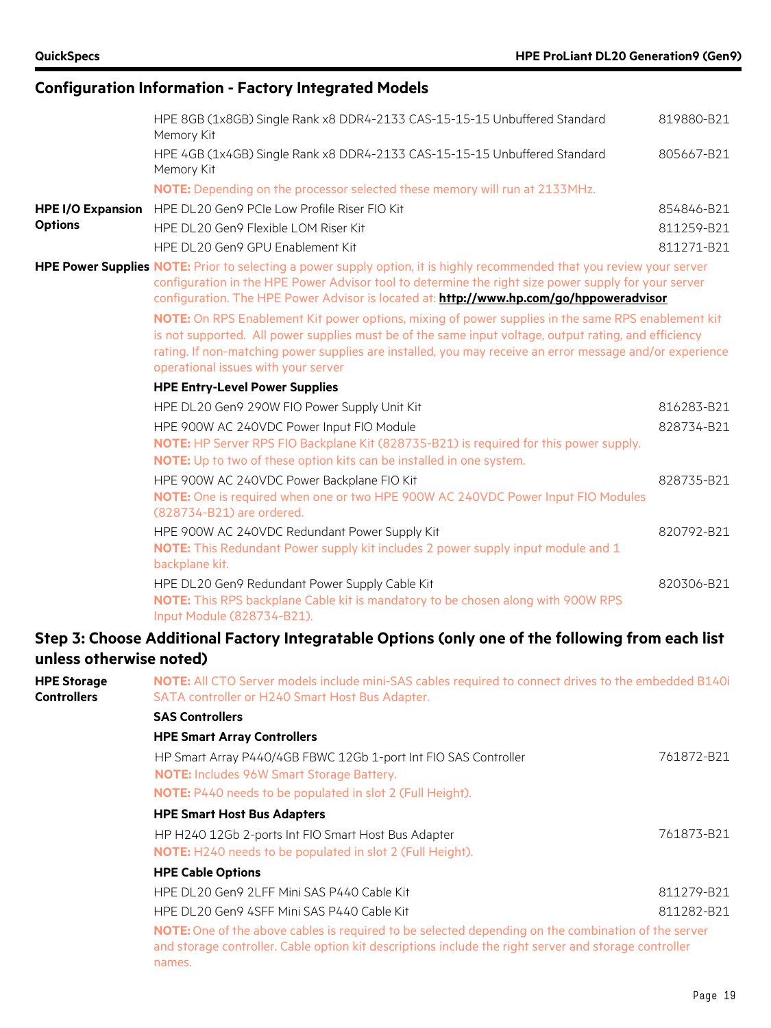## Configuration Information - Factory Integrated Models

| | | |
|---|---|---|
| | HPE 8GB (1x8GB) Single Rank x8 DDR4-2133 CAS-15-15-15 Unbuffered Standard Memory Kit | 819880-B21 |
| | HPE 4GB (1x4GB) Single Rank x8 DDR4-2133 CAS-15-15-15 Unbuffered Standard Memory Kit | 805667-B21 |
| | **NOTE:** Depending on the processor selected these memory will run at 2133MHz. | |
| **HPE I/O Expansion Options** | HPE DL20 Gen9 PCIe Low Profile Riser FIO Kit | 854846-B21 |
| | HPE DL20 Gen9 Flexible LOM Riser Kit | 811259-B21 |
| | HPE DL20 Gen9 GPU Enablement Kit | 811271-B21 |

**HPE Power Supplies**

**NOTE:** Prior to selecting a power supply option, it is highly recommended that you review your server configuration in the HPE Power Advisor tool to determine the right size power supply for your server configuration. The HPE Power Advisor is located at: **http://www.hp.com/go/hppoweradvisor**

**NOTE:** On RPS Enablement Kit power options, mixing of power supplies in the same RPS enablement kit is not supported. All power supplies must be of the same input voltage, output rating, and efficiency rating. If non-matching power supplies are installed, you may receive an error message and/or experience operational issues with your server

**HPE Entry-Level Power Supplies**

| | |
|---|---|
| HPE DL20 Gen9 290W FIO Power Supply Unit Kit | 816283-B21 |
| HPE 900W AC 240VDC Power Input FIO Module<br>**NOTE:** HP Server RPS FIO Backplane Kit (828735-B21) is required for this power supply.<br>**NOTE:** Up to two of these option kits can be installed in one system. | 828734-B21 |
| HPE 900W AC 240VDC Power Backplane FIO Kit<br>**NOTE:** One is required when one or two HPE 900W AC 240VDC Power Input FIO Modules (828734-B21) are ordered. | 828735-B21 |
| HPE 900W AC 240VDC Redundant Power Supply Kit<br>**NOTE:** This Redundant Power supply kit includes 2 power supply input module and 1 backplane kit. | 820792-B21 |
| HPE DL20 Gen9 Redundant Power Supply Cable Kit<br>**NOTE:** This RPS backplane Cable kit is mandatory to be chosen along with 900W RPS Input Module (828734-B21). | 820306-B21 |

## Step 3: Choose Additional Factory Integratable Options (only one of the following from each list unless otherwise noted)

**HPE Storage Controllers**

**NOTE:** All CTO Server models include mini-SAS cables required to connect drives to the embedded B140i SATA controller or H240 Smart Host Bus Adapter.

**SAS Controllers**

**HPE Smart Array Controllers**

| | |
|---|---|
| HP Smart Array P440/4GB FBWC 12Gb 1-port Int FIO SAS Controller<br>**NOTE:** Includes 96W Smart Storage Battery.<br>**NOTE:** P440 needs to be populated in slot 2 (Full Height). | 761872-B21 |

**HPE Smart Host Bus Adapters**

| | |
|---|---|
| HP H240 12Gb 2-ports Int FIO Smart Host Bus Adapter<br>**NOTE:** H240 needs to be populated in slot 2 (Full Height). | 761873-B21 |

**HPE Cable Options**

| | |
|---|---|
| HPE DL20 Gen9 2LFF Mini SAS P440 Cable Kit | 811279-B21 |
| HPE DL20 Gen9 4SFF Mini SAS P440 Cable Kit | 811282-B21 |

**NOTE:** One of the above cables is required to be selected depending on the combination of the server and storage controller. Cable option kit descriptions include the right server and storage controller names.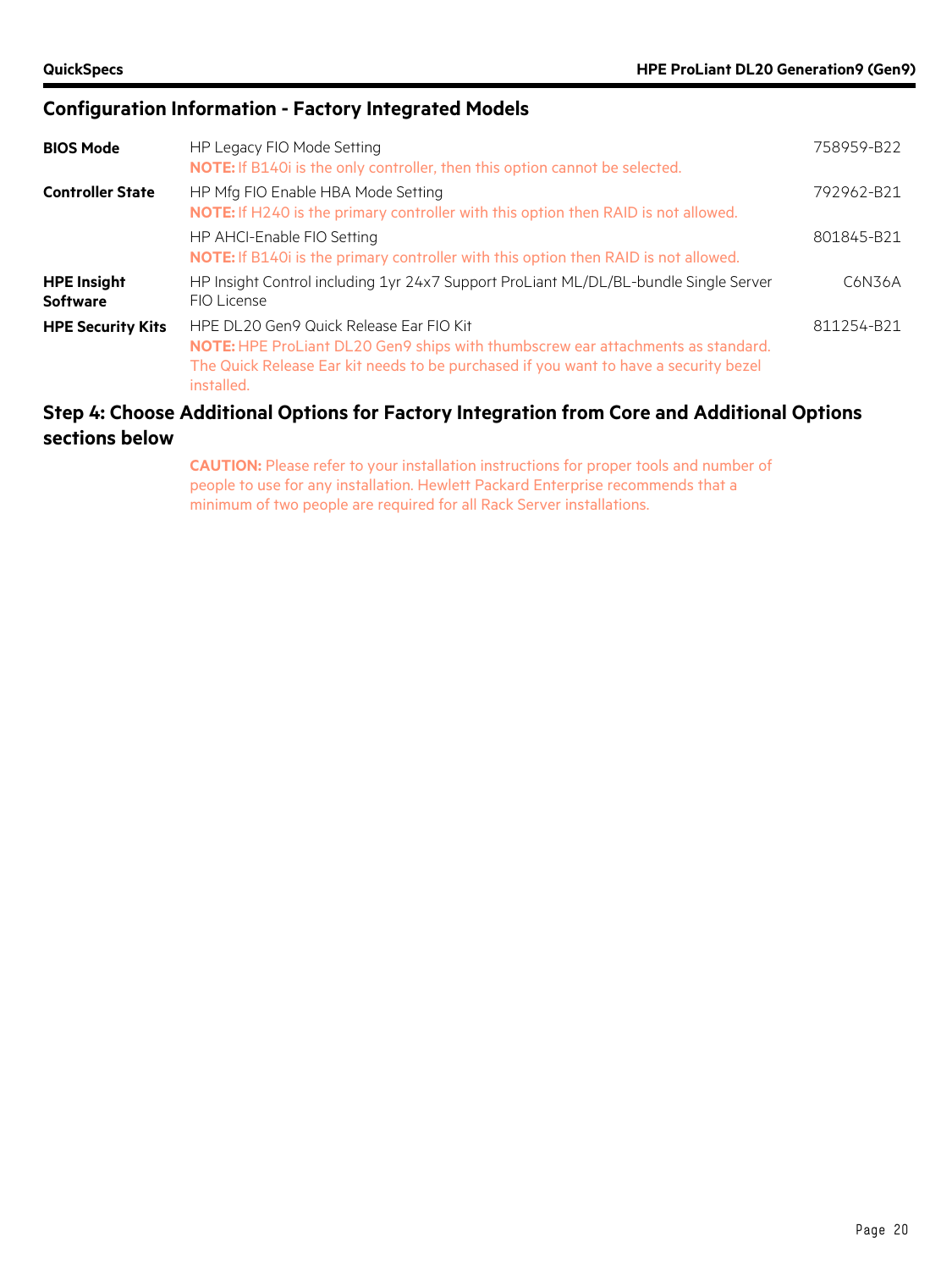## Configuration Information - Factory Integrated Models

| | | |
|---|---|---|
| **BIOS Mode** | HP Legacy FIO Mode Setting<br>**NOTE:** If B140i is the only controller, then this option cannot be selected. | 758959-B22 |
| **Controller State** | HP Mfg FIO Enable HBA Mode Setting<br>**NOTE:** If H240 is the primary controller with this option then RAID is not allowed. | 792962-B21 |
| | HP AHCI-Enable FIO Setting<br>**NOTE:** If B140i is the primary controller with this option then RAID is not allowed. | 801845-B21 |
| **HPE Insight Software** | HP Insight Control including 1yr 24x7 Support ProLiant ML/DL/BL-bundle Single Server FIO License | C6N36A |
| **HPE Security Kits** | HPE DL20 Gen9 Quick Release Ear FIO Kit<br>**NOTE:** HPE ProLiant DL20 Gen9 ships with thumbscrew ear attachments as standard. The Quick Release Ear kit needs to be purchased if you want to have a security bezel installed. | 811254-B21 |

## Step 4: Choose Additional Options for Factory Integration from Core and Additional Options sections below

**CAUTION:** Please refer to your installation instructions for proper tools and number of people to use for any installation. Hewlett Packard Enterprise recommends that a minimum of two people are required for all Rack Server installations.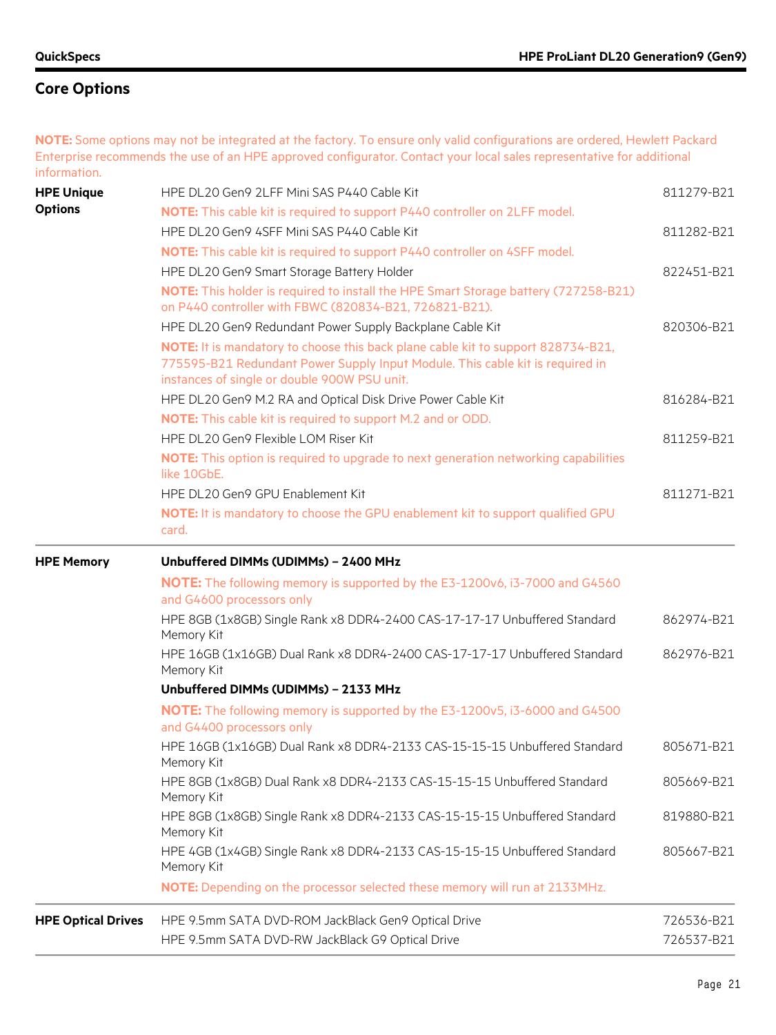## Core Options

**NOTE:** Some options may not be integrated at the factory. To ensure only valid configurations are ordered, Hewlett Packard Enterprise recommends the use of an HPE approved configurator. Contact your local sales representative for additional information.

| | | |
|---|---|---|
| **HPE Unique Options** | HPE DL20 Gen9 2LFF Mini SAS P440 Cable Kit | 811279-B21 |
| | **NOTE:** This cable kit is required to support P440 controller on 2LFF model. | |
| | HPE DL20 Gen9 4SFF Mini SAS P440 Cable Kit | 811282-B21 |
| | **NOTE:** This cable kit is required to support P440 controller on 4SFF model. | |
| | HPE DL20 Gen9 Smart Storage Battery Holder | 822451-B21 |
| | **NOTE:** This holder is required to install the HPE Smart Storage battery (727258-B21) on P440 controller with FBWC (820834-B21, 726821-B21). | |
| | HPE DL20 Gen9 Redundant Power Supply Backplane Cable Kit | 820306-B21 |
| | **NOTE:** It is mandatory to choose this back plane cable kit to support 828734-B21, 775595-B21 Redundant Power Supply Input Module. This cable kit is required in instances of single or double 900W PSU unit. | |
| | HPE DL20 Gen9 M.2 RA and Optical Disk Drive Power Cable Kit | 816284-B21 |
| | **NOTE:** This cable kit is required to support M.2 and or ODD. | |
| | HPE DL20 Gen9 Flexible LOM Riser Kit | 811259-B21 |
| | **NOTE:** This option is required to upgrade to next generation networking capabilities like 10GbE. | |
| | HPE DL20 Gen9 GPU Enablement Kit | 811271-B21 |
| | **NOTE:** It is mandatory to choose the GPU enablement kit to support qualified GPU card. | |
| **HPE Memory** | **Unbuffered DIMMs (UDIMMs) – 2400 MHz** | |
| | **NOTE:** The following memory is supported by the E3-1200v6, i3-7000 and G4560 and G4600 processors only | |
| | HPE 8GB (1x8GB) Single Rank x8 DDR4-2400 CAS-17-17-17 Unbuffered Standard Memory Kit | 862974-B21 |
| | HPE 16GB (1x16GB) Dual Rank x8 DDR4-2400 CAS-17-17-17 Unbuffered Standard Memory Kit | 862976-B21 |
| | **Unbuffered DIMMs (UDIMMs) – 2133 MHz** | |
| | **NOTE:** The following memory is supported by the E3-1200v5, i3-6000 and G4500 and G4400 processors only | |
| | HPE 16GB (1x16GB) Dual Rank x8 DDR4-2133 CAS-15-15-15 Unbuffered Standard Memory Kit | 805671-B21 |
| | HPE 8GB (1x8GB) Dual Rank x8 DDR4-2133 CAS-15-15-15 Unbuffered Standard Memory Kit | 805669-B21 |
| | HPE 8GB (1x8GB) Single Rank x8 DDR4-2133 CAS-15-15-15 Unbuffered Standard Memory Kit | 819880-B21 |
| | HPE 4GB (1x4GB) Single Rank x8 DDR4-2133 CAS-15-15-15 Unbuffered Standard Memory Kit | 805667-B21 |
| | **NOTE:** Depending on the processor selected these memory will run at 2133MHz. | |
| **HPE Optical Drives** | HPE 9.5mm SATA DVD-ROM JackBlack Gen9 Optical Drive | 726536-B21 |
| | HPE 9.5mm SATA DVD-RW JackBlack G9 Optical Drive | 726537-B21 |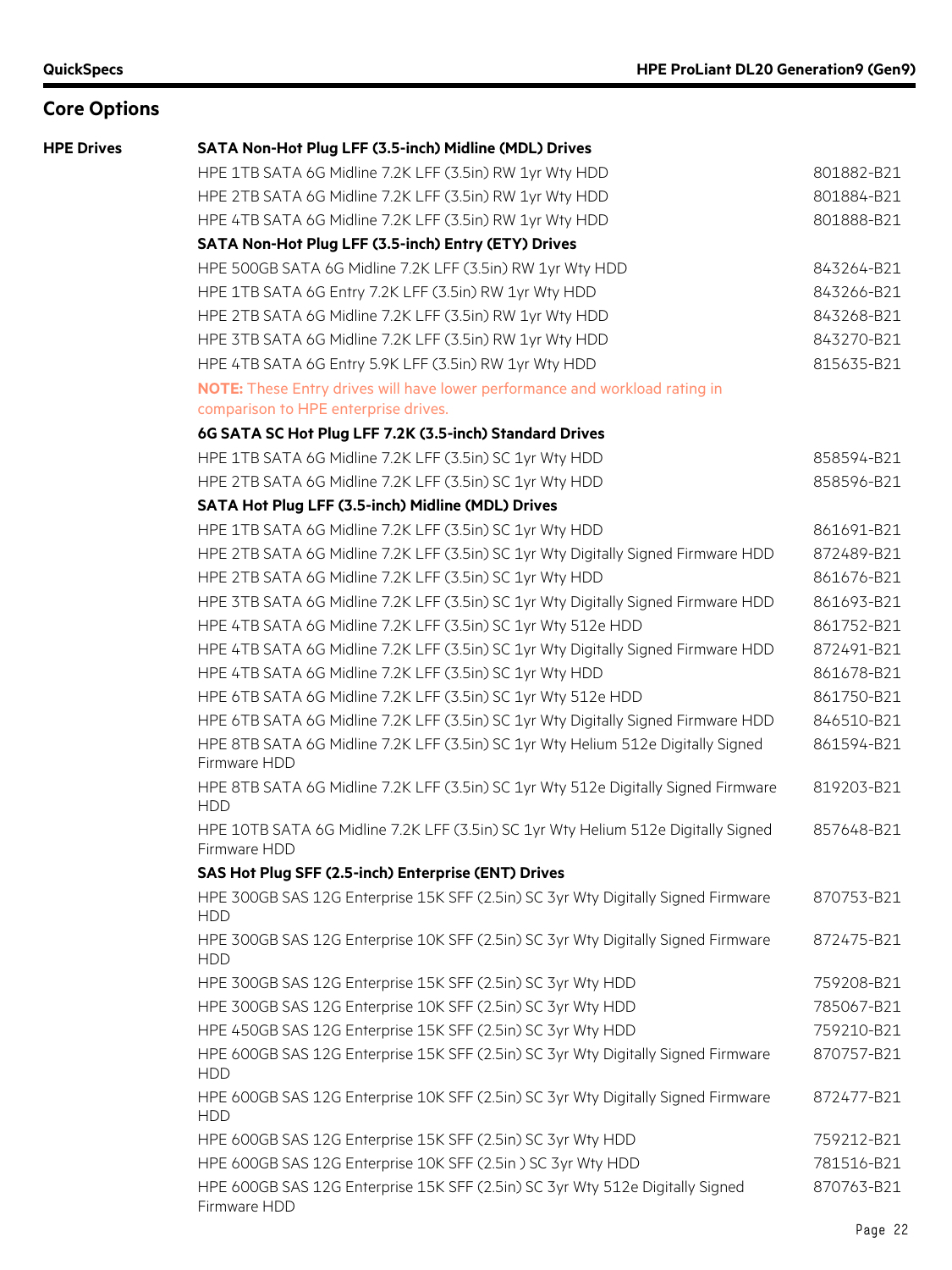## Core Options

### HPE Drives

**SATA Non-Hot Plug LFF (3.5-inch) Midline (MDL) Drives**

| Description | Part Number |
|---|---|
| HPE 1TB SATA 6G Midline 7.2K LFF (3.5in) RW 1yr Wty HDD | 801882-B21 |
| HPE 2TB SATA 6G Midline 7.2K LFF (3.5in) RW 1yr Wty HDD | 801884-B21 |
| HPE 4TB SATA 6G Midline 7.2K LFF (3.5in) RW 1yr Wty HDD | 801888-B21 |

**SATA Non-Hot Plug LFF (3.5-inch) Entry (ETY) Drives**

| Description | Part Number |
|---|---|
| HPE 500GB SATA 6G Midline 7.2K LFF (3.5in) RW 1yr Wty HDD | 843264-B21 |
| HPE 1TB SATA 6G Entry 7.2K LFF (3.5in) RW 1yr Wty HDD | 843266-B21 |
| HPE 2TB SATA 6G Midline 7.2K LFF (3.5in) RW 1yr Wty HDD | 843268-B21 |
| HPE 3TB SATA 6G Midline 7.2K LFF (3.5in) RW 1yr Wty HDD | 843270-B21 |
| HPE 4TB SATA 6G Entry 5.9K LFF (3.5in) RW 1yr Wty HDD | 815635-B21 |

**NOTE:** These Entry drives will have lower performance and workload rating in comparison to HPE enterprise drives.

**6G SATA SC Hot Plug LFF 7.2K (3.5-inch) Standard Drives**

| Description | Part Number |
|---|---|
| HPE 1TB SATA 6G Midline 7.2K LFF (3.5in) SC 1yr Wty HDD | 858594-B21 |
| HPE 2TB SATA 6G Midline 7.2K LFF (3.5in) SC 1yr Wty HDD | 858596-B21 |

**SATA Hot Plug LFF (3.5-inch) Midline (MDL) Drives**

| Description | Part Number |
|---|---|
| HPE 1TB SATA 6G Midline 7.2K LFF (3.5in) SC 1yr Wty HDD | 861691-B21 |
| HPE 2TB SATA 6G Midline 7.2K LFF (3.5in) SC 1yr Wty Digitally Signed Firmware HDD | 872489-B21 |
| HPE 2TB SATA 6G Midline 7.2K LFF (3.5in) SC 1yr Wty HDD | 861676-B21 |
| HPE 3TB SATA 6G Midline 7.2K LFF (3.5in) SC 1yr Wty Digitally Signed Firmware HDD | 861693-B21 |
| HPE 4TB SATA 6G Midline 7.2K LFF (3.5in) SC 1yr Wty 512e HDD | 861752-B21 |
| HPE 4TB SATA 6G Midline 7.2K LFF (3.5in) SC 1yr Wty Digitally Signed Firmware HDD | 872491-B21 |
| HPE 4TB SATA 6G Midline 7.2K LFF (3.5in) SC 1yr Wty HDD | 861678-B21 |
| HPE 6TB SATA 6G Midline 7.2K LFF (3.5in) SC 1yr Wty 512e HDD | 861750-B21 |
| HPE 6TB SATA 6G Midline 7.2K LFF (3.5in) SC 1yr Wty Digitally Signed Firmware HDD | 846510-B21 |
| HPE 8TB SATA 6G Midline 7.2K LFF (3.5in) SC 1yr Wty Helium 512e Digitally Signed Firmware HDD | 861594-B21 |
| HPE 8TB SATA 6G Midline 7.2K LFF (3.5in) SC 1yr Wty 512e Digitally Signed Firmware HDD | 819203-B21 |
| HPE 10TB SATA 6G Midline 7.2K LFF (3.5in) SC 1yr Wty Helium 512e Digitally Signed Firmware HDD | 857648-B21 |

**SAS Hot Plug SFF (2.5-inch) Enterprise (ENT) Drives**

| Description | Part Number |
|---|---|
| HPE 300GB SAS 12G Enterprise 15K SFF (2.5in) SC 3yr Wty Digitally Signed Firmware HDD | 870753-B21 |
| HPE 300GB SAS 12G Enterprise 10K SFF (2.5in) SC 3yr Wty Digitally Signed Firmware HDD | 872475-B21 |
| HPE 300GB SAS 12G Enterprise 15K SFF (2.5in) SC 3yr Wty HDD | 759208-B21 |
| HPE 300GB SAS 12G Enterprise 10K SFF (2.5in) SC 3yr Wty HDD | 785067-B21 |
| HPE 450GB SAS 12G Enterprise 15K SFF (2.5in) SC 3yr Wty HDD | 759210-B21 |
| HPE 600GB SAS 12G Enterprise 15K SFF (2.5in) SC 3yr Wty Digitally Signed Firmware HDD | 870757-B21 |
| HPE 600GB SAS 12G Enterprise 10K SFF (2.5in) SC 3yr Wty Digitally Signed Firmware HDD | 872477-B21 |
| HPE 600GB SAS 12G Enterprise 15K SFF (2.5in) SC 3yr Wty HDD | 759212-B21 |
| HPE 600GB SAS 12G Enterprise 10K SFF (2.5in ) SC 3yr Wty HDD | 781516-B21 |
| HPE 600GB SAS 12G Enterprise 15K SFF (2.5in) SC 3yr Wty 512e Digitally Signed Firmware HDD | 870763-B21 |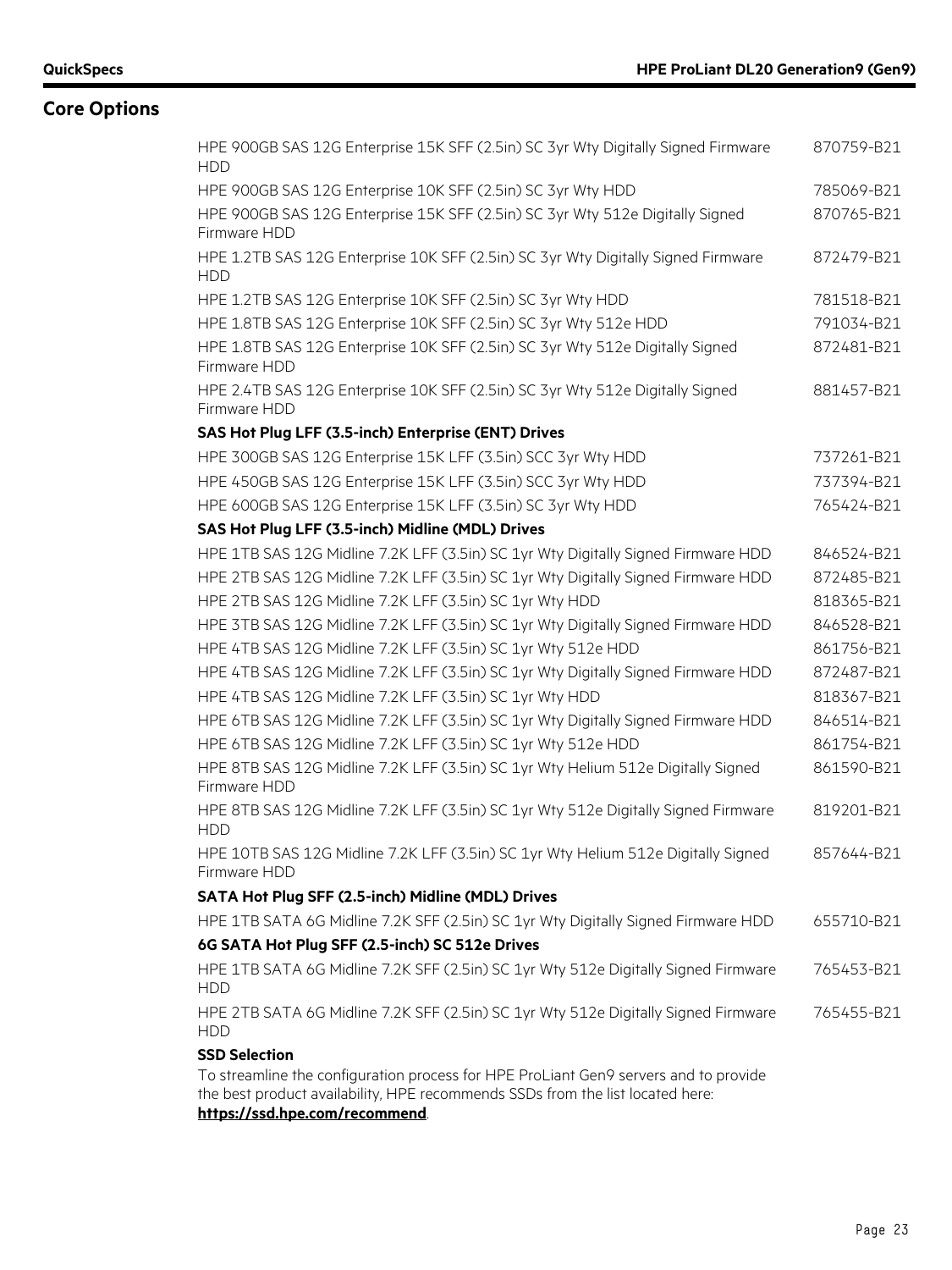## Core Options

| | |
|---|---|
| HPE 900GB SAS 12G Enterprise 15K SFF (2.5in) SC 3yr Wty Digitally Signed Firmware HDD | 870759-B21 |
| HPE 900GB SAS 12G Enterprise 10K SFF (2.5in) SC 3yr Wty HDD | 785069-B21 |
| HPE 900GB SAS 12G Enterprise 15K SFF (2.5in) SC 3yr Wty 512e Digitally Signed Firmware HDD | 870765-B21 |
| HPE 1.2TB SAS 12G Enterprise 10K SFF (2.5in) SC 3yr Wty Digitally Signed Firmware HDD | 872479-B21 |
| HPE 1.2TB SAS 12G Enterprise 10K SFF (2.5in) SC 3yr Wty HDD | 781518-B21 |
| HPE 1.8TB SAS 12G Enterprise 10K SFF (2.5in) SC 3yr Wty 512e HDD | 791034-B21 |
| HPE 1.8TB SAS 12G Enterprise 10K SFF (2.5in) SC 3yr Wty 512e Digitally Signed Firmware HDD | 872481-B21 |
| HPE 2.4TB SAS 12G Enterprise 10K SFF (2.5in) SC 3yr Wty 512e Digitally Signed Firmware HDD | 881457-B21 |
| **SAS Hot Plug LFF (3.5-inch) Enterprise (ENT) Drives** | |
| HPE 300GB SAS 12G Enterprise 15K LFF (3.5in) SCC 3yr Wty HDD | 737261-B21 |
| HPE 450GB SAS 12G Enterprise 15K LFF (3.5in) SCC 3yr Wty HDD | 737394-B21 |
| HPE 600GB SAS 12G Enterprise 15K LFF (3.5in) SC 3yr Wty HDD | 765424-B21 |
| **SAS Hot Plug LFF (3.5-inch) Midline (MDL) Drives** | |
| HPE 1TB SAS 12G Midline 7.2K LFF (3.5in) SC 1yr Wty Digitally Signed Firmware HDD | 846524-B21 |
| HPE 2TB SAS 12G Midline 7.2K LFF (3.5in) SC 1yr Wty Digitally Signed Firmware HDD | 872485-B21 |
| HPE 2TB SAS 12G Midline 7.2K LFF (3.5in) SC 1yr Wty HDD | 818365-B21 |
| HPE 3TB SAS 12G Midline 7.2K LFF (3.5in) SC 1yr Wty Digitally Signed Firmware HDD | 846528-B21 |
| HPE 4TB SAS 12G Midline 7.2K LFF (3.5in) SC 1yr Wty 512e HDD | 861756-B21 |
| HPE 4TB SAS 12G Midline 7.2K LFF (3.5in) SC 1yr Wty Digitally Signed Firmware HDD | 872487-B21 |
| HPE 4TB SAS 12G Midline 7.2K LFF (3.5in) SC 1yr Wty HDD | 818367-B21 |
| HPE 6TB SAS 12G Midline 7.2K LFF (3.5in) SC 1yr Wty Digitally Signed Firmware HDD | 846514-B21 |
| HPE 6TB SAS 12G Midline 7.2K LFF (3.5in) SC 1yr Wty 512e HDD | 861754-B21 |
| HPE 8TB SAS 12G Midline 7.2K LFF (3.5in) SC 1yr Wty Helium 512e Digitally Signed Firmware HDD | 861590-B21 |
| HPE 8TB SAS 12G Midline 7.2K LFF (3.5in) SC 1yr Wty 512e Digitally Signed Firmware HDD | 819201-B21 |
| HPE 10TB SAS 12G Midline 7.2K LFF (3.5in) SC 1yr Wty Helium 512e Digitally Signed Firmware HDD | 857644-B21 |
| **SATA Hot Plug SFF (2.5-inch) Midline (MDL) Drives** | |
| HPE 1TB SATA 6G Midline 7.2K SFF (2.5in) SC 1yr Wty Digitally Signed Firmware HDD | 655710-B21 |
| **6G SATA Hot Plug SFF (2.5-inch) SC 512e Drives** | |
| HPE 1TB SATA 6G Midline 7.2K SFF (2.5in) SC 1yr Wty 512e Digitally Signed Firmware HDD | 765453-B21 |
| HPE 2TB SATA 6G Midline 7.2K SFF (2.5in) SC 1yr Wty 512e Digitally Signed Firmware HDD | 765455-B21 |

**SSD Selection**

To streamline the configuration process for HPE ProLiant Gen9 servers and to provide the best product availability, HPE recommends SSDs from the list located here: **https://ssd.hpe.com/recommend**.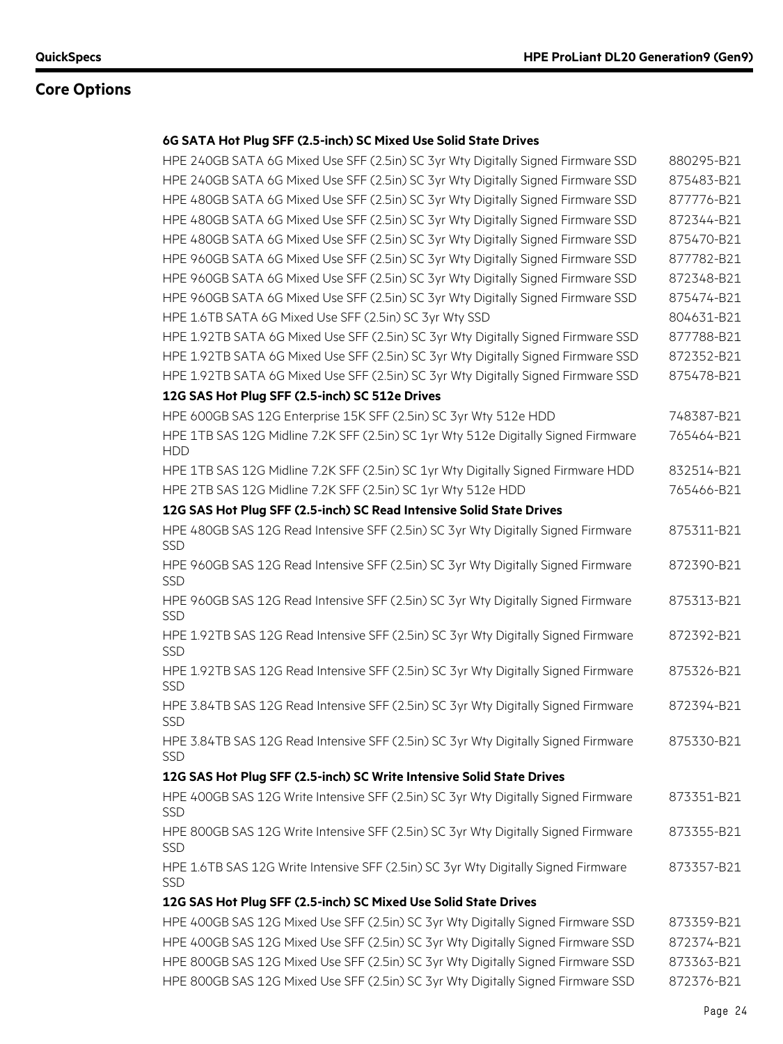## Core Options

| | |
|---|---|
| **6G SATA Hot Plug SFF (2.5-inch) SC Mixed Use Solid State Drives** | |
| HPE 240GB SATA 6G Mixed Use SFF (2.5in) SC 3yr Wty Digitally Signed Firmware SSD | 880295-B21 |
| HPE 240GB SATA 6G Mixed Use SFF (2.5in) SC 3yr Wty Digitally Signed Firmware SSD | 875483-B21 |
| HPE 480GB SATA 6G Mixed Use SFF (2.5in) SC 3yr Wty Digitally Signed Firmware SSD | 877776-B21 |
| HPE 480GB SATA 6G Mixed Use SFF (2.5in) SC 3yr Wty Digitally Signed Firmware SSD | 872344-B21 |
| HPE 480GB SATA 6G Mixed Use SFF (2.5in) SC 3yr Wty Digitally Signed Firmware SSD | 875470-B21 |
| HPE 960GB SATA 6G Mixed Use SFF (2.5in) SC 3yr Wty Digitally Signed Firmware SSD | 877782-B21 |
| HPE 960GB SATA 6G Mixed Use SFF (2.5in) SC 3yr Wty Digitally Signed Firmware SSD | 872348-B21 |
| HPE 960GB SATA 6G Mixed Use SFF (2.5in) SC 3yr Wty Digitally Signed Firmware SSD | 875474-B21 |
| HPE 1.6TB SATA 6G Mixed Use SFF (2.5in) SC 3yr Wty SSD | 804631-B21 |
| HPE 1.92TB SATA 6G Mixed Use SFF (2.5in) SC 3yr Wty Digitally Signed Firmware SSD | 877788-B21 |
| HPE 1.92TB SATA 6G Mixed Use SFF (2.5in) SC 3yr Wty Digitally Signed Firmware SSD | 872352-B21 |
| HPE 1.92TB SATA 6G Mixed Use SFF (2.5in) SC 3yr Wty Digitally Signed Firmware SSD | 875478-B21 |
| **12G SAS Hot Plug SFF (2.5-inch) SC 512e Drives** | |
| HPE 600GB SAS 12G Enterprise 15K SFF (2.5in) SC 3yr Wty 512e HDD | 748387-B21 |
| HPE 1TB SAS 12G Midline 7.2K SFF (2.5in) SC 1yr Wty 512e Digitally Signed Firmware HDD | 765464-B21 |
| HPE 1TB SAS 12G Midline 7.2K SFF (2.5in) SC 1yr Wty Digitally Signed Firmware HDD | 832514-B21 |
| HPE 2TB SAS 12G Midline 7.2K SFF (2.5in) SC 1yr Wty 512e HDD | 765466-B21 |
| **12G SAS Hot Plug SFF (2.5-inch) SC Read Intensive Solid State Drives** | |
| HPE 480GB SAS 12G Read Intensive SFF (2.5in) SC 3yr Wty Digitally Signed Firmware SSD | 875311-B21 |
| HPE 960GB SAS 12G Read Intensive SFF (2.5in) SC 3yr Wty Digitally Signed Firmware SSD | 872390-B21 |
| HPE 960GB SAS 12G Read Intensive SFF (2.5in) SC 3yr Wty Digitally Signed Firmware SSD | 875313-B21 |
| HPE 1.92TB SAS 12G Read Intensive SFF (2.5in) SC 3yr Wty Digitally Signed Firmware SSD | 872392-B21 |
| HPE 1.92TB SAS 12G Read Intensive SFF (2.5in) SC 3yr Wty Digitally Signed Firmware SSD | 875326-B21 |
| HPE 3.84TB SAS 12G Read Intensive SFF (2.5in) SC 3yr Wty Digitally Signed Firmware SSD | 872394-B21 |
| HPE 3.84TB SAS 12G Read Intensive SFF (2.5in) SC 3yr Wty Digitally Signed Firmware SSD | 875330-B21 |
| **12G SAS Hot Plug SFF (2.5-inch) SC Write Intensive Solid State Drives** | |
| HPE 400GB SAS 12G Write Intensive SFF (2.5in) SC 3yr Wty Digitally Signed Firmware SSD | 873351-B21 |
| HPE 800GB SAS 12G Write Intensive SFF (2.5in) SC 3yr Wty Digitally Signed Firmware SSD | 873355-B21 |
| HPE 1.6TB SAS 12G Write Intensive SFF (2.5in) SC 3yr Wty Digitally Signed Firmware SSD | 873357-B21 |
| **12G SAS Hot Plug SFF (2.5-inch) SC Mixed Use Solid State Drives** | |
| HPE 400GB SAS 12G Mixed Use SFF (2.5in) SC 3yr Wty Digitally Signed Firmware SSD | 873359-B21 |
| HPE 400GB SAS 12G Mixed Use SFF (2.5in) SC 3yr Wty Digitally Signed Firmware SSD | 872374-B21 |
| HPE 800GB SAS 12G Mixed Use SFF (2.5in) SC 3yr Wty Digitally Signed Firmware SSD | 873363-B21 |
| HPE 800GB SAS 12G Mixed Use SFF (2.5in) SC 3yr Wty Digitally Signed Firmware SSD | 872376-B21 |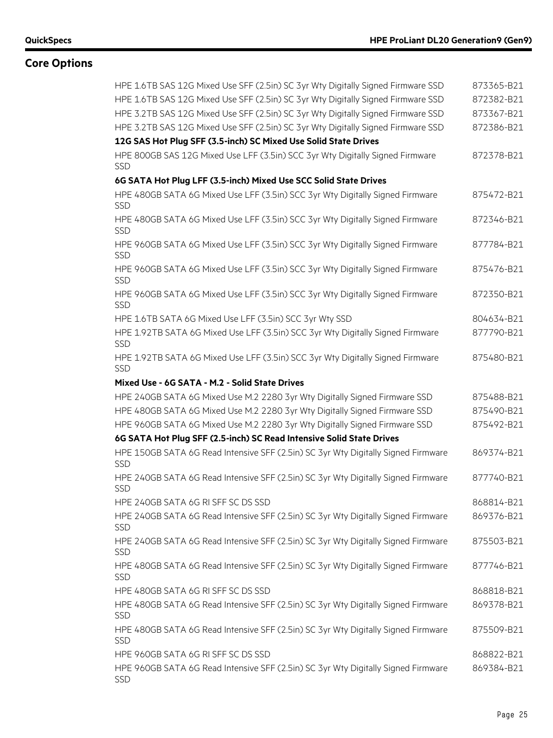## Core Options

| | |
|---|---|
| HPE 1.6TB SAS 12G Mixed Use SFF (2.5in) SC 3yr Wty Digitally Signed Firmware SSD | 873365-B21 |
| HPE 1.6TB SAS 12G Mixed Use SFF (2.5in) SC 3yr Wty Digitally Signed Firmware SSD | 872382-B21 |
| HPE 3.2TB SAS 12G Mixed Use SFF (2.5in) SC 3yr Wty Digitally Signed Firmware SSD | 873367-B21 |
| HPE 3.2TB SAS 12G Mixed Use SFF (2.5in) SC 3yr Wty Digitally Signed Firmware SSD | 872386-B21 |
| **12G SAS Hot Plug SFF (3.5-inch) SC Mixed Use Solid State Drives** | |
| HPE 800GB SAS 12G Mixed Use LFF (3.5in) SCC 3yr Wty Digitally Signed Firmware SSD | 872378-B21 |
| **6G SATA Hot Plug LFF (3.5-inch) Mixed Use SCC Solid State Drives** | |
| HPE 480GB SATA 6G Mixed Use LFF (3.5in) SCC 3yr Wty Digitally Signed Firmware SSD | 875472-B21 |
| HPE 480GB SATA 6G Mixed Use LFF (3.5in) SCC 3yr Wty Digitally Signed Firmware SSD | 872346-B21 |
| HPE 960GB SATA 6G Mixed Use LFF (3.5in) SCC 3yr Wty Digitally Signed Firmware SSD | 877784-B21 |
| HPE 960GB SATA 6G Mixed Use LFF (3.5in) SCC 3yr Wty Digitally Signed Firmware SSD | 875476-B21 |
| HPE 960GB SATA 6G Mixed Use LFF (3.5in) SCC 3yr Wty Digitally Signed Firmware SSD | 872350-B21 |
| HPE 1.6TB SATA 6G Mixed Use LFF (3.5in) SCC 3yr Wty SSD | 804634-B21 |
| HPE 1.92TB SATA 6G Mixed Use LFF (3.5in) SCC 3yr Wty Digitally Signed Firmware SSD | 877790-B21 |
| HPE 1.92TB SATA 6G Mixed Use LFF (3.5in) SCC 3yr Wty Digitally Signed Firmware SSD | 875480-B21 |
| **Mixed Use - 6G SATA - M.2 - Solid State Drives** | |
| HPE 240GB SATA 6G Mixed Use M.2 2280 3yr Wty Digitally Signed Firmware SSD | 875488-B21 |
| HPE 480GB SATA 6G Mixed Use M.2 2280 3yr Wty Digitally Signed Firmware SSD | 875490-B21 |
| HPE 960GB SATA 6G Mixed Use M.2 2280 3yr Wty Digitally Signed Firmware SSD | 875492-B21 |
| **6G SATA Hot Plug SFF (2.5-inch) SC Read Intensive Solid State Drives** | |
| HPE 150GB SATA 6G Read Intensive SFF (2.5in) SC 3yr Wty Digitally Signed Firmware SSD | 869374-B21 |
| HPE 240GB SATA 6G Read Intensive SFF (2.5in) SC 3yr Wty Digitally Signed Firmware SSD | 877740-B21 |
| HPE 240GB SATA 6G RI SFF SC DS SSD | 868814-B21 |
| HPE 240GB SATA 6G Read Intensive SFF (2.5in) SC 3yr Wty Digitally Signed Firmware SSD | 869376-B21 |
| HPE 240GB SATA 6G Read Intensive SFF (2.5in) SC 3yr Wty Digitally Signed Firmware SSD | 875503-B21 |
| HPE 480GB SATA 6G Read Intensive SFF (2.5in) SC 3yr Wty Digitally Signed Firmware SSD | 877746-B21 |
| HPE 480GB SATA 6G RI SFF SC DS SSD | 868818-B21 |
| HPE 480GB SATA 6G Read Intensive SFF (2.5in) SC 3yr Wty Digitally Signed Firmware SSD | 869378-B21 |
| HPE 480GB SATA 6G Read Intensive SFF (2.5in) SC 3yr Wty Digitally Signed Firmware SSD | 875509-B21 |
| HPE 960GB SATA 6G RI SFF SC DS SSD | 868822-B21 |
| HPE 960GB SATA 6G Read Intensive SFF (2.5in) SC 3yr Wty Digitally Signed Firmware SSD | 869384-B21 |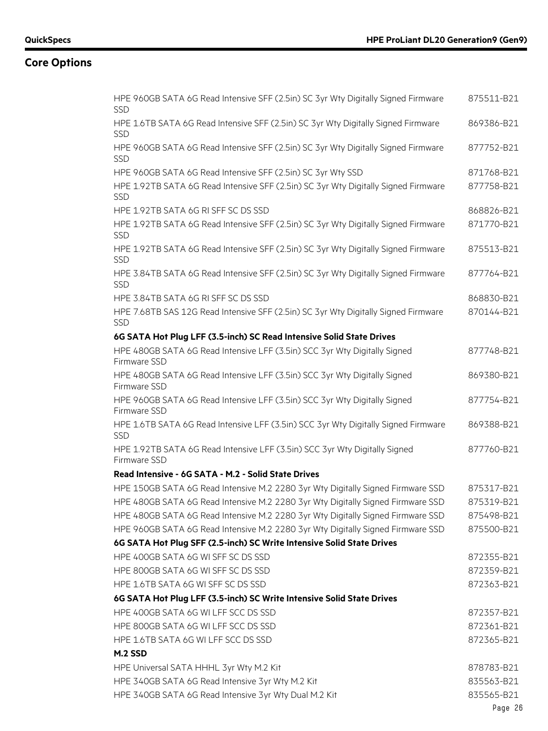## Core Options

| | |
|---|---|
| HPE 960GB SATA 6G Read Intensive SFF (2.5in) SC 3yr Wty Digitally Signed Firmware SSD | 875511-B21 |
| HPE 1.6TB SATA 6G Read Intensive SFF (2.5in) SC 3yr Wty Digitally Signed Firmware SSD | 869386-B21 |
| HPE 960GB SATA 6G Read Intensive SFF (2.5in) SC 3yr Wty Digitally Signed Firmware SSD | 877752-B21 |
| HPE 960GB SATA 6G Read Intensive SFF (2.5in) SC 3yr Wty SSD | 871768-B21 |
| HPE 1.92TB SATA 6G Read Intensive SFF (2.5in) SC 3yr Wty Digitally Signed Firmware SSD | 877758-B21 |
| HPE 1.92TB SATA 6G RI SFF SC DS SSD | 868826-B21 |
| HPE 1.92TB SATA 6G Read Intensive SFF (2.5in) SC 3yr Wty Digitally Signed Firmware SSD | 871770-B21 |
| HPE 1.92TB SATA 6G Read Intensive SFF (2.5in) SC 3yr Wty Digitally Signed Firmware SSD | 875513-B21 |
| HPE 3.84TB SATA 6G Read Intensive SFF (2.5in) SC 3yr Wty Digitally Signed Firmware SSD | 877764-B21 |
| HPE 3.84TB SATA 6G RI SFF SC DS SSD | 868830-B21 |
| HPE 7.68TB SAS 12G Read Intensive SFF (2.5in) SC 3yr Wty Digitally Signed Firmware SSD | 870144-B21 |
| **6G SATA Hot Plug LFF (3.5-inch) SC Read Intensive Solid State Drives** | |
| HPE 480GB SATA 6G Read Intensive LFF (3.5in) SCC 3yr Wty Digitally Signed Firmware SSD | 877748-B21 |
| HPE 480GB SATA 6G Read Intensive LFF (3.5in) SCC 3yr Wty Digitally Signed Firmware SSD | 869380-B21 |
| HPE 960GB SATA 6G Read Intensive LFF (3.5in) SCC 3yr Wty Digitally Signed Firmware SSD | 877754-B21 |
| HPE 1.6TB SATA 6G Read Intensive LFF (3.5in) SCC 3yr Wty Digitally Signed Firmware SSD | 869388-B21 |
| HPE 1.92TB SATA 6G Read Intensive LFF (3.5in) SCC 3yr Wty Digitally Signed Firmware SSD | 877760-B21 |
| **Read Intensive - 6G SATA - M.2 - Solid State Drives** | |
| HPE 150GB SATA 6G Read Intensive M.2 2280 3yr Wty Digitally Signed Firmware SSD | 875317-B21 |
| HPE 480GB SATA 6G Read Intensive M.2 2280 3yr Wty Digitally Signed Firmware SSD | 875319-B21 |
| HPE 480GB SATA 6G Read Intensive M.2 2280 3yr Wty Digitally Signed Firmware SSD | 875498-B21 |
| HPE 960GB SATA 6G Read Intensive M.2 2280 3yr Wty Digitally Signed Firmware SSD | 875500-B21 |
| **6G SATA Hot Plug SFF (2.5-inch) SC Write Intensive Solid State Drives** | |
| HPE 400GB SATA 6G WI SFF SC DS SSD | 872355-B21 |
| HPE 800GB SATA 6G WI SFF SC DS SSD | 872359-B21 |
| HPE 1.6TB SATA 6G WI SFF SC DS SSD | 872363-B21 |
| **6G SATA Hot Plug LFF (3.5-inch) SC Write Intensive Solid State Drives** | |
| HPE 400GB SATA 6G WI LFF SCC DS SSD | 872357-B21 |
| HPE 800GB SATA 6G WI LFF SCC DS SSD | 872361-B21 |
| HPE 1.6TB SATA 6G WI LFF SCC DS SSD | 872365-B21 |
| **M.2 SSD** | |
| HPE Universal SATA HHHL 3yr Wty M.2 Kit | 878783-B21 |
| HPE 340GB SATA 6G Read Intensive 3yr Wty M.2 Kit | 835563-B21 |
| HPE 340GB SATA 6G Read Intensive 3yr Wty Dual M.2 Kit | 835565-B21 |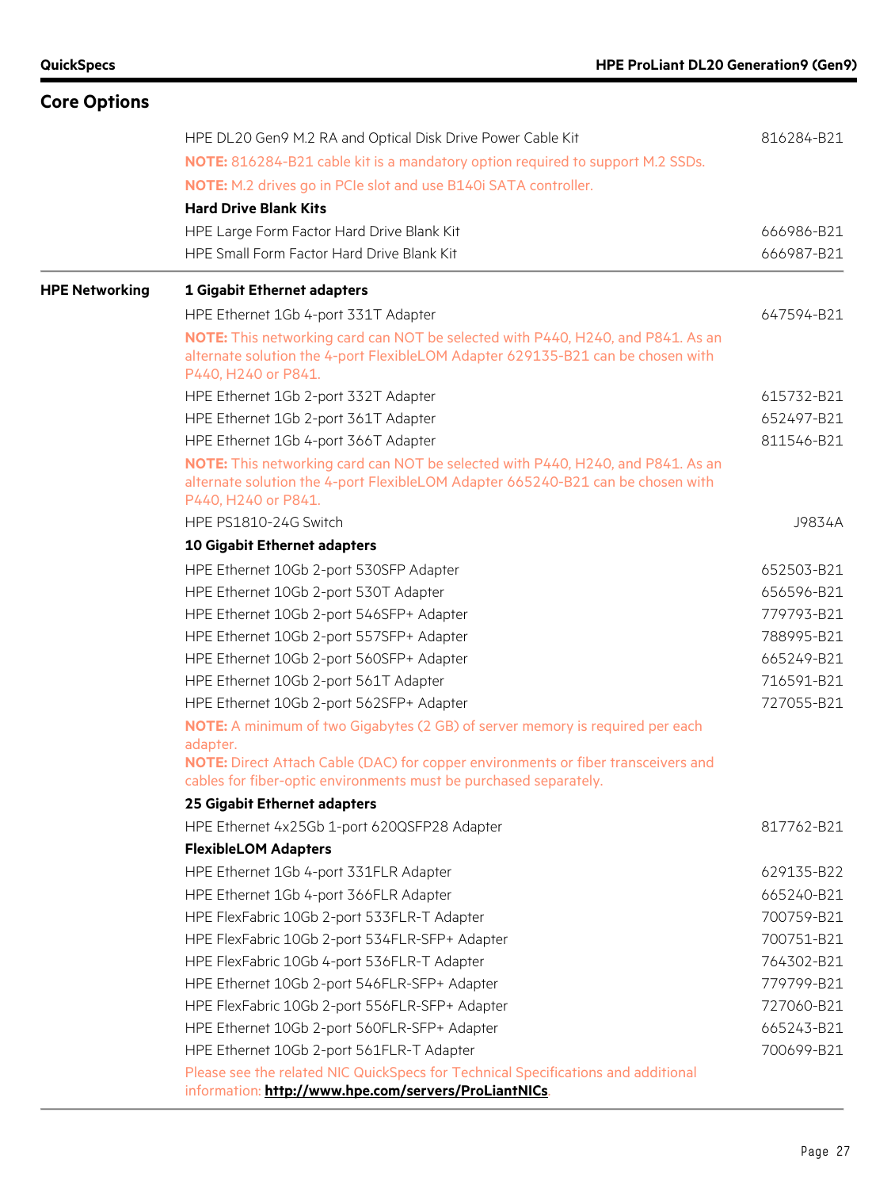## Core Options

| | | |
|---|---|---|
| | HPE DL20 Gen9 M.2 RA and Optical Disk Drive Power Cable Kit | 816284-B21 |
| | **NOTE:** 816284-B21 cable kit is a mandatory option required to support M.2 SSDs. | |
| | **NOTE:** M.2 drives go in PCIe slot and use B140i SATA controller. | |
| | **Hard Drive Blank Kits** | |
| | HPE Large Form Factor Hard Drive Blank Kit | 666986-B21 |
| | HPE Small Form Factor Hard Drive Blank Kit | 666987-B21 |
| **HPE Networking** | **1 Gigabit Ethernet adapters** | |
| | HPE Ethernet 1Gb 4-port 331T Adapter | 647594-B21 |
| | **NOTE:** This networking card can NOT be selected with P440, H240, and P841. As an alternate solution the 4-port FlexibleLOM Adapter 629135-B21 can be chosen with P440, H240 or P841. | |
| | HPE Ethernet 1Gb 2-port 332T Adapter | 615732-B21 |
| | HPE Ethernet 1Gb 2-port 361T Adapter | 652497-B21 |
| | HPE Ethernet 1Gb 4-port 366T Adapter | 811546-B21 |
| | **NOTE:** This networking card can NOT be selected with P440, H240, and P841. As an alternate solution the 4-port FlexibleLOM Adapter 665240-B21 can be chosen with P440, H240 or P841. | |
| | HPE PS1810-24G Switch | J9834A |
| | **10 Gigabit Ethernet adapters** | |
| | HPE Ethernet 10Gb 2-port 530SFP Adapter | 652503-B21 |
| | HPE Ethernet 10Gb 2-port 530T Adapter | 656596-B21 |
| | HPE Ethernet 10Gb 2-port 546SFP+ Adapter | 779793-B21 |
| | HPE Ethernet 10Gb 2-port 557SFP+ Adapter | 788995-B21 |
| | HPE Ethernet 10Gb 2-port 560SFP+ Adapter | 665249-B21 |
| | HPE Ethernet 10Gb 2-port 561T Adapter | 716591-B21 |
| | HPE Ethernet 10Gb 2-port 562SFP+ Adapter | 727055-B21 |
| | **NOTE:** A minimum of two Gigabytes (2 GB) of server memory is required per each adapter.<br>**NOTE:** Direct Attach Cable (DAC) for copper environments or fiber transceivers and cables for fiber-optic environments must be purchased separately. | |
| | **25 Gigabit Ethernet adapters** | |
| | HPE Ethernet 4x25Gb 1-port 620QSFP28 Adapter | 817762-B21 |
| | **FlexibleLOM Adapters** | |
| | HPE Ethernet 1Gb 4-port 331FLR Adapter | 629135-B22 |
| | HPE Ethernet 1Gb 4-port 366FLR Adapter | 665240-B21 |
| | HPE FlexFabric 10Gb 2-port 533FLR-T Adapter | 700759-B21 |
| | HPE FlexFabric 10Gb 2-port 534FLR-SFP+ Adapter | 700751-B21 |
| | HPE FlexFabric 10Gb 4-port 536FLR-T Adapter | 764302-B21 |
| | HPE Ethernet 10Gb 2-port 546FLR-SFP+ Adapter | 779799-B21 |
| | HPE FlexFabric 10Gb 2-port 556FLR-SFP+ Adapter | 727060-B21 |
| | HPE Ethernet 10Gb 2-port 560FLR-SFP+ Adapter | 665243-B21 |
| | HPE Ethernet 10Gb 2-port 561FLR-T Adapter | 700699-B21 |
| | Please see the related NIC QuickSpecs for Technical Specifications and additional information: **http://www.hpe.com/servers/ProLiantNICs**. | |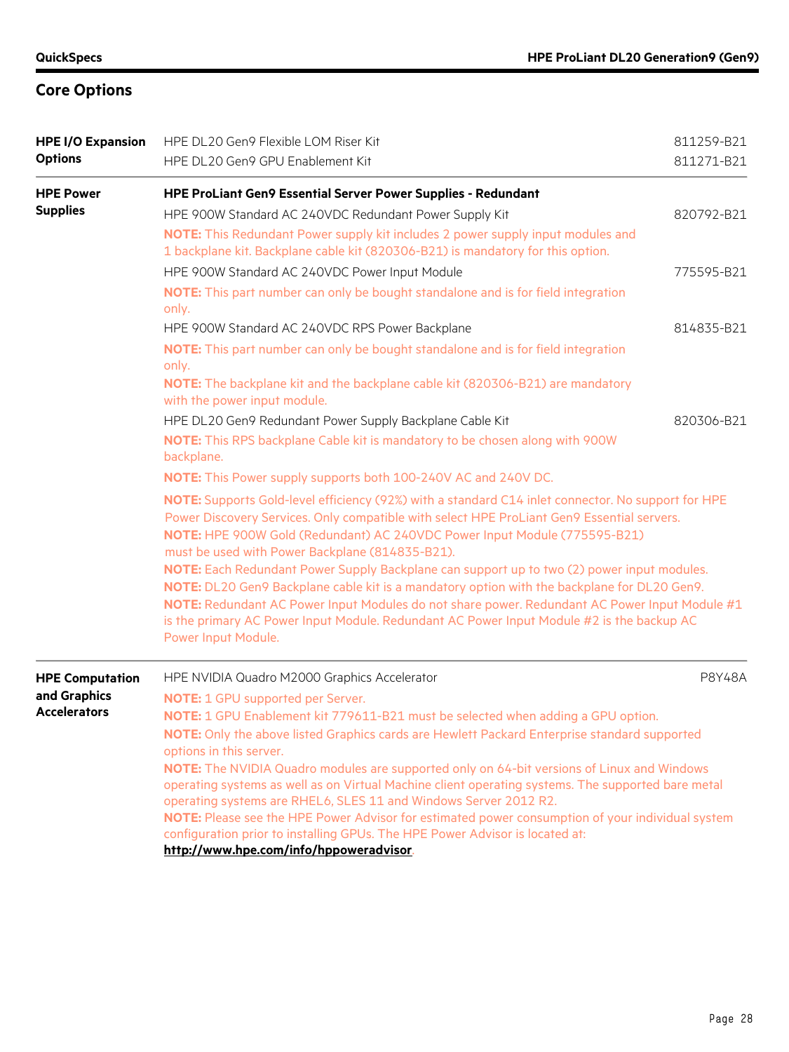## Core Options

| | | |
|---|---|---|
| **HPE I/O Expansion Options** | HPE DL20 Gen9 Flexible LOM Riser Kit | 811259-B21 |
| | HPE DL20 Gen9 GPU Enablement Kit | 811271-B21 |
| **HPE Power Supplies** | **HPE ProLiant Gen9 Essential Server Power Supplies - Redundant** | |
| | HPE 900W Standard AC 240VDC Redundant Power Supply Kit | 820792-B21 |
| | **NOTE:** This Redundant Power supply kit includes 2 power supply input modules and 1 backplane kit. Backplane cable kit (820306-B21) is mandatory for this option. | |
| | HPE 900W Standard AC 240VDC Power Input Module | 775595-B21 |
| | **NOTE:** This part number can only be bought standalone and is for field integration only. | |
| | HPE 900W Standard AC 240VDC RPS Power Backplane | 814835-B21 |
| | **NOTE:** This part number can only be bought standalone and is for field integration only.<br>**NOTE:** The backplane kit and the backplane cable kit (820306-B21) are mandatory with the power input module. | |
| | HPE DL20 Gen9 Redundant Power Supply Backplane Cable Kit | 820306-B21 |
| | **NOTE:** This RPS backplane Cable kit is mandatory to be chosen along with 900W backplane. | |
| | **NOTE:** This Power supply supports both 100-240V AC and 240V DC. | |
| | **NOTE:** Supports Gold-level efficiency (92%) with a standard C14 inlet connector. No support for HPE Power Discovery Services. Only compatible with select HPE ProLiant Gen9 Essential servers.<br>**NOTE:** HPE 900W Gold (Redundant) AC 240VDC Power Input Module (775595-B21) must be used with Power Backplane (814835-B21).<br>**NOTE:** Each Redundant Power Supply Backplane can support up to two (2) power input modules.<br>**NOTE:** DL20 Gen9 Backplane cable kit is a mandatory option with the backplane for DL20 Gen9.<br>**NOTE:** Redundant AC Power Input Modules do not share power. Redundant AC Power Input Module #1 is the primary AC Power Input Module. Redundant AC Power Input Module #2 is the backup AC Power Input Module. | |
| **HPE Computation and Graphics Accelerators** | HPE NVIDIA Quadro M2000 Graphics Accelerator | P8Y48A |
| | **NOTE:** 1 GPU supported per Server.<br>**NOTE:** 1 GPU Enablement kit 779611-B21 must be selected when adding a GPU option.<br>**NOTE:** Only the above listed Graphics cards are Hewlett Packard Enterprise standard supported options in this server.<br>**NOTE:** The NVIDIA Quadro modules are supported only on 64-bit versions of Linux and Windows operating systems as well as on Virtual Machine client operating systems. The supported bare metal operating systems are RHEL6, SLES 11 and Windows Server 2012 R2.<br>**NOTE:** Please see the HPE Power Advisor for estimated power consumption of your individual system configuration prior to installing GPUs. The HPE Power Advisor is located at: **http://www.hpe.com/info/hppoweradvisor**. | |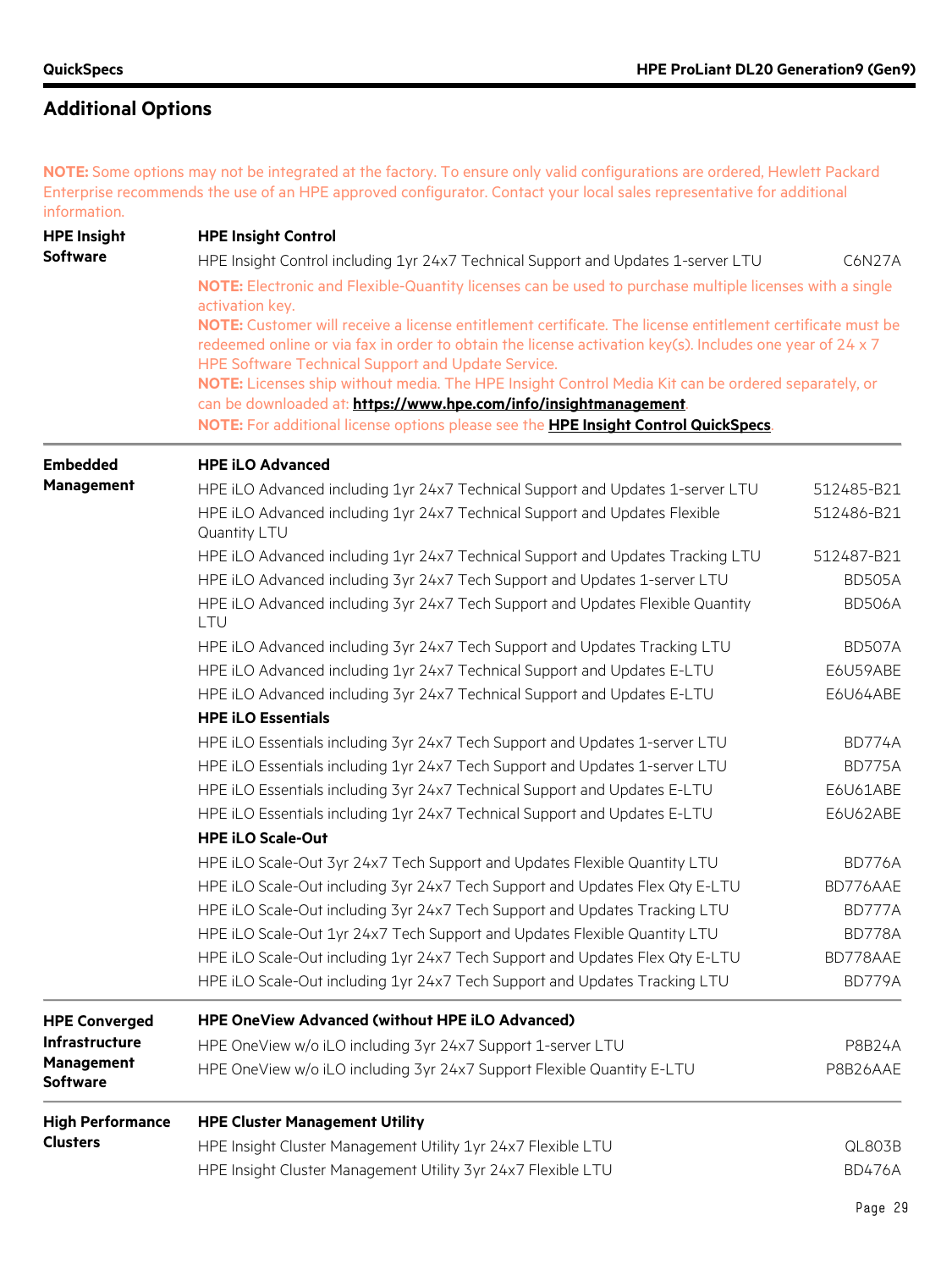## Additional Options

**NOTE:** Some options may not be integrated at the factory. To ensure only valid configurations are ordered, Hewlett Packard Enterprise recommends the use of an HPE approved configurator. Contact your local sales representative for additional information.

### HPE Insight Software

**HPE Insight Control**

| Description | Part Number |
|---|---|
| HPE Insight Control including 1yr 24x7 Technical Support and Updates 1-server LTU | C6N27A |

**NOTE:** Electronic and Flexible-Quantity licenses can be used to purchase multiple licenses with a single activation key.
**NOTE:** Customer will receive a license entitlement certificate. The license entitlement certificate must be redeemed online or via fax in order to obtain the license activation key(s). Includes one year of 24 x 7 HPE Software Technical Support and Update Service.
**NOTE:** Licenses ship without media. The HPE Insight Control Media Kit can be ordered separately, or can be downloaded at: **https://www.hpe.com/info/insightmanagement**.
**NOTE:** For additional license options please see the **HPE Insight Control QuickSpecs**.

### Embedded Management

**HPE iLO Advanced**

| Description | Part Number |
|---|---|
| HPE iLO Advanced including 1yr 24x7 Technical Support and Updates 1-server LTU | 512485-B21 |
| HPE iLO Advanced including 1yr 24x7 Technical Support and Updates Flexible Quantity LTU | 512486-B21 |
| HPE iLO Advanced including 1yr 24x7 Technical Support and Updates Tracking LTU | 512487-B21 |
| HPE iLO Advanced including 3yr 24x7 Tech Support and Updates 1-server LTU | BD505A |
| HPE iLO Advanced including 3yr 24x7 Tech Support and Updates Flexible Quantity LTU | BD506A |
| HPE iLO Advanced including 3yr 24x7 Tech Support and Updates Tracking LTU | BD507A |
| HPE iLO Advanced including 1yr 24x7 Technical Support and Updates E-LTU | E6U59ABE |
| HPE iLO Advanced including 3yr 24x7 Technical Support and Updates E-LTU | E6U64ABE |

**HPE iLO Essentials**

| Description | Part Number |
|---|---|
| HPE iLO Essentials including 3yr 24x7 Tech Support and Updates 1-server LTU | BD774A |
| HPE iLO Essentials including 1yr 24x7 Tech Support and Updates 1-server LTU | BD775A |
| HPE iLO Essentials including 3yr 24x7 Technical Support and Updates E-LTU | E6U61ABE |
| HPE iLO Essentials including 1yr 24x7 Technical Support and Updates E-LTU | E6U62ABE |

**HPE iLO Scale-Out**

| Description | Part Number |
|---|---|
| HPE iLO Scale-Out 3yr 24x7 Tech Support and Updates Flexible Quantity LTU | BD776A |
| HPE iLO Scale-Out including 3yr 24x7 Tech Support and Updates Flex Qty E-LTU | BD776AAE |
| HPE iLO Scale-Out including 3yr 24x7 Tech Support and Updates Tracking LTU | BD777A |
| HPE iLO Scale-Out 1yr 24x7 Tech Support and Updates Flexible Quantity LTU | BD778A |
| HPE iLO Scale-Out including 1yr 24x7 Tech Support and Updates Flex Qty E-LTU | BD778AAE |
| HPE iLO Scale-Out including 1yr 24x7 Tech Support and Updates Tracking LTU | BD779A |

### HPE Converged Infrastructure Management Software

**HPE OneView Advanced (without HPE iLO Advanced)**

| Description | Part Number |
|---|---|
| HPE OneView w/o iLO including 3yr 24x7 Support 1-server LTU | P8B24A |
| HPE OneView w/o iLO including 3yr 24x7 Support Flexible Quantity E-LTU | P8B26AAE |

### High Performance Clusters

**HPE Cluster Management Utility**

| Description | Part Number |
|---|---|
| HPE Insight Cluster Management Utility 1yr 24x7 Flexible LTU | QL803B |
| HPE Insight Cluster Management Utility 3yr 24x7 Flexible LTU | BD476A |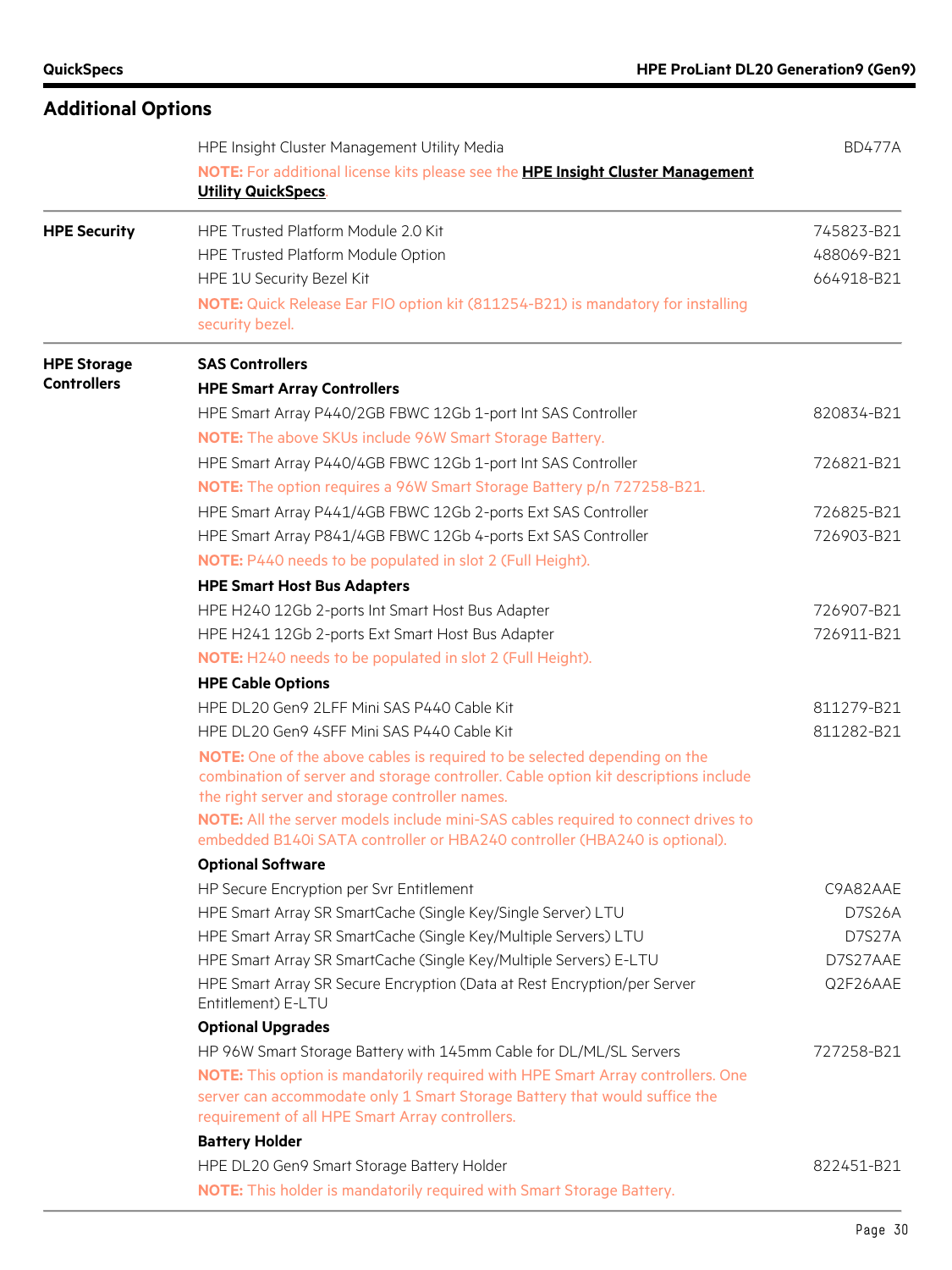## Additional Options

| | | |
|---|---|---|
| | HPE Insight Cluster Management Utility Media | BD477A |
| | **NOTE:** For additional license kits please see the **HPE Insight Cluster Management Utility QuickSpecs**. | |
| **HPE Security** | HPE Trusted Platform Module 2.0 Kit | 745823-B21 |
| | HPE Trusted Platform Module Option | 488069-B21 |
| | HPE 1U Security Bezel Kit | 664918-B21 |
| | **NOTE:** Quick Release Ear FIO option kit (811254-B21) is mandatory for installing security bezel. | |
| **HPE Storage Controllers** | **SAS Controllers** | |
| | **HPE Smart Array Controllers** | |
| | HPE Smart Array P440/2GB FBWC 12Gb 1-port Int SAS Controller | 820834-B21 |
| | **NOTE:** The above SKUs include 96W Smart Storage Battery. | |
| | HPE Smart Array P440/4GB FBWC 12Gb 1-port Int SAS Controller | 726821-B21 |
| | **NOTE:** The option requires a 96W Smart Storage Battery p/n 727258-B21. | |
| | HPE Smart Array P441/4GB FBWC 12Gb 2-ports Ext SAS Controller | 726825-B21 |
| | HPE Smart Array P841/4GB FBWC 12Gb 4-ports Ext SAS Controller | 726903-B21 |
| | **NOTE:** P440 needs to be populated in slot 2 (Full Height). | |
| | **HPE Smart Host Bus Adapters** | |
| | HPE H240 12Gb 2-ports Int Smart Host Bus Adapter | 726907-B21 |
| | HPE H241 12Gb 2-ports Ext Smart Host Bus Adapter | 726911-B21 |
| | **NOTE:** H240 needs to be populated in slot 2 (Full Height). | |
| | **HPE Cable Options** | |
| | HPE DL20 Gen9 2LFF Mini SAS P440 Cable Kit | 811279-B21 |
| | HPE DL20 Gen9 4SFF Mini SAS P440 Cable Kit | 811282-B21 |
| | **NOTE:** One of the above cables is required to be selected depending on the combination of server and storage controller. Cable option kit descriptions include the right server and storage controller names. | |
| | **NOTE:** All the server models include mini-SAS cables required to connect drives to embedded B140i SATA controller or HBA240 controller (HBA240 is optional). | |
| | **Optional Software** | |
| | HP Secure Encryption per Svr Entitlement | C9A82AAE |
| | HPE Smart Array SR SmartCache (Single Key/Single Server) LTU | D7S26A |
| | HPE Smart Array SR SmartCache (Single Key/Multiple Servers) LTU | D7S27A |
| | HPE Smart Array SR SmartCache (Single Key/Multiple Servers) E-LTU | D7S27AAE |
| | HPE Smart Array SR Secure Encryption (Data at Rest Encryption/per Server Entitlement) E-LTU | Q2F26AAE |
| | **Optional Upgrades** | |
| | HP 96W Smart Storage Battery with 145mm Cable for DL/ML/SL Servers | 727258-B21 |
| | **NOTE:** This option is mandatorily required with HPE Smart Array controllers. One server can accommodate only 1 Smart Storage Battery that would suffice the requirement of all HPE Smart Array controllers. | |
| | **Battery Holder** | |
| | HPE DL20 Gen9 Smart Storage Battery Holder | 822451-B21 |
| | **NOTE:** This holder is mandatorily required with Smart Storage Battery. | |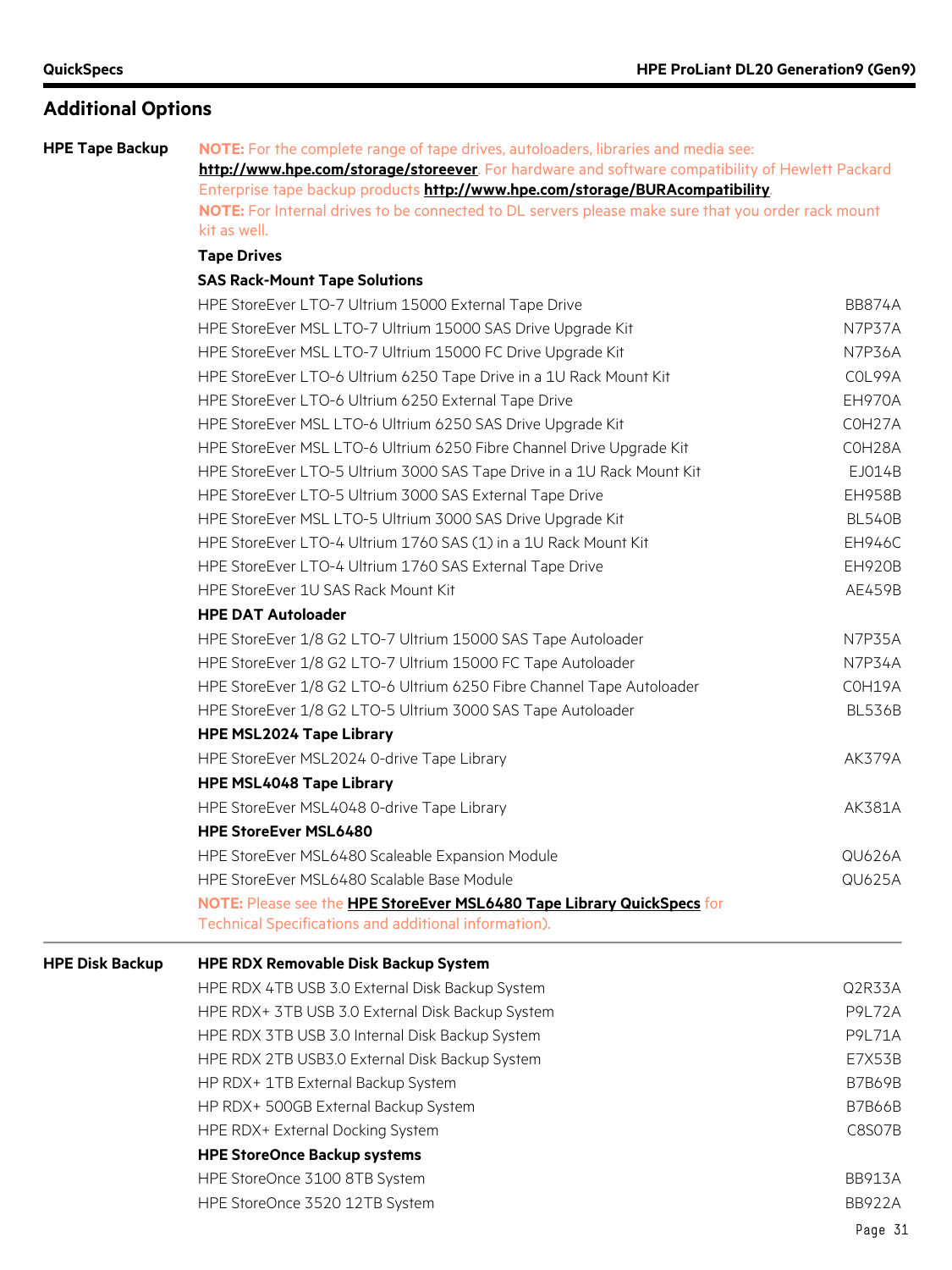## Additional Options

### HPE Tape Backup

**NOTE:** For the complete range of tape drives, autoloaders, libraries and media see: **http://www.hpe.com/storage/storeever**. For hardware and software compatibility of Hewlett Packard Enterprise tape backup products **http://www.hpe.com/storage/BURAcompatibility**.

**NOTE:** For Internal drives to be connected to DL servers please make sure that you order rack mount kit as well.

**Tape Drives**

**SAS Rack-Mount Tape Solutions**

| | |
|---|---|
| HPE StoreEver LTO-7 Ultrium 15000 External Tape Drive | BB874A |
| HPE StoreEver MSL LTO-7 Ultrium 15000 SAS Drive Upgrade Kit | N7P37A |
| HPE StoreEver MSL LTO-7 Ultrium 15000 FC Drive Upgrade Kit | N7P36A |
| HPE StoreEver LTO-6 Ultrium 6250 Tape Drive in a 1U Rack Mount Kit | C0L99A |
| HPE StoreEver LTO-6 Ultrium 6250 External Tape Drive | EH970A |
| HPE StoreEver MSL LTO-6 Ultrium 6250 SAS Drive Upgrade Kit | C0H27A |
| HPE StoreEver MSL LTO-6 Ultrium 6250 Fibre Channel Drive Upgrade Kit | C0H28A |
| HPE StoreEver LTO-5 Ultrium 3000 SAS Tape Drive in a 1U Rack Mount Kit | EJ014B |
| HPE StoreEver LTO-5 Ultrium 3000 SAS External Tape Drive | EH958B |
| HPE StoreEver MSL LTO-5 Ultrium 3000 SAS Drive Upgrade Kit | BL540B |
| HPE StoreEver LTO-4 Ultrium 1760 SAS (1) in a 1U Rack Mount Kit | EH946C |
| HPE StoreEver LTO-4 Ultrium 1760 SAS External Tape Drive | EH920B |
| HPE StoreEver 1U SAS Rack Mount Kit | AE459B |

**HPE DAT Autoloader**

| | |
|---|---|
| HPE StoreEver 1/8 G2 LTO-7 Ultrium 15000 SAS Tape Autoloader | N7P35A |
| HPE StoreEver 1/8 G2 LTO-7 Ultrium 15000 FC Tape Autoloader | N7P34A |
| HPE StoreEver 1/8 G2 LTO-6 Ultrium 6250 Fibre Channel Tape Autoloader | C0H19A |
| HPE StoreEver 1/8 G2 LTO-5 Ultrium 3000 SAS Tape Autoloader | BL536B |

**HPE MSL2024 Tape Library**

| | |
|---|---|
| HPE StoreEver MSL2024 0-drive Tape Library | AK379A |

**HPE MSL4048 Tape Library**

| | |
|---|---|
| HPE StoreEver MSL4048 0-drive Tape Library | AK381A |

**HPE StoreEver MSL6480**

| | |
|---|---|
| HPE StoreEver MSL6480 Scaleable Expansion Module | QU626A |
| HPE StoreEver MSL6480 Scalable Base Module | QU625A |

**NOTE:** Please see the **HPE StoreEver MSL6480 Tape Library QuickSpecs** for Technical Specifications and additional information).

### HPE Disk Backup

**HPE RDX Removable Disk Backup System**

| | |
|---|---|
| HPE RDX 4TB USB 3.0 External Disk Backup System | Q2R33A |
| HPE RDX+ 3TB USB 3.0 External Disk Backup System | P9L72A |
| HPE RDX 3TB USB 3.0 Internal Disk Backup System | P9L71A |
| HPE RDX 2TB USB3.0 External Disk Backup System | E7X53B |
| HP RDX+ 1TB External Backup System | B7B69B |
| HP RDX+ 500GB External Backup System | B7B66B |
| HPE RDX+ External Docking System | C8S07B |

**HPE StoreOnce Backup systems**

| | |
|---|---|
| HPE StoreOnce 3100 8TB System | BB913A |
| HPE StoreOnce 3520 12TB System | BB922A |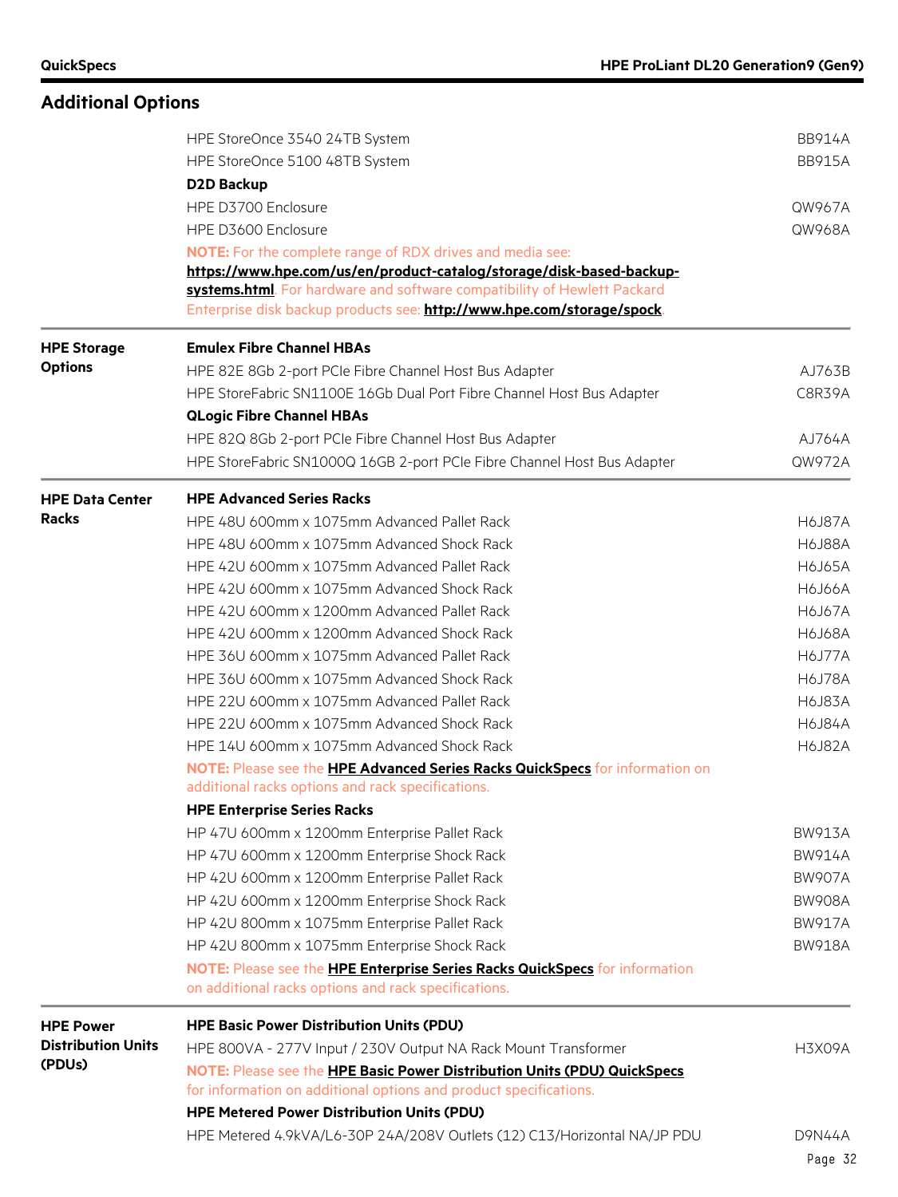## Additional Options

| | | |
|---|---|---|
| | HPE StoreOnce 3540 24TB System | BB914A |
| | HPE StoreOnce 5100 48TB System | BB915A |
| | **D2D Backup** | |
| | HPE D3700 Enclosure | QW967A |
| | HPE D3600 Enclosure | QW968A |
| | **NOTE:** For the complete range of RDX drives and media see: **https://www.hpe.com/us/en/product-catalog/storage/disk-based-backup-systems.html**. For hardware and software compatibility of Hewlett Packard Enterprise disk backup products see: **http://www.hpe.com/storage/spock**. | |
| **HPE Storage Options** | **Emulex Fibre Channel HBAs** | |
| | HPE 82E 8Gb 2-port PCIe Fibre Channel Host Bus Adapter | AJ763B |
| | HPE StoreFabric SN1100E 16Gb Dual Port Fibre Channel Host Bus Adapter | C8R39A |
| | **QLogic Fibre Channel HBAs** | |
| | HPE 82Q 8Gb 2-port PCIe Fibre Channel Host Bus Adapter | AJ764A |
| | HPE StoreFabric SN1000Q 16GB 2-port PCIe Fibre Channel Host Bus Adapter | QW972A |
| **HPE Data Center Racks** | **HPE Advanced Series Racks** | |
| | HPE 48U 600mm x 1075mm Advanced Pallet Rack | H6J87A |
| | HPE 48U 600mm x 1075mm Advanced Shock Rack | H6J88A |
| | HPE 42U 600mm x 1075mm Advanced Pallet Rack | H6J65A |
| | HPE 42U 600mm x 1075mm Advanced Shock Rack | H6J66A |
| | HPE 42U 600mm x 1200mm Advanced Pallet Rack | H6J67A |
| | HPE 42U 600mm x 1200mm Advanced Shock Rack | H6J68A |
| | HPE 36U 600mm x 1075mm Advanced Pallet Rack | H6J77A |
| | HPE 36U 600mm x 1075mm Advanced Shock Rack | H6J78A |
| | HPE 22U 600mm x 1075mm Advanced Pallet Rack | H6J83A |
| | HPE 22U 600mm x 1075mm Advanced Shock Rack | H6J84A |
| | HPE 14U 600mm x 1075mm Advanced Shock Rack | H6J82A |
| | **NOTE:** Please see the **HPE Advanced Series Racks QuickSpecs** for information on additional racks options and rack specifications. | |
| | **HPE Enterprise Series Racks** | |
| | HP 47U 600mm x 1200mm Enterprise Pallet Rack | BW913A |
| | HP 47U 600mm x 1200mm Enterprise Shock Rack | BW914A |
| | HP 42U 600mm x 1200mm Enterprise Pallet Rack | BW907A |
| | HP 42U 600mm x 1200mm Enterprise Shock Rack | BW908A |
| | HP 42U 800mm x 1075mm Enterprise Pallet Rack | BW917A |
| | HP 42U 800mm x 1075mm Enterprise Shock Rack | BW918A |
| | **NOTE:** Please see the **HPE Enterprise Series Racks QuickSpecs** for information on additional racks options and rack specifications. | |
| **HPE Power Distribution Units (PDUs)** | **HPE Basic Power Distribution Units (PDU)** | |
| | HPE 800VA - 277V Input / 230V Output NA Rack Mount Transformer | H3X09A |
| | **NOTE:** Please see the **HPE Basic Power Distribution Units (PDU) QuickSpecs** for information on additional options and product specifications. | |
| | **HPE Metered Power Distribution Units (PDU)** | |
| | HPE Metered 4.9kVA/L6-30P 24A/208V Outlets (12) C13/Horizontal NA/JP PDU | D9N44A |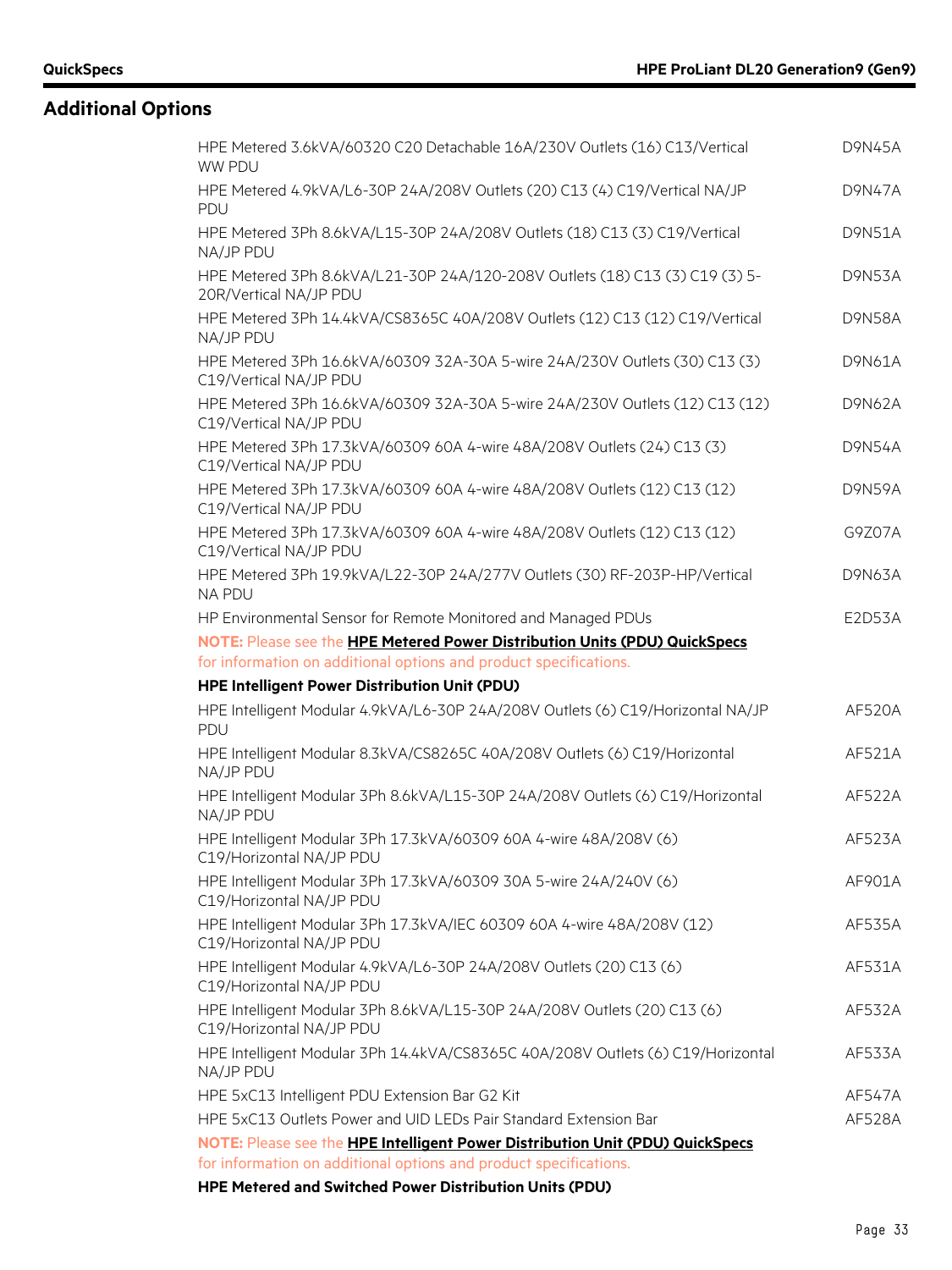## Additional Options

| | |
|---|---|
| HPE Metered 3.6kVA/60320 C20 Detachable 16A/230V Outlets (16) C13/Vertical WW PDU | D9N45A |
| HPE Metered 4.9kVA/L6-30P 24A/208V Outlets (20) C13 (4) C19/Vertical NA/JP PDU | D9N47A |
| HPE Metered 3Ph 8.6kVA/L15-30P 24A/208V Outlets (18) C13 (3) C19/Vertical NA/JP PDU | D9N51A |
| HPE Metered 3Ph 8.6kVA/L21-30P 24A/120-208V Outlets (18) C13 (3) C19 (3) 5-20R/Vertical NA/JP PDU | D9N53A |
| HPE Metered 3Ph 14.4kVA/CS8365C 40A/208V Outlets (12) C13 (12) C19/Vertical NA/JP PDU | D9N58A |
| HPE Metered 3Ph 16.6kVA/60309 32A-30A 5-wire 24A/230V Outlets (30) C13 (3) C19/Vertical NA/JP PDU | D9N61A |
| HPE Metered 3Ph 16.6kVA/60309 32A-30A 5-wire 24A/230V Outlets (12) C13 (12) C19/Vertical NA/JP PDU | D9N62A |
| HPE Metered 3Ph 17.3kVA/60309 60A 4-wire 48A/208V Outlets (24) C13 (3) C19/Vertical NA/JP PDU | D9N54A |
| HPE Metered 3Ph 17.3kVA/60309 60A 4-wire 48A/208V Outlets (12) C13 (12) C19/Vertical NA/JP PDU | D9N59A |
| HPE Metered 3Ph 17.3kVA/60309 60A 4-wire 48A/208V Outlets (12) C13 (12) C19/Vertical NA/JP PDU | G9Z07A |
| HPE Metered 3Ph 19.9kVA/L22-30P 24A/277V Outlets (30) RF-203P-HP/Vertical NA PDU | D9N63A |
| HP Environmental Sensor for Remote Monitored and Managed PDUs | E2D53A |

**NOTE:** Please see the **HPE Metered Power Distribution Units (PDU) QuickSpecs** for information on additional options and product specifications.

**HPE Intelligent Power Distribution Unit (PDU)**

| | |
|---|---|
| HPE Intelligent Modular 4.9kVA/L6-30P 24A/208V Outlets (6) C19/Horizontal NA/JP PDU | AF520A |
| HPE Intelligent Modular 8.3kVA/CS8265C 40A/208V Outlets (6) C19/Horizontal NA/JP PDU | AF521A |
| HPE Intelligent Modular 3Ph 8.6kVA/L15-30P 24A/208V Outlets (6) C19/Horizontal NA/JP PDU | AF522A |
| HPE Intelligent Modular 3Ph 17.3kVA/60309 60A 4-wire 48A/208V (6) C19/Horizontal NA/JP PDU | AF523A |
| HPE Intelligent Modular 3Ph 17.3kVA/60309 30A 5-wire 24A/240V (6) C19/Horizontal NA/JP PDU | AF901A |
| HPE Intelligent Modular 3Ph 17.3kVA/IEC 60309 60A 4-wire 48A/208V (12) C19/Horizontal NA/JP PDU | AF535A |
| HPE Intelligent Modular 4.9kVA/L6-30P 24A/208V Outlets (20) C13 (6) C19/Horizontal NA/JP PDU | AF531A |
| HPE Intelligent Modular 3Ph 8.6kVA/L15-30P 24A/208V Outlets (20) C13 (6) C19/Horizontal NA/JP PDU | AF532A |
| HPE Intelligent Modular 3Ph 14.4kVA/CS8365C 40A/208V Outlets (6) C19/Horizontal NA/JP PDU | AF533A |
| HPE 5xC13 Intelligent PDU Extension Bar G2 Kit | AF547A |
| HPE 5xC13 Outlets Power and UID LEDs Pair Standard Extension Bar | AF528A |

**NOTE:** Please see the **HPE Intelligent Power Distribution Unit (PDU) QuickSpecs** for information on additional options and product specifications.

**HPE Metered and Switched Power Distribution Units (PDU)**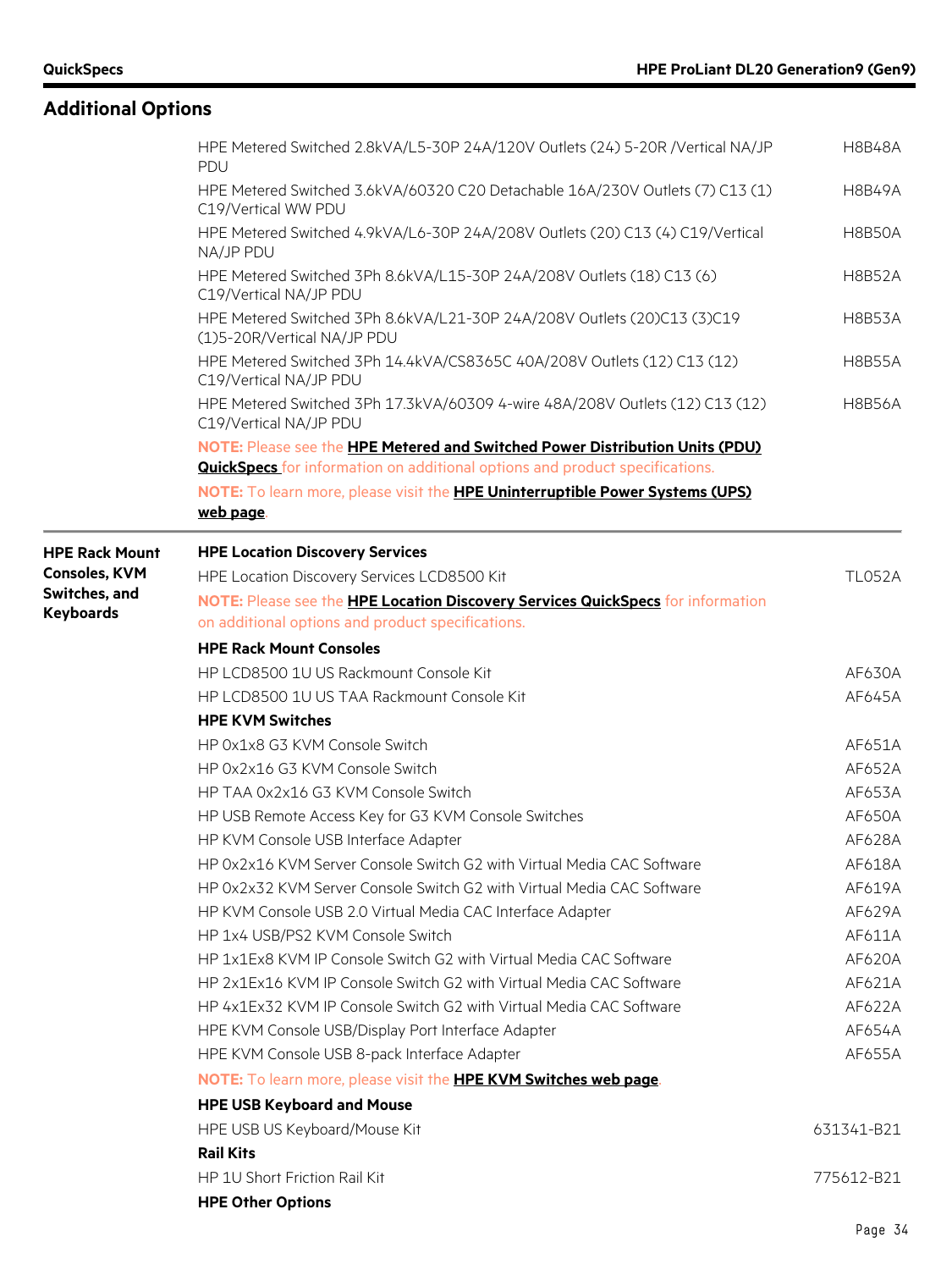## Additional Options

| | | |
|---|---|---|
| | HPE Metered Switched 2.8kVA/L5-30P 24A/120V Outlets (24) 5-20R /Vertical NA/JP PDU | H8B48A |
| | HPE Metered Switched 3.6kVA/60320 C20 Detachable 16A/230V Outlets (7) C13 (1) C19/Vertical WW PDU | H8B49A |
| | HPE Metered Switched 4.9kVA/L6-30P 24A/208V Outlets (20) C13 (4) C19/Vertical NA/JP PDU | H8B50A |
| | HPE Metered Switched 3Ph 8.6kVA/L15-30P 24A/208V Outlets (18) C13 (6) C19/Vertical NA/JP PDU | H8B52A |
| | HPE Metered Switched 3Ph 8.6kVA/L21-30P 24A/208V Outlets (20)C13 (3)C19 (1)5-20R/Vertical NA/JP PDU | H8B53A |
| | HPE Metered Switched 3Ph 14.4kVA/CS8365C 40A/208V Outlets (12) C13 (12) C19/Vertical NA/JP PDU | H8B55A |
| | HPE Metered Switched 3Ph 17.3kVA/60309 4-wire 48A/208V Outlets (12) C13 (12) C19/Vertical NA/JP PDU | H8B56A |
| | **NOTE:** Please see the **HPE Metered and Switched Power Distribution Units (PDU) QuickSpecs** for information on additional options and product specifications. | |
| | **NOTE:** To learn more, please visit the **HPE Uninterruptible Power Systems (UPS) web page**. | |
| **HPE Rack Mount Consoles, KVM Switches, and Keyboards** | **HPE Location Discovery Services** | |
| | HPE Location Discovery Services LCD8500 Kit | TL052A |
| | **NOTE:** Please see the **HPE Location Discovery Services QuickSpecs** for information on additional options and product specifications. | |
| | **HPE Rack Mount Consoles** | |
| | HP LCD8500 1U US Rackmount Console Kit | AF630A |
| | HP LCD8500 1U US TAA Rackmount Console Kit | AF645A |
| | **HPE KVM Switches** | |
| | HP 0x1x8 G3 KVM Console Switch | AF651A |
| | HP 0x2x16 G3 KVM Console Switch | AF652A |
| | HP TAA 0x2x16 G3 KVM Console Switch | AF653A |
| | HP USB Remote Access Key for G3 KVM Console Switches | AF650A |
| | HP KVM Console USB Interface Adapter | AF628A |
| | HP 0x2x16 KVM Server Console Switch G2 with Virtual Media CAC Software | AF618A |
| | HP 0x2x32 KVM Server Console Switch G2 with Virtual Media CAC Software | AF619A |
| | HP KVM Console USB 2.0 Virtual Media CAC Interface Adapter | AF629A |
| | HP 1x4 USB/PS2 KVM Console Switch | AF611A |
| | HP 1x1Ex8 KVM IP Console Switch G2 with Virtual Media CAC Software | AF620A |
| | HP 2x1Ex16 KVM IP Console Switch G2 with Virtual Media CAC Software | AF621A |
| | HP 4x1Ex32 KVM IP Console Switch G2 with Virtual Media CAC Software | AF622A |
| | HPE KVM Console USB/Display Port Interface Adapter | AF654A |
| | HPE KVM Console USB 8-pack Interface Adapter | AF655A |
| | **NOTE:** To learn more, please visit the **HPE KVM Switches web page**. | |
| | **HPE USB Keyboard and Mouse** | |
| | HPE USB US Keyboard/Mouse Kit | 631341-B21 |
| | **Rail Kits** | |
| | HP 1U Short Friction Rail Kit | 775612-B21 |
| | **HPE Other Options** | |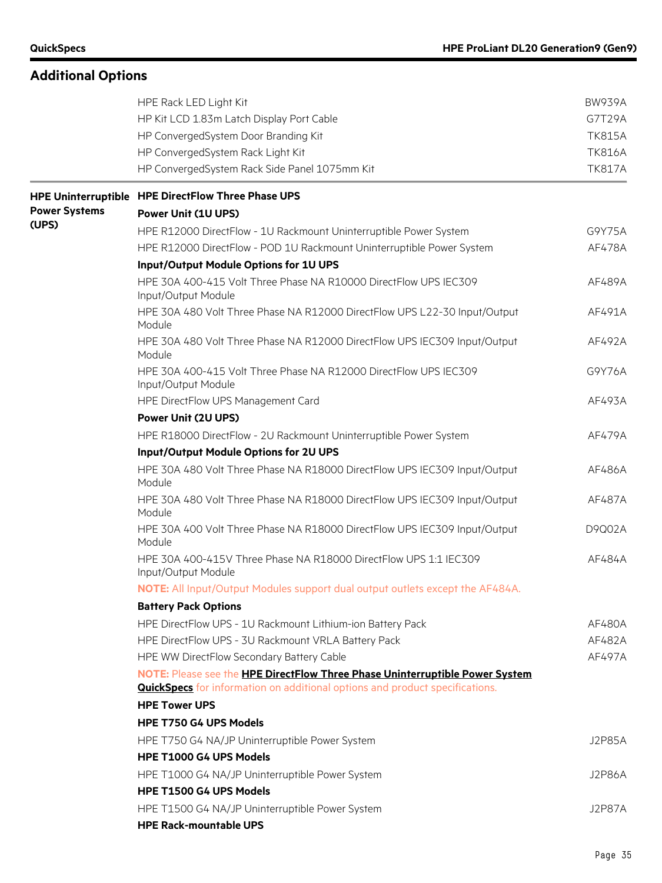## Additional Options

| | | |
|---|---|---|
| | HPE Rack LED Light Kit | BW939A |
| | HP Kit LCD 1.83m Latch Display Port Cable | G7T29A |
| | HP ConvergedSystem Door Branding Kit | TK815A |
| | HP ConvergedSystem Rack Light Kit | TK816A |
| | HP ConvergedSystem Rack Side Panel 1075mm Kit | TK817A |
| **HPE Uninterruptible Power Systems (UPS)** | **HPE DirectFlow Three Phase UPS** | |
| | **Power Unit (1U UPS)** | |
| | HPE R12000 DirectFlow - 1U Rackmount Uninterruptible Power System | G9Y75A |
| | HPE R12000 DirectFlow - POD 1U Rackmount Uninterruptible Power System | AF478A |
| | **Input/Output Module Options for 1U UPS** | |
| | HPE 30A 400-415 Volt Three Phase NA R10000 DirectFlow UPS IEC309 Input/Output Module | AF489A |
| | HPE 30A 480 Volt Three Phase NA R12000 DirectFlow UPS L22-30 Input/Output Module | AF491A |
| | HPE 30A 480 Volt Three Phase NA R12000 DirectFlow UPS IEC309 Input/Output Module | AF492A |
| | HPE 30A 400-415 Volt Three Phase NA R12000 DirectFlow UPS IEC309 Input/Output Module | G9Y76A |
| | HPE DirectFlow UPS Management Card | AF493A |
| | **Power Unit (2U UPS)** | |
| | HPE R18000 DirectFlow - 2U Rackmount Uninterruptible Power System | AF479A |
| | **Input/Output Module Options for 2U UPS** | |
| | HPE 30A 480 Volt Three Phase NA R18000 DirectFlow UPS IEC309 Input/Output Module | AF486A |
| | HPE 30A 480 Volt Three Phase NA R18000 DirectFlow UPS IEC309 Input/Output Module | AF487A |
| | HPE 30A 400 Volt Three Phase NA R18000 DirectFlow UPS IEC309 Input/Output Module | D9Q02A |
| | HPE 30A 400-415V Three Phase NA R18000 DirectFlow UPS 1:1 IEC309 Input/Output Module | AF484A |
| | **NOTE:** All Input/Output Modules support dual output outlets except the AF484A. | |
| | **Battery Pack Options** | |
| | HPE DirectFlow UPS - 1U Rackmount Lithium-ion Battery Pack | AF480A |
| | HPE DirectFlow UPS - 3U Rackmount VRLA Battery Pack | AF482A |
| | HPE WW DirectFlow Secondary Battery Cable | AF497A |
| | **NOTE:** Please see the **HPE DirectFlow Three Phase Uninterruptible Power System QuickSpecs** for information on additional options and product specifications. | |
| | **HPE Tower UPS** | |
| | **HPE T750 G4 UPS Models** | |
| | HPE T750 G4 NA/JP Uninterruptible Power System | J2P85A |
| | **HPE T1000 G4 UPS Models** | |
| | HPE T1000 G4 NA/JP Uninterruptible Power System | J2P86A |
| | **HPE T1500 G4 UPS Models** | |
| | HPE T1500 G4 NA/JP Uninterruptible Power System | J2P87A |
| | **HPE Rack-mountable UPS** | |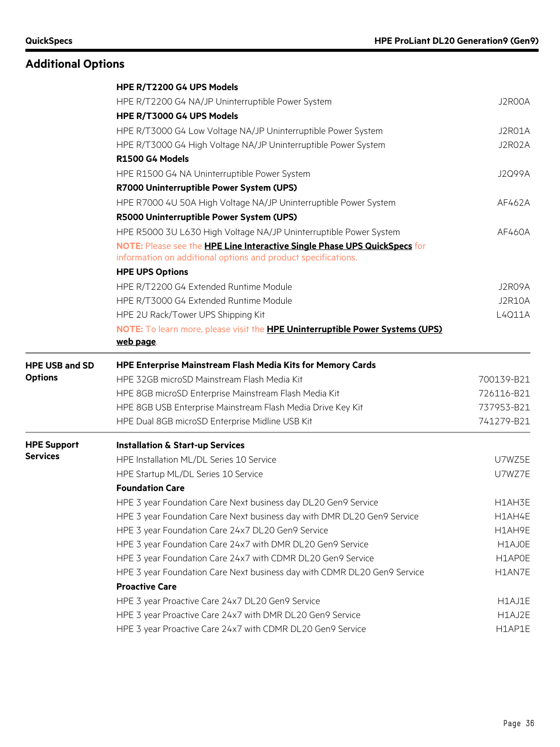## Additional Options

| | | |
|---|---|---|
| | **HPE R/T2200 G4 UPS Models** | |
| | HPE R/T2200 G4 NA/JP Uninterruptible Power System | J2R00A |
| | **HPE R/T3000 G4 UPS Models** | |
| | HPE R/T3000 G4 Low Voltage NA/JP Uninterruptible Power System | J2R01A |
| | HPE R/T3000 G4 High Voltage NA/JP Uninterruptible Power System | J2R02A |
| | **R1500 G4 Models** | |
| | HPE R1500 G4 NA Uninterruptible Power System | J2Q99A |
| | **R7000 Uninterruptible Power System (UPS)** | |
| | HPE R7000 4U 50A High Voltage NA/JP Uninterruptible Power System | AF462A |
| | **R5000 Uninterruptible Power System (UPS)** | |
| | HPE R5000 3U L630 High Voltage NA/JP Uninterruptible Power System | AF460A |
| | **NOTE:** Please see the **HPE Line Interactive Single Phase UPS QuickSpecs** for information on additional options and product specifications. | |
| | **HPE UPS Options** | |
| | HPE R/T2200 G4 Extended Runtime Module | J2R09A |
| | HPE R/T3000 G4 Extended Runtime Module | J2R10A |
| | HPE 2U Rack/Tower UPS Shipping Kit | L4Q11A |
| | **NOTE:** To learn more, please visit the **HPE Uninterruptible Power Systems (UPS) web page**. | |
| **HPE USB and SD Options** | **HPE Enterprise Mainstream Flash Media Kits for Memory Cards** | |
| | HPE 32GB microSD Mainstream Flash Media Kit | 700139-B21 |
| | HPE 8GB microSD Enterprise Mainstream Flash Media Kit | 726116-B21 |
| | HPE 8GB USB Enterprise Mainstream Flash Media Drive Key Kit | 737953-B21 |
| | HPE Dual 8GB microSD Enterprise Midline USB Kit | 741279-B21 |
| **HPE Support Services** | **Installation & Start-up Services** | |
| | HPE Installation ML/DL Series 10 Service | U7WZ5E |
| | HPE Startup ML/DL Series 10 Service | U7WZ7E |
| | **Foundation Care** | |
| | HPE 3 year Foundation Care Next business day DL20 Gen9 Service | H1AH3E |
| | HPE 3 year Foundation Care Next business day with DMR DL20 Gen9 Service | H1AH4E |
| | HPE 3 year Foundation Care 24x7 DL20 Gen9 Service | H1AH9E |
| | HPE 3 year Foundation Care 24x7 with DMR DL20 Gen9 Service | H1AJ0E |
| | HPE 3 year Foundation Care 24x7 with CDMR DL20 Gen9 Service | H1AP0E |
| | HPE 3 year Foundation Care Next business day with CDMR DL20 Gen9 Service | H1AN7E |
| | **Proactive Care** | |
| | HPE 3 year Proactive Care 24x7 DL20 Gen9 Service | H1AJ1E |
| | HPE 3 year Proactive Care 24x7 with DMR DL20 Gen9 Service | H1AJ2E |
| | HPE 3 year Proactive Care 24x7 with CDMR DL20 Gen9 Service | H1AP1E |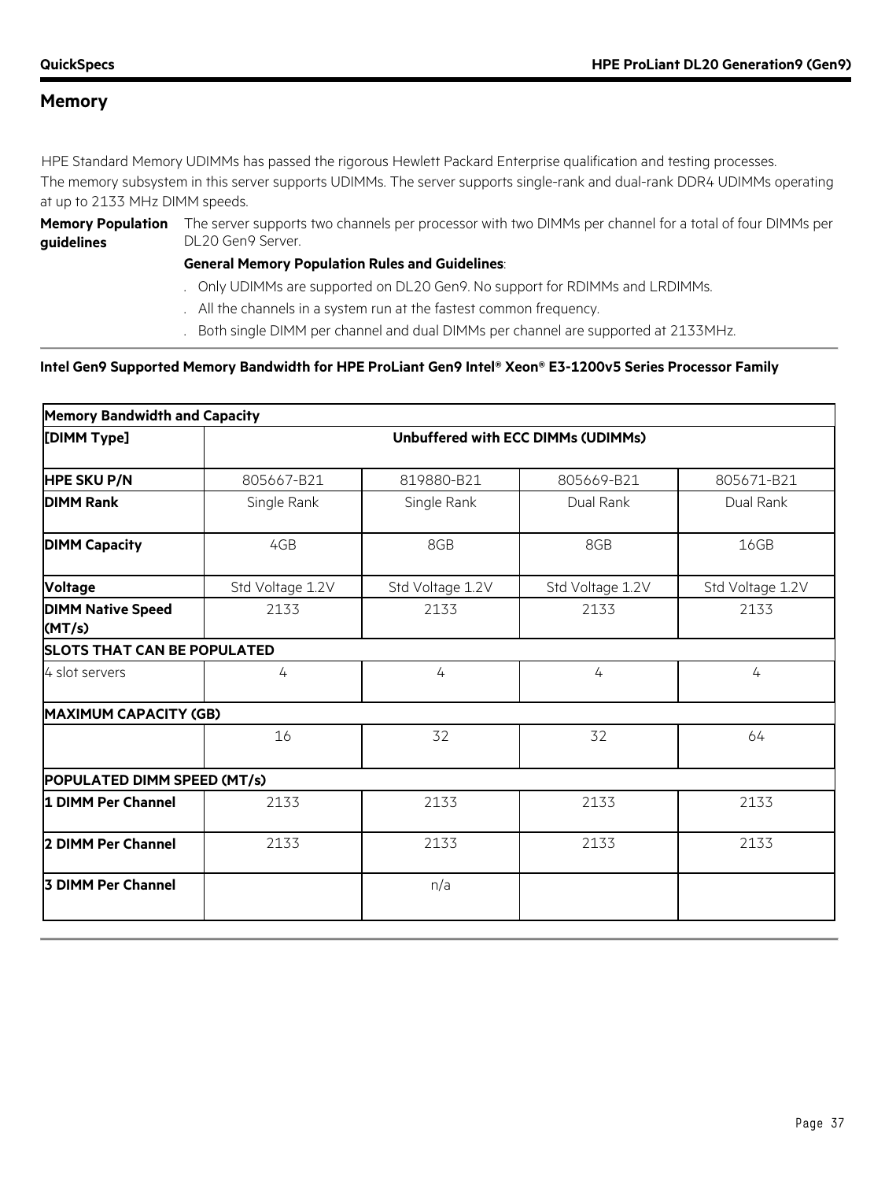## Memory

HPE Standard Memory UDIMMs has passed the rigorous Hewlett Packard Enterprise qualification and testing processes.
The memory subsystem in this server supports UDIMMs. The server supports single-rank and dual-rank DDR4 UDIMMs operating at up to 2133 MHz DIMM speeds.

**Memory Population guidelines**

The server supports two channels per processor with two DIMMs per channel for a total of four DIMMs per DL20 Gen9 Server.

**General Memory Population Rules and Guidelines**:

- Only UDIMMs are supported on DL20 Gen9. No support for RDIMMs and LRDIMMs.
- All the channels in a system run at the fastest common frequency.
- Both single DIMM per channel and dual DIMMs per channel are supported at 2133MHz.

**Intel Gen9 Supported Memory Bandwidth for HPE ProLiant Gen9 Intel® Xeon® E3-1200v5 Series Processor Family**

| Memory Bandwidth and Capacity | | | | |
|---|---|---|---|---|
| **[DIMM Type]** | **Unbuffered with ECC DIMMs (UDIMMs)** | | | |
| **HPE SKU P/N** | 805667-B21 | 819880-B21 | 805669-B21 | 805671-B21 |
| **DIMM Rank** | Single Rank | Single Rank | Dual Rank | Dual Rank |
| **DIMM Capacity** | 4GB | 8GB | 8GB | 16GB |
| **Voltage** | Std Voltage 1.2V | Std Voltage 1.2V | Std Voltage 1.2V | Std Voltage 1.2V |
| **DIMM Native Speed (MT/s)** | 2133 | 2133 | 2133 | 2133 |
| **SLOTS THAT CAN BE POPULATED** | | | | |
| 4 slot servers | 4 | 4 | 4 | 4 |
| **MAXIMUM CAPACITY (GB)** | | | | |
| | 16 | 32 | 32 | 64 |
| **POPULATED DIMM SPEED (MT/s)** | | | | |
| **1 DIMM Per Channel** | 2133 | 2133 | 2133 | 2133 |
| **2 DIMM Per Channel** | 2133 | 2133 | 2133 | 2133 |
| **3 DIMM Per Channel** | | n/a | | |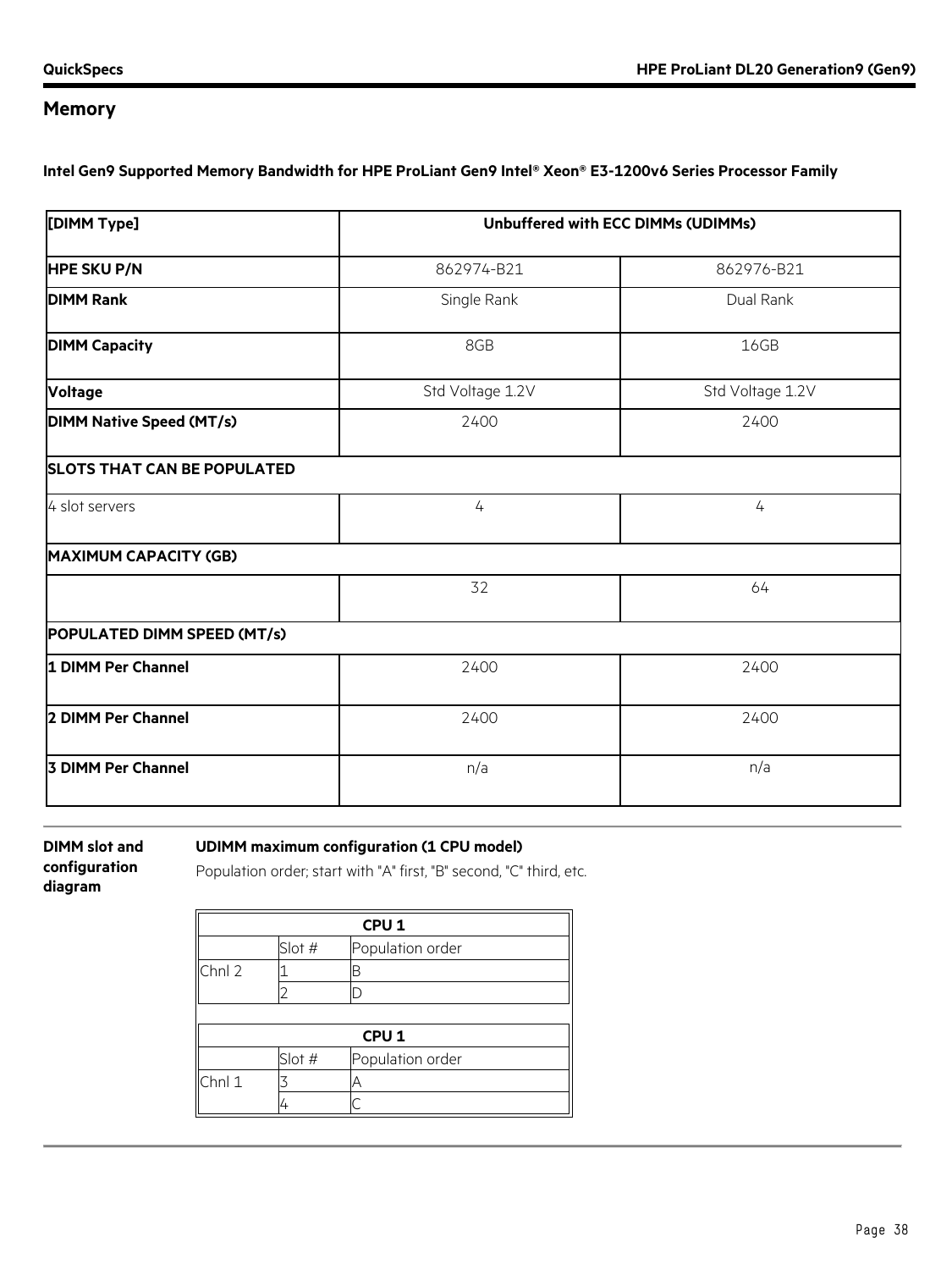## Memory

**Intel Gen9 Supported Memory Bandwidth for HPE ProLiant Gen9 Intel® Xeon® E3-1200v6 Series Processor Family**

| [DIMM Type] | Unbuffered with ECC DIMMs (UDIMMs) | |
|---|---|---|
| **HPE SKU P/N** | 862974-B21 | 862976-B21 |
| **DIMM Rank** | Single Rank | Dual Rank |
| **DIMM Capacity** | 8GB | 16GB |
| **Voltage** | Std Voltage 1.2V | Std Voltage 1.2V |
| **DIMM Native Speed (MT/s)** | 2400 | 2400 |
| **SLOTS THAT CAN BE POPULATED** | | |
| 4 slot servers | 4 | 4 |
| **MAXIMUM CAPACITY (GB)** | | |
| | 32 | 64 |
| **POPULATED DIMM SPEED (MT/s)** | | |
| **1 DIMM Per Channel** | 2400 | 2400 |
| **2 DIMM Per Channel** | 2400 | 2400 |
| **3 DIMM Per Channel** | n/a | n/a |

**DIMM slot and configuration diagram**

**UDIMM maximum configuration (1 CPU model)**

Population order; start with "A" first, "B" second, "C" third, etc.

| CPU 1 | | |
|---|---|---|
| | Slot # | Population order |
| Chnl 2 | 1 | B |
| | 2 | D |

| CPU 1 | | |
|---|---|---|
| | Slot # | Population order |
| Chnl 1 | 3 | A |
| | 4 | C |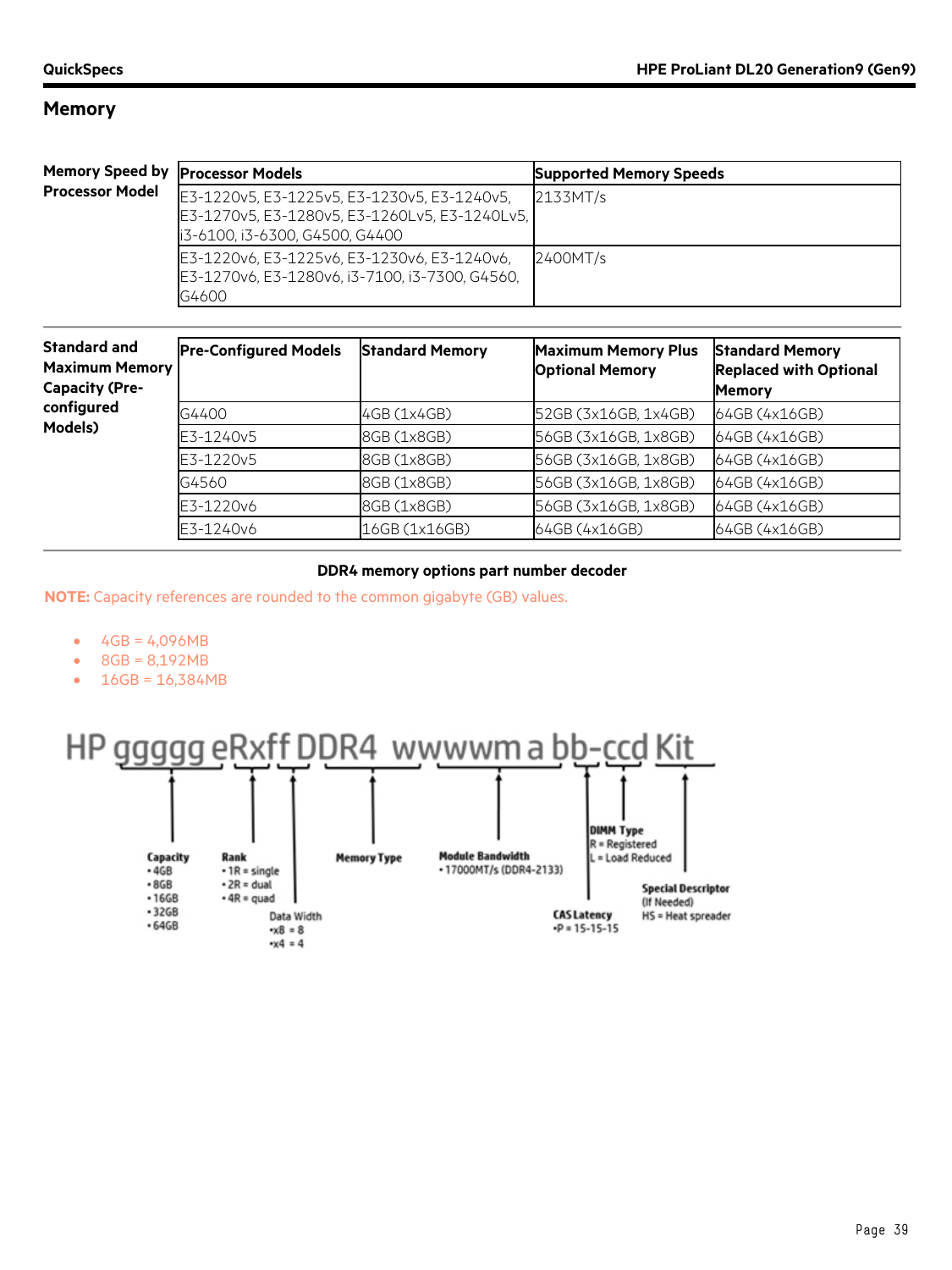## Memory

| Memory Speed by Processor Model | Processor Models | Supported Memory Speeds |
|---|---|---|
| | E3-1220v5, E3-1225v5, E3-1230v5, E3-1240v5, E3-1270v5, E3-1280v5, E3-1260Lv5, E3-1240Lv5, i3-6100, i3-6300, G4500, G4400 | 2133MT/s |
| | E3-1220v6, E3-1225v6, E3-1230v6, E3-1240v6, E3-1270v6, E3-1280v6, i3-7100, i3-7300, G4560, G4600 | 2400MT/s |

| Standard and Maximum Memory Capacity (Pre-configured Models) | Pre-Configured Models | Standard Memory | Maximum Memory Plus Optional Memory | Standard Memory Replaced with Optional Memory |
|---|---|---|---|---|
| | G4400 | 4GB (1x4GB) | 52GB (3x16GB, 1x4GB) | 64GB (4x16GB) |
| | E3-1240v5 | 8GB (1x8GB) | 56GB (3x16GB, 1x8GB) | 64GB (4x16GB) |
| | E3-1220v5 | 8GB (1x8GB) | 56GB (3x16GB, 1x8GB) | 64GB (4x16GB) |
| | G4560 | 8GB (1x8GB) | 56GB (3x16GB, 1x8GB) | 64GB (4x16GB) |
| | E3-1220v6 | 8GB (1x8GB) | 56GB (3x16GB, 1x8GB) | 64GB (4x16GB) |
| | E3-1240v6 | 16GB (1x16GB) | 64GB (4x16GB) | 64GB (4x16GB) |

**DDR4 memory options part number decoder**

**NOTE:** Capacity references are rounded to the common gigabyte (GB) values.

- 4GB = 4,096MB
- 8GB = 8,192MB
- 16GB = 16,384MB

HP ggggg eRxff DDR4 wwwwm a bb-ccd Kit

- **Capacity** (ggggg)
  - 4GB
  - 8GB
  - 16GB
  - 32GB
  - 64GB
- **Rank** (eR)
  - 1R = single
  - 2R = dual
  - 4R = quad
- **Data Width** (xff)
  - x8 = 8
  - x4 = 4
- **Memory Type** (DDR4)
- **Module Bandwidth** (wwwwm)
  - 17000MT/s (DDR4-2133)
- **CAS Latency**
  - P = 15-15-15
- **DIMM Type**
  - R = Registered
  - L = Load Reduced
- **Special Descriptor** (If Needed)
  - HS = Heat spreader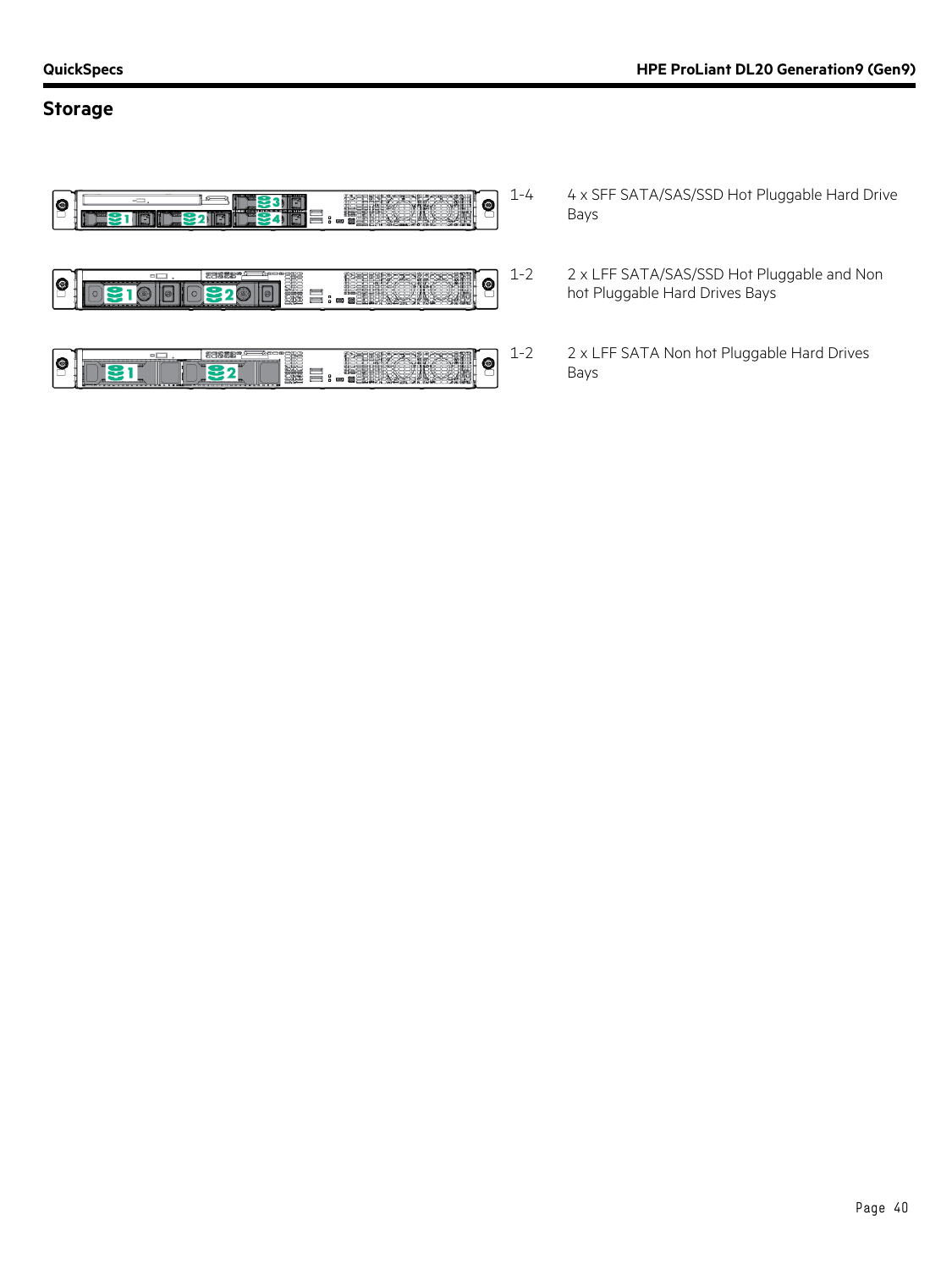## Storage

| | | |
|---|---|---|
| | 1-4 | 4 x SFF SATA/SAS/SSD Hot Pluggable Hard Drive Bays |
| | 1-2 | 2 x LFF SATA/SAS/SSD Hot Pluggable and Non hot Pluggable Hard Drives Bays |
| | 1-2 | 2 x LFF SATA Non hot Pluggable Hard Drives Bays |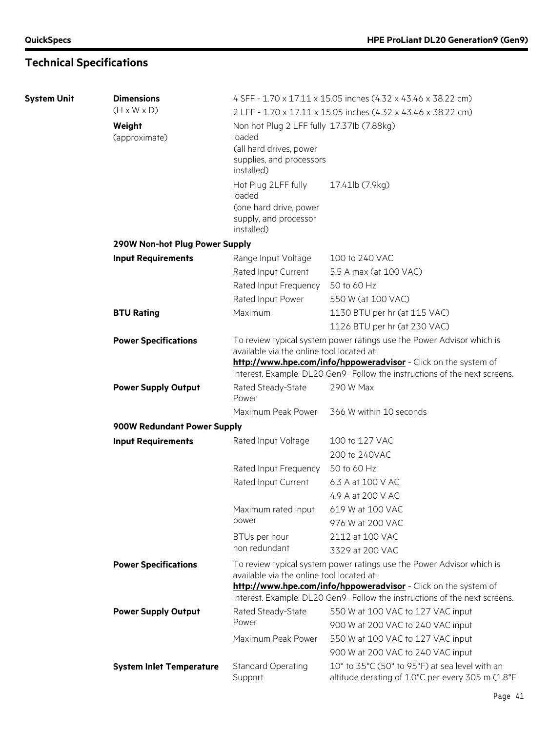## Technical Specifications

| | | | |
|---|---|---|---|
| **System Unit** | **Dimensions** (H x W x D) | 4 SFF - 1.70 x 17.11 x 15.05 inches (4.32 x 43.46 x 38.22 cm) | |
| | | 2 LFF - 1.70 x 17.11 x 15.05 inches (4.32 x 43.46 x 38.22 cm) | |
| | **Weight** (approximate) | Non hot Plug 2 LFF fully loaded (all hard drives, power supplies, and processors installed) | 17.37lb (7.88kg) |
| | | Hot Plug 2LFF fully loaded (one hard drive, power supply, and processor installed) | 17.41lb (7.9kg) |
| | **290W Non-hot Plug Power Supply** | | |
| | **Input Requirements** | Range Input Voltage | 100 to 240 VAC |
| | | Rated Input Current | 5.5 A max (at 100 VAC) |
| | | Rated Input Frequency | 50 to 60 Hz |
| | | Rated Input Power | 550 W (at 100 VAC) |
| | **BTU Rating** | Maximum | 1130 BTU per hr (at 115 VAC) |
| | | | 1126 BTU per hr (at 230 VAC) |
| | **Power Specifications** | To review typical system power ratings use the Power Advisor which is available via the online tool located at: **http://www.hpe.com/info/hppoweradvisor** - Click on the system of interest. Example: DL20 Gen9- Follow the instructions of the next screens. | |
| | **Power Supply Output** | Rated Steady-State Power | 290 W Max |
| | | Maximum Peak Power | 366 W within 10 seconds |
| | **900W Redundant Power Supply** | | |
| | **Input Requirements** | Rated Input Voltage | 100 to 127 VAC |
| | | | 200 to 240VAC |
| | | Rated Input Frequency | 50 to 60 Hz |
| | | Rated Input Current | 6.3 A at 100 V AC |
| | | | 4.9 A at 200 V AC |
| | | Maximum rated input power | 619 W at 100 VAC |
| | | | 976 W at 200 VAC |
| | | BTUs per hour non redundant | 2112 at 100 VAC |
| | | | 3329 at 200 VAC |
| | **Power Specifications** | To review typical system power ratings use the Power Advisor which is available via the online tool located at: **http://www.hpe.com/info/hppoweradvisor** - Click on the system of interest. Example: DL20 Gen9- Follow the instructions of the next screens. | |
| | **Power Supply Output** | Rated Steady-State Power | 550 W at 100 VAC to 127 VAC input |
| | | | 900 W at 200 VAC to 240 VAC input |
| | | Maximum Peak Power | 550 W at 100 VAC to 127 VAC input |
| | | | 900 W at 200 VAC to 240 VAC input |
| | **System Inlet Temperature** | Standard Operating Support | 10° to 35°C (50° to 95°F) at sea level with an altitude derating of 1.0°C per every 305 m (1.8°F |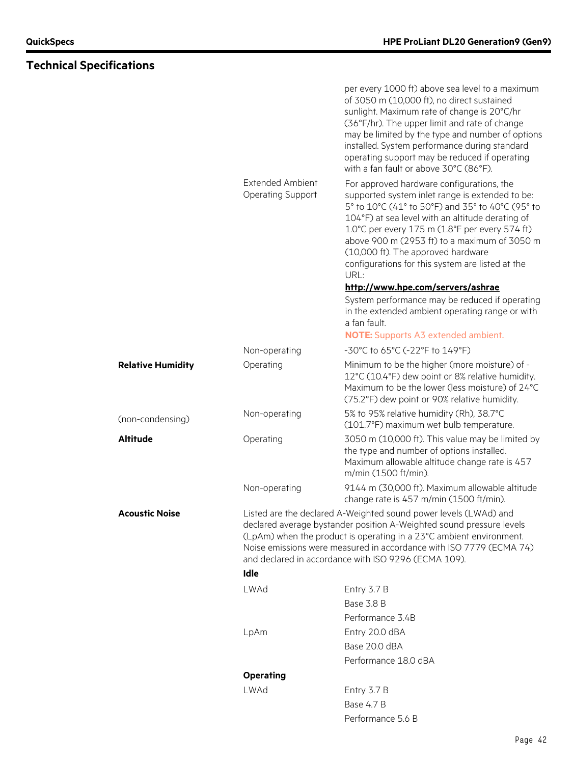## Technical Specifications

| | | |
|---|---|---|
| | | per every 1000 ft) above sea level to a maximum of 3050 m (10,000 ft), no direct sustained sunlight. Maximum rate of change is 20°C/hr (36°F/hr). The upper limit and rate of change may be limited by the type and number of options installed. System performance during standard operating support may be reduced if operating with a fan fault or above 30°C (86°F). |
| | Extended Ambient Operating Support | For approved hardware configurations, the supported system inlet range is extended to be: 5° to 10°C (41° to 50°F) and 35° to 40°C (95° to 104°F) at sea level with an altitude derating of 1.0°C per every 175 m (1.8°F per every 574 ft) above 900 m (2953 ft) to a maximum of 3050 m (10,000 ft). The approved hardware configurations for this system are listed at the URL: **http://www.hpe.com/servers/ashrae** System performance may be reduced if operating in the extended ambient operating range or with a fan fault. **NOTE:** Supports A3 extended ambient. |
| | Non-operating | -30°C to 65°C (-22°F to 149°F) |
| **Relative Humidity** | Operating | Minimum to be the higher (more moisture) of -12°C (10.4°F) dew point or 8% relative humidity. Maximum to be the lower (less moisture) of 24°C (75.2°F) dew point or 90% relative humidity. |
| (non-condensing) | Non-operating | 5% to 95% relative humidity (Rh), 38.7°C (101.7°F) maximum wet bulb temperature. |
| **Altitude** | Operating | 3050 m (10,000 ft). This value may be limited by the type and number of options installed. Maximum allowable altitude change rate is 457 m/min (1500 ft/min). |
| | Non-operating | 9144 m (30,000 ft). Maximum allowable altitude change rate is 457 m/min (1500 ft/min). |
| **Acoustic Noise** | Listed are the declared A-Weighted sound power levels (LWAd) and declared average bystander position A-Weighted sound pressure levels (LpAm) when the product is operating in a 23°C ambient environment. Noise emissions were measured in accordance with ISO 7779 (ECMA 74) and declared in accordance with ISO 9296 (ECMA 109). | |
| | **Idle** | |
| | LWAd | Entry 3.7 B |
| | | Base 3.8 B |
| | | Performance 3.4B |
| | LpAm | Entry 20.0 dBA |
| | | Base 20.0 dBA |
| | | Performance 18.0 dBA |
| | **Operating** | |
| | LWAd | Entry 3.7 B |
| | | Base 4.7 B |
| | | Performance 5.6 B |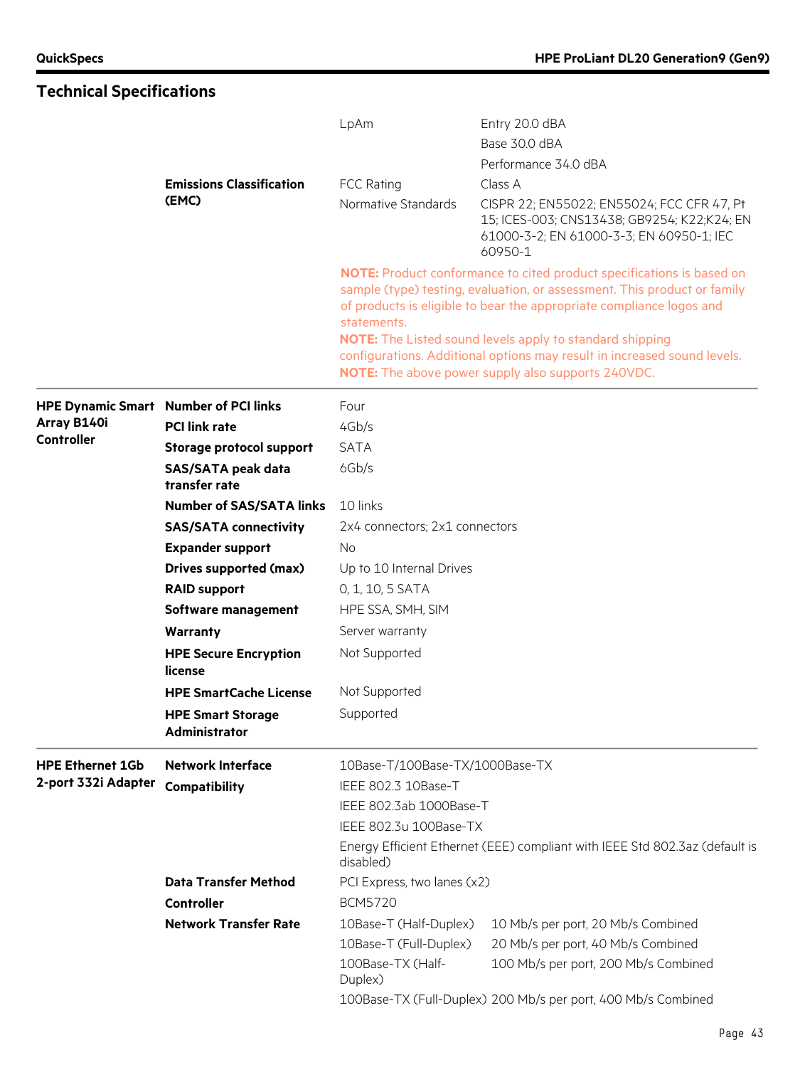## Technical Specifications

| | | | |
|---|---|---|---|
| | | LpAm | Entry 20.0 dBA<br>Base 30.0 dBA<br>Performance 34.0 dBA |
| | **Emissions Classification (EMC)** | FCC Rating | Class A |
| | | Normative Standards | CISPR 22; EN55022; EN55024; FCC CFR 47, Pt 15; ICES-003; CNS13438; GB9254; K22;K24; EN 61000-3-2; EN 61000-3-3; EN 60950-1; IEC 60950-1 |

**NOTE:** Product conformance to cited product specifications is based on sample (type) testing, evaluation, or assessment. This product or family of products is eligible to bear the appropriate compliance logos and statements.
**NOTE:** The Listed sound levels apply to standard shipping configurations. Additional options may result in increased sound levels.
**NOTE:** The above power supply also supports 240VDC.

| | | |
|---|---|---|
| **HPE Dynamic Smart Array B140i Controller** | **Number of PCI links** | Four |
| | **PCI link rate** | 4Gb/s |
| | **Storage protocol support** | SATA |
| | **SAS/SATA peak data transfer rate** | 6Gb/s |
| | **Number of SAS/SATA links** | 10 links |
| | **SAS/SATA connectivity** | 2x4 connectors; 2x1 connectors |
| | **Expander support** | No |
| | **Drives supported (max)** | Up to 10 Internal Drives |
| | **RAID support** | 0, 1, 10, 5 SATA |
| | **Software management** | HPE SSA, SMH, SIM |
| | **Warranty** | Server warranty |
| | **HPE Secure Encryption license** | Not Supported |
| | **HPE SmartCache License** | Not Supported |
| | **HPE Smart Storage Administrator** | Supported |

| | | | |
|---|---|---|---|
| **HPE Ethernet 1Gb 2-port 332i Adapter** | **Network Interface** | 10Base-T/100Base-TX/1000Base-TX | |
| | **Compatibility** | IEEE 802.3 10Base-T | |
| | | IEEE 802.3ab 1000Base-T | |
| | | IEEE 802.3u 100Base-TX | |
| | | Energy Efficient Ethernet (EEE) compliant with IEEE Std 802.3az (default is disabled) | |
| | **Data Transfer Method** | PCI Express, two lanes (x2) | |
| | **Controller** | BCM5720 | |
| | **Network Transfer Rate** | 10Base-T (Half-Duplex) | 10 Mb/s per port, 20 Mb/s Combined |
| | | 10Base-T (Full-Duplex) | 20 Mb/s per port, 40 Mb/s Combined |
| | | 100Base-TX (Half-Duplex) | 100 Mb/s per port, 200 Mb/s Combined |
| | | 100Base-TX (Full-Duplex) | 200 Mb/s per port, 400 Mb/s Combined |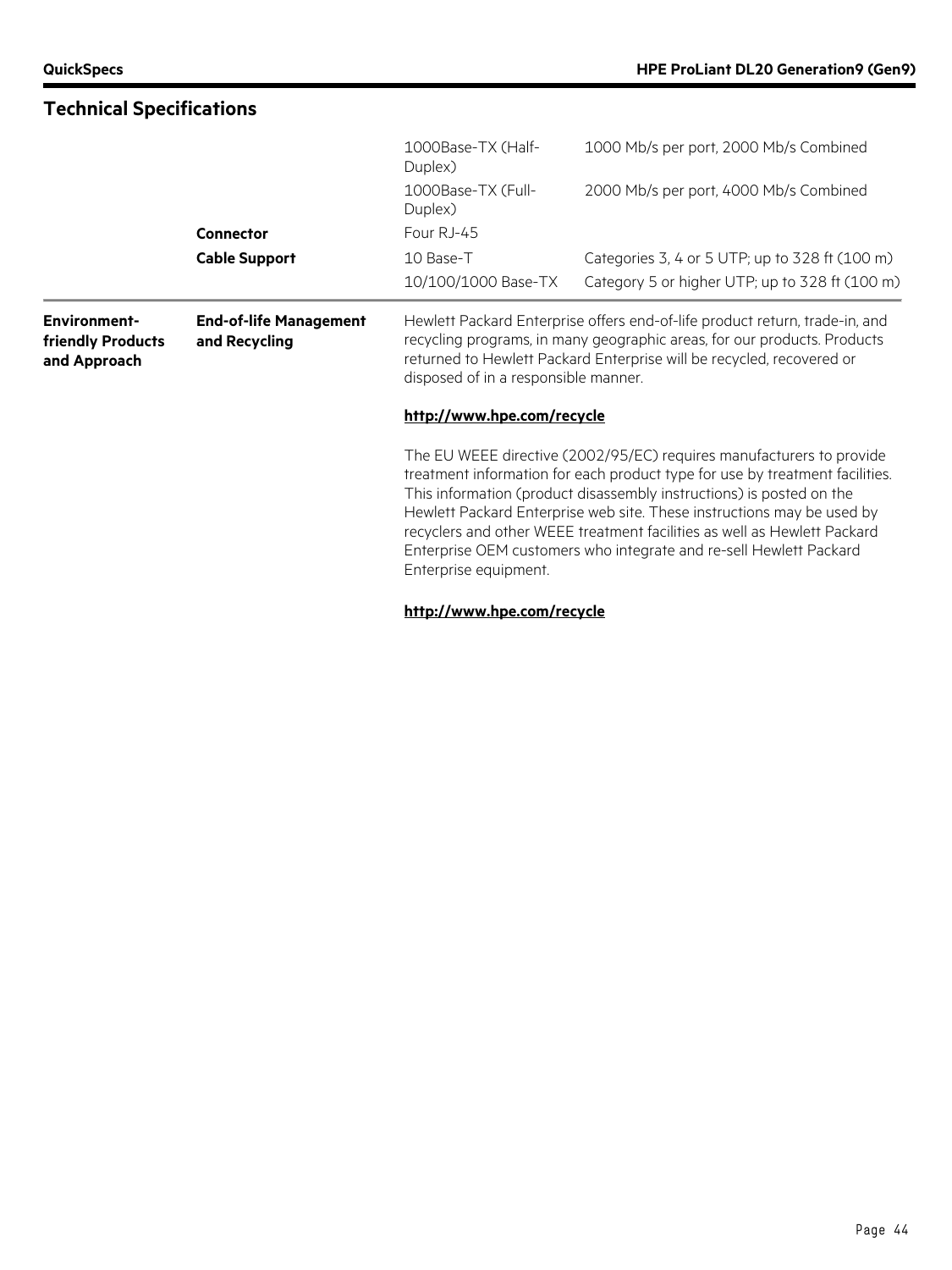## Technical Specifications

| | | | |
|---|---|---|---|
| | | 1000Base-TX (Half-Duplex) | 1000 Mb/s per port, 2000 Mb/s Combined |
| | | 1000Base-TX (Full-Duplex) | 2000 Mb/s per port, 4000 Mb/s Combined |
| | **Connector** | Four RJ-45 | |
| | **Cable Support** | 10 Base-T | Categories 3, 4 or 5 UTP; up to 328 ft (100 m) |
| | | 10/100/1000 Base-TX | Category 5 or higher UTP; up to 328 ft (100 m) |

**Environment-friendly Products and Approach**

**End-of-life Management and Recycling**

Hewlett Packard Enterprise offers end-of-life product return, trade-in, and recycling programs, in many geographic areas, for our products. Products returned to Hewlett Packard Enterprise will be recycled, recovered or disposed of in a responsible manner.

**http://www.hpe.com/recycle**

The EU WEEE directive (2002/95/EC) requires manufacturers to provide treatment information for each product type for use by treatment facilities. This information (product disassembly instructions) is posted on the Hewlett Packard Enterprise web site. These instructions may be used by recyclers and other WEEE treatment facilities as well as Hewlett Packard Enterprise OEM customers who integrate and re-sell Hewlett Packard Enterprise equipment.

**http://www.hpe.com/recycle**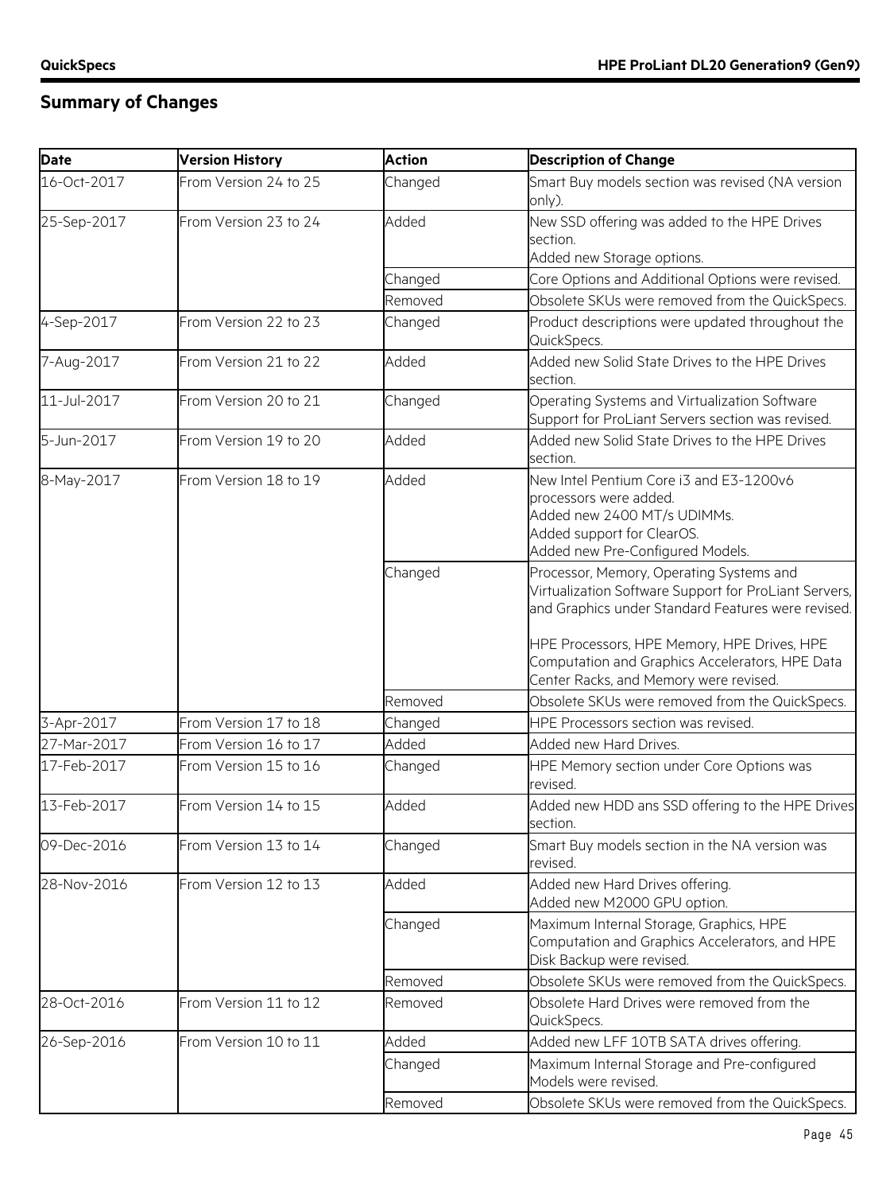## Summary of Changes

| Date | Version History | Action | Description of Change |
|---|---|---|---|
| 16-Oct-2017 | From Version 24 to 25 | Changed | Smart Buy models section was revised (NA version only). |
| 25-Sep-2017 | From Version 23 to 24 | Added | New SSD offering was added to the HPE Drives section.<br>Added new Storage options. |
| | | Changed | Core Options and Additional Options were revised. |
| | | Removed | Obsolete SKUs were removed from the QuickSpecs. |
| 4-Sep-2017 | From Version 22 to 23 | Changed | Product descriptions were updated throughout the QuickSpecs. |
| 7-Aug-2017 | From Version 21 to 22 | Added | Added new Solid State Drives to the HPE Drives section. |
| 11-Jul-2017 | From Version 20 to 21 | Changed | Operating Systems and Virtualization Software Support for ProLiant Servers section was revised. |
| 5-Jun-2017 | From Version 19 to 20 | Added | Added new Solid State Drives to the HPE Drives section. |
| 8-May-2017 | From Version 18 to 19 | Added | New Intel Pentium Core i3 and E3-1200v6 processors were added.<br>Added new 2400 MT/s UDIMMs.<br>Added support for ClearOS.<br>Added new Pre-Configured Models. |
| | | Changed | Processor, Memory, Operating Systems and Virtualization Software Support for ProLiant Servers, and Graphics under Standard Features were revised.<br><br>HPE Processors, HPE Memory, HPE Drives, HPE Computation and Graphics Accelerators, HPE Data Center Racks, and Memory were revised. |
| | | Removed | Obsolete SKUs were removed from the QuickSpecs. |
| 3-Apr-2017 | From Version 17 to 18 | Changed | HPE Processors section was revised. |
| 27-Mar-2017 | From Version 16 to 17 | Added | Added new Hard Drives. |
| 17-Feb-2017 | From Version 15 to 16 | Changed | HPE Memory section under Core Options was revised. |
| 13-Feb-2017 | From Version 14 to 15 | Added | Added new HDD ans SSD offering to the HPE Drives section. |
| 09-Dec-2016 | From Version 13 to 14 | Changed | Smart Buy models section in the NA version was revised. |
| 28-Nov-2016 | From Version 12 to 13 | Added | Added new Hard Drives offering.<br>Added new M2000 GPU option. |
| | | Changed | Maximum Internal Storage, Graphics, HPE Computation and Graphics Accelerators, and HPE Disk Backup were revised. |
| | | Removed | Obsolete SKUs were removed from the QuickSpecs. |
| 28-Oct-2016 | From Version 11 to 12 | Removed | Obsolete Hard Drives were removed from the QuickSpecs. |
| 26-Sep-2016 | From Version 10 to 11 | Added | Added new LFF 10TB SATA drives offering. |
| | | Changed | Maximum Internal Storage and Pre-configured Models were revised. |
| | | Removed | Obsolete SKUs were removed from the QuickSpecs. |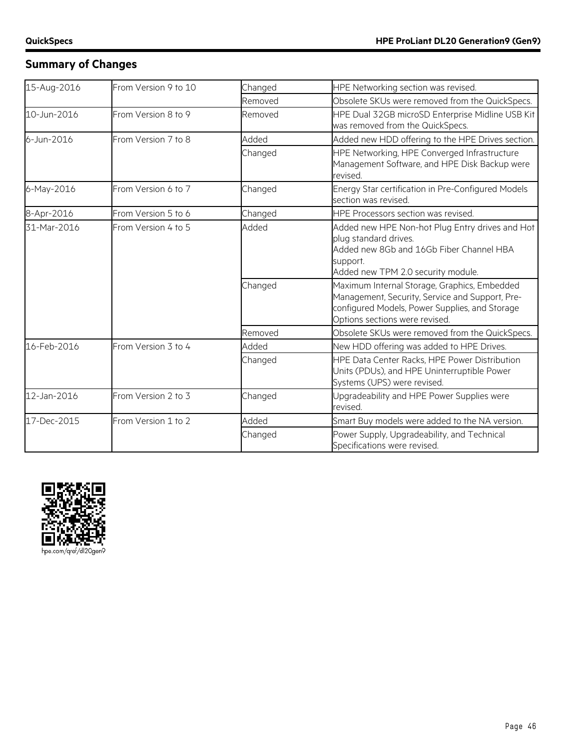## Summary of Changes

| | | | |
|---|---|---|---|
| 15-Aug-2016 | From Version 9 to 10 | Changed | HPE Networking section was revised. |
| | | Removed | Obsolete SKUs were removed from the QuickSpecs. |
| 10-Jun-2016 | From Version 8 to 9 | Removed | HPE Dual 32GB microSD Enterprise Midline USB Kit was removed from the QuickSpecs. |
| 6-Jun-2016 | From Version 7 to 8 | Added | Added new HDD offering to the HPE Drives section. |
| | | Changed | HPE Networking, HPE Converged Infrastructure Management Software, and HPE Disk Backup were revised. |
| 6-May-2016 | From Version 6 to 7 | Changed | Energy Star certification in Pre-Configured Models section was revised. |
| 8-Apr-2016 | From Version 5 to 6 | Changed | HPE Processors section was revised. |
| 31-Mar-2016 | From Version 4 to 5 | Added | Added new HPE Non-hot Plug Entry drives and Hot plug standard drives.<br>Added new 8Gb and 16Gb Fiber Channel HBA support.<br>Added new TPM 2.0 security module. |
| | | Changed | Maximum Internal Storage, Graphics, Embedded Management, Security, Service and Support, Pre-configured Models, Power Supplies, and Storage Options sections were revised. |
| | | Removed | Obsolete SKUs were removed from the QuickSpecs. |
| 16-Feb-2016 | From Version 3 to 4 | Added | New HDD offering was added to HPE Drives. |
| | | Changed | HPE Data Center Racks, HPE Power Distribution Units (PDUs), and HPE Uninterruptible Power Systems (UPS) were revised. |
| 12-Jan-2016 | From Version 2 to 3 | Changed | Upgradeability and HPE Power Supplies were revised. |
| 17-Dec-2015 | From Version 1 to 2 | Added | Smart Buy models were added to the NA version. |
| | | Changed | Power Supply, Upgradeability, and Technical Specifications were revised. |

hpe.com/qref/dl20gen9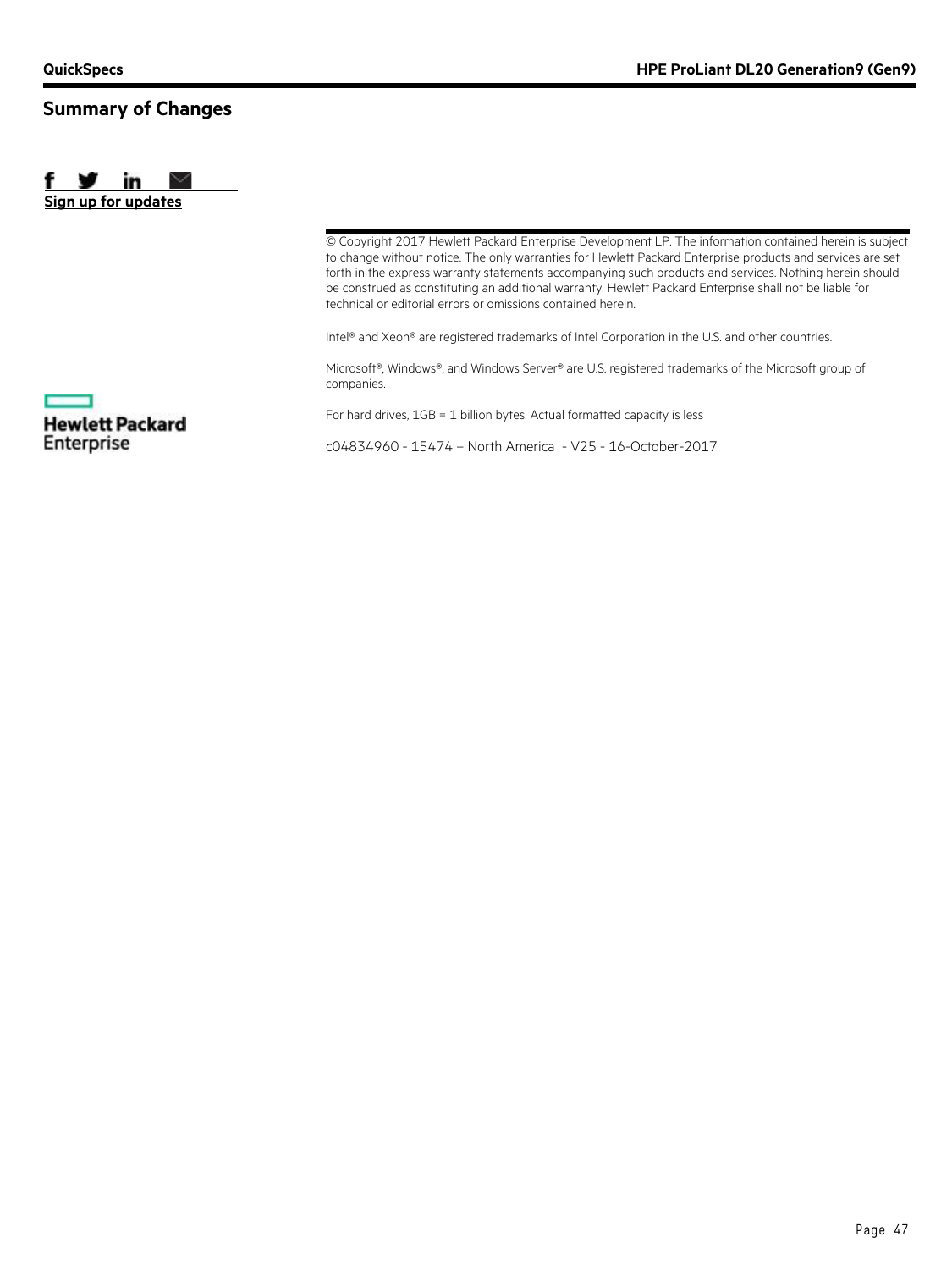## Summary of Changes

**Sign up for updates**

© Copyright 2017 Hewlett Packard Enterprise Development LP. The information contained herein is subject to change without notice. The only warranties for Hewlett Packard Enterprise products and services are set forth in the express warranty statements accompanying such products and services. Nothing herein should be construed as constituting an additional warranty. Hewlett Packard Enterprise shall not be liable for technical or editorial errors or omissions contained herein.

Intel® and Xeon® are registered trademarks of Intel Corporation in the U.S. and other countries.

Microsoft®, Windows®, and Windows Server® are U.S. registered trademarks of the Microsoft group of companies.

For hard drives, 1GB = 1 billion bytes. Actual formatted capacity is less

c04834960 - 15474 – North America - V25 - 16-October-2017